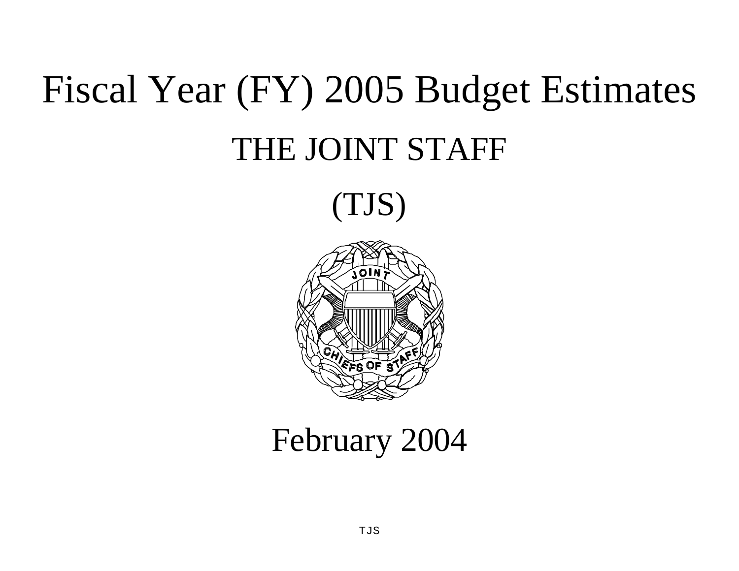# Fiscal Year (FY) 2005 Budget Estimates

## THE JOINT STAFF

## (TJS)

February 2004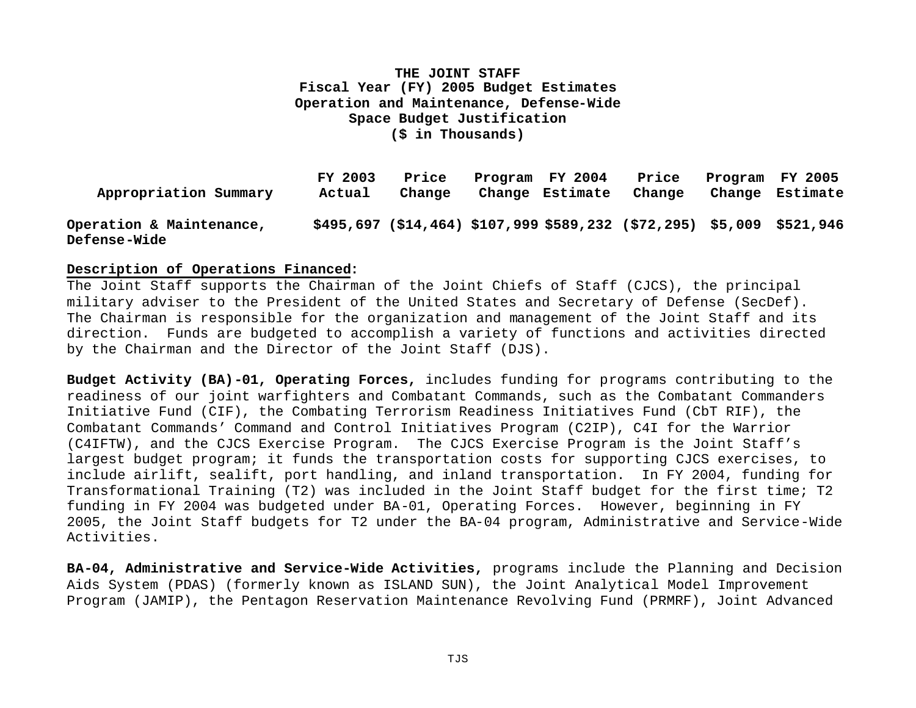**THE JOINT STAFF**
**Fiscal Year (FY) 2005 Budget Estimates**
**Operation and Maintenance, Defense-Wide**
**Space Budget Justification**
**($ in Thousands)**

| Appropriation Summary | FY 2003 Actual | Price Change | Program Change | FY 2004 Estimate | Price Change | Program Change | FY 2005 Estimate |
|---|---|---|---|---|---|---|---|
| **Operation & Maintenance, Defense-Wide** | **$495,697** | **($14,464)** | **$107,999** | **$589,232** | **($72,295)** | **$5,009** | **$521,946** |

**Description of Operations Financed:**
The Joint Staff supports the Chairman of the Joint Chiefs of Staff (CJCS), the principal military adviser to the President of the United States and Secretary of Defense (SecDef). The Chairman is responsible for the organization and management of the Joint Staff and its direction. Funds are budgeted to accomplish a variety of functions and activities directed by the Chairman and the Director of the Joint Staff (DJS).

**Budget Activity (BA)-01, Operating Forces,** includes funding for programs contributing to the readiness of our joint warfighters and Combatant Commands, such as the Combatant Commanders Initiative Fund (CIF), the Combating Terrorism Readiness Initiatives Fund (CbT RIF), the Combatant Commands' Command and Control Initiatives Program (C2IP), C4I for the Warrior (C4IFTW), and the CJCS Exercise Program. The CJCS Exercise Program is the Joint Staff's largest budget program; it funds the transportation costs for supporting CJCS exercises, to include airlift, sealift, port handling, and inland transportation. In FY 2004, funding for Transformational Training (T2) was included in the Joint Staff budget for the first time; T2 funding in FY 2004 was budgeted under BA-01, Operating Forces. However, beginning in FY 2005, the Joint Staff budgets for T2 under the BA-04 program, Administrative and Service-Wide Activities.

**BA-04, Administrative and Service-Wide Activities,** programs include the Planning and Decision Aids System (PDAS) (formerly known as ISLAND SUN), the Joint Analytical Model Improvement Program (JAMIP), the Pentagon Reservation Maintenance Revolving Fund (PRMRF), Joint Advanced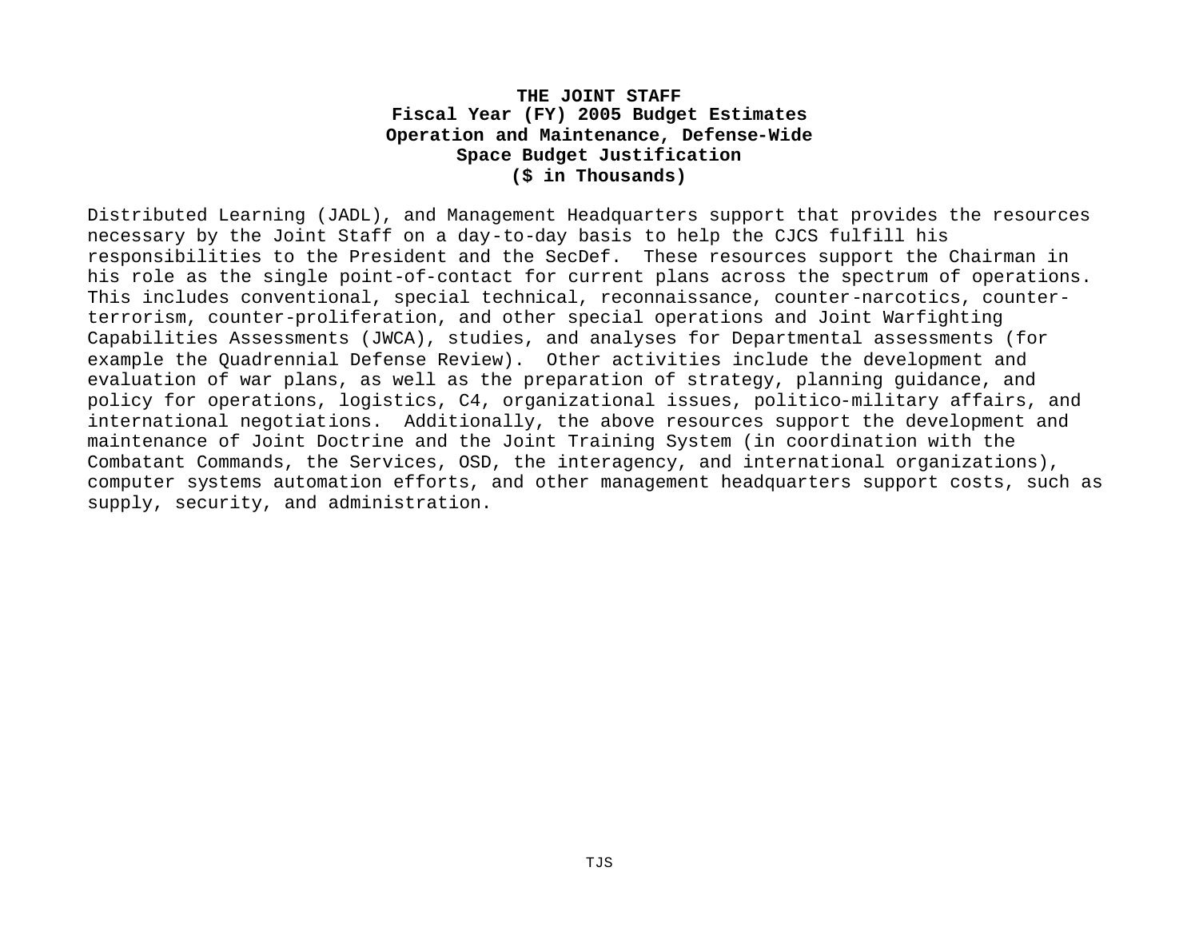**THE JOINT STAFF**
**Fiscal Year (FY) 2005 Budget Estimates**
**Operation and Maintenance, Defense-Wide**
**Space Budget Justification**
**($ in Thousands)**

Distributed Learning (JADL), and Management Headquarters support that provides the resources necessary by the Joint Staff on a day-to-day basis to help the CJCS fulfill his responsibilities to the President and the SecDef. These resources support the Chairman in his role as the single point-of-contact for current plans across the spectrum of operations. This includes conventional, special technical, reconnaissance, counter-narcotics, counter-terrorism, counter-proliferation, and other special operations and Joint Warfighting Capabilities Assessments (JWCA), studies, and analyses for Departmental assessments (for example the Quadrennial Defense Review). Other activities include the development and evaluation of war plans, as well as the preparation of strategy, planning guidance, and policy for operations, logistics, C4, organizational issues, politico-military affairs, and international negotiations. Additionally, the above resources support the development and maintenance of Joint Doctrine and the Joint Training System (in coordination with the Combatant Commands, the Services, OSD, the interagency, and international organizations), computer systems automation efforts, and other management headquarters support costs, such as supply, security, and administration.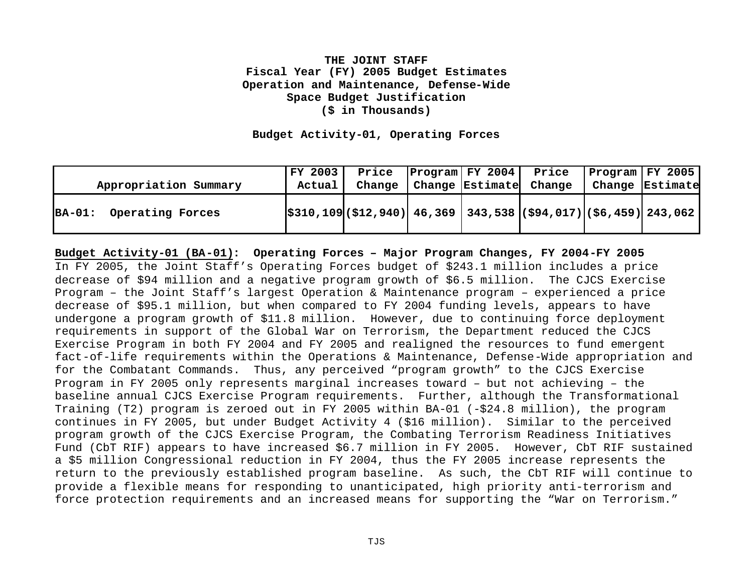**THE JOINT STAFF**
**Fiscal Year (FY) 2005 Budget Estimates**
**Operation and Maintenance, Defense-Wide**
**Space Budget Justification**
**($ in Thousands)**

**Budget Activity-01, Operating Forces**

| Appropriation Summary | FY 2003 Actual | Price Change | Program Change | FY 2004 Estimate | Price Change | Program Change | FY 2005 Estimate |
|---|---|---|---|---|---|---|---|
| **BA-01: Operating Forces** | **$310,109** | **($12,940)** | **46,369** | **343,538** | **($94,017)** | **($6,459)** | **243,062** |

**Budget Activity-01 (BA-01): Operating Forces – Major Program Changes, FY 2004-FY 2005**
In FY 2005, the Joint Staff's Operating Forces budget of $243.1 million includes a price decrease of $94 million and a negative program growth of $6.5 million. The CJCS Exercise Program – the Joint Staff's largest Operation & Maintenance program – experienced a price decrease of $95.1 million, but when compared to FY 2004 funding levels, appears to have undergone a program growth of $11.8 million. However, due to continuing force deployment requirements in support of the Global War on Terrorism, the Department reduced the CJCS Exercise Program in both FY 2004 and FY 2005 and realigned the resources to fund emergent fact-of-life requirements within the Operations & Maintenance, Defense-Wide appropriation and for the Combatant Commands. Thus, any perceived "program growth" to the CJCS Exercise Program in FY 2005 only represents marginal increases toward – but not achieving – the baseline annual CJCS Exercise Program requirements. Further, although the Transformational Training (T2) program is zeroed out in FY 2005 within BA-01 (-$24.8 million), the program continues in FY 2005, but under Budget Activity 4 ($16 million). Similar to the perceived program growth of the CJCS Exercise Program, the Combating Terrorism Readiness Initiatives Fund (CbT RIF) appears to have increased $6.7 million in FY 2005. However, CbT RIF sustained a $5 million Congressional reduction in FY 2004, thus the FY 2005 increase represents the return to the previously established program baseline. As such, the CbT RIF will continue to provide a flexible means for responding to unanticipated, high priority anti-terrorism and force protection requirements and an increased means for supporting the "War on Terrorism."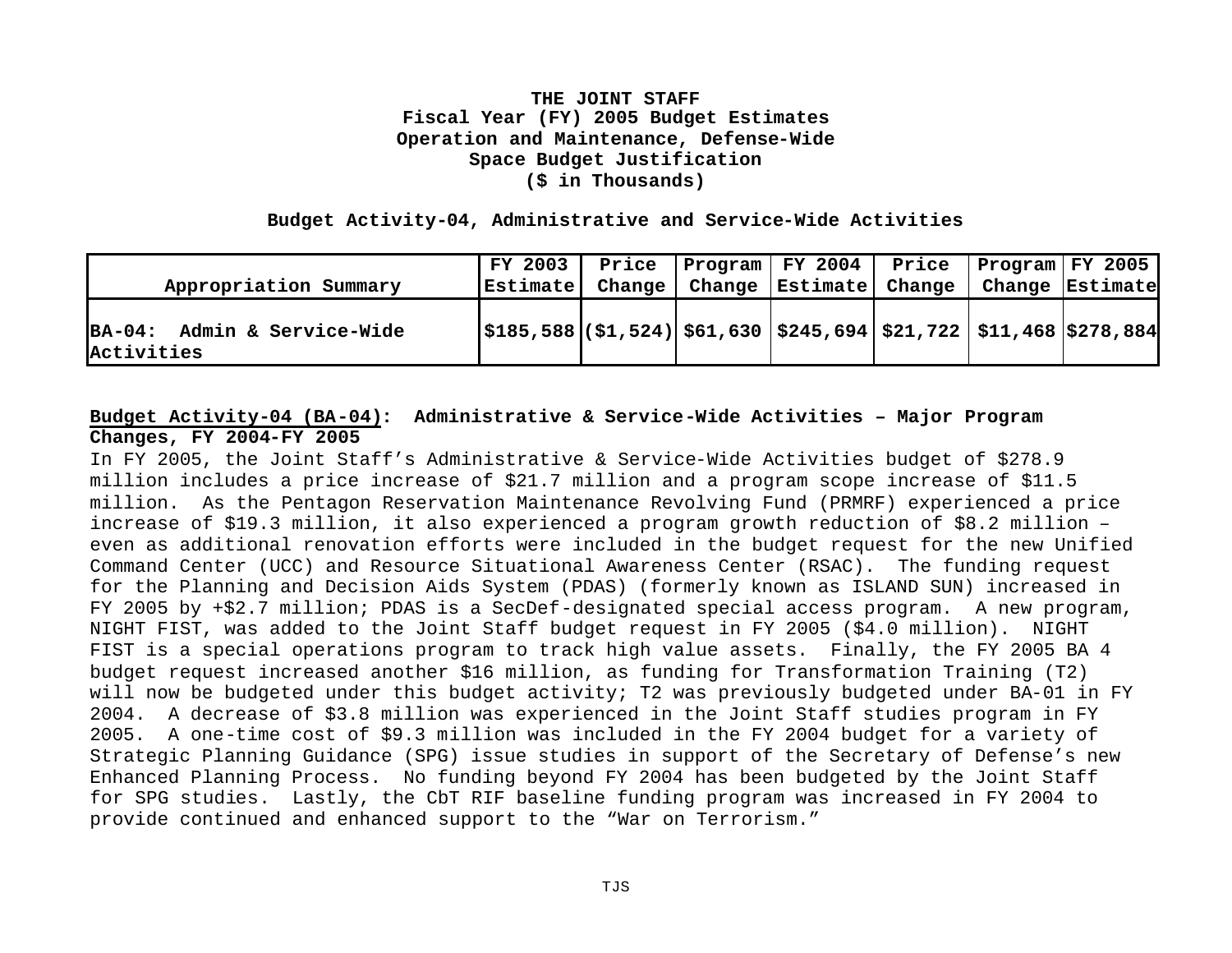**THE JOINT STAFF**
**Fiscal Year (FY) 2005 Budget Estimates**
**Operation and Maintenance, Defense-Wide**
**Space Budget Justification**
**($ in Thousands)**

**Budget Activity-04, Administrative and Service-Wide Activities**

| Appropriation Summary | FY 2003 Estimate | Price Change | Program Change | FY 2004 Estimate | Price Change | Program Change | FY 2005 Estimate |
|---|---|---|---|---|---|---|---|
| **BA-04: Admin & Service-Wide Activities** | **$185,588** | **($1,524)** | **$61,630** | **$245,694** | **$21,722** | **$11,468** | **$278,884** |

**Budget Activity-04 (BA-04): Administrative & Service-Wide Activities – Major Program Changes, FY 2004-FY 2005**

In FY 2005, the Joint Staff's Administrative & Service-Wide Activities budget of $278.9 million includes a price increase of $21.7 million and a program scope increase of $11.5 million. As the Pentagon Reservation Maintenance Revolving Fund (PRMRF) experienced a price increase of $19.3 million, it also experienced a program growth reduction of $8.2 million – even as additional renovation efforts were included in the budget request for the new Unified Command Center (UCC) and Resource Situational Awareness Center (RSAC). The funding request for the Planning and Decision Aids System (PDAS) (formerly known as ISLAND SUN) increased in FY 2005 by +$2.7 million; PDAS is a SecDef-designated special access program. A new program, NIGHT FIST, was added to the Joint Staff budget request in FY 2005 ($4.0 million). NIGHT FIST is a special operations program to track high value assets. Finally, the FY 2005 BA 4 budget request increased another $16 million, as funding for Transformation Training (T2) will now be budgeted under this budget activity; T2 was previously budgeted under BA-01 in FY 2004. A decrease of $3.8 million was experienced in the Joint Staff studies program in FY 2005. A one-time cost of $9.3 million was included in the FY 2004 budget for a variety of Strategic Planning Guidance (SPG) issue studies in support of the Secretary of Defense's new Enhanced Planning Process. No funding beyond FY 2004 has been budgeted by the Joint Staff for SPG studies. Lastly, the CbT RIF baseline funding program was increased in FY 2004 to provide continued and enhanced support to the "War on Terrorism."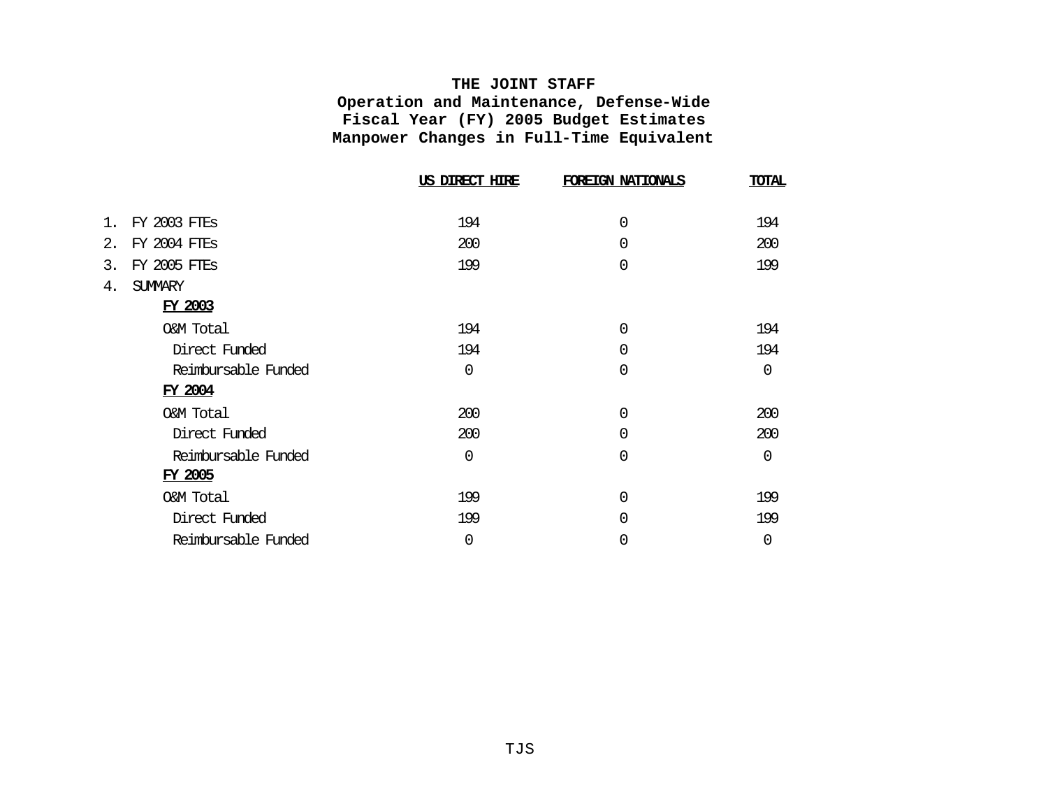# THE JOINT STAFF
## Operation and Maintenance, Defense-Wide
## Fiscal Year (FY) 2005 Budget Estimates
## Manpower Changes in Full-Time Equivalent

| | US DIRECT HIRE | FOREIGN NATIONALS | TOTAL |
|---|---|---|---|
| 1. FY 2003 FTEs | 194 | 0 | 194 |
| 2. FY 2004 FTEs | 200 | 0 | 200 |
| 3. FY 2005 FTEs | 199 | 0 | 199 |
| 4. SUMMARY | | | |
| **FY 2003** | | | |
| O&M Total | 194 | 0 | 194 |
| Direct Funded | 194 | 0 | 194 |
| Reimbursable Funded | 0 | 0 | 0 |
| **FY 2004** | | | |
| O&M Total | 200 | 0 | 200 |
| Direct Funded | 200 | 0 | 200 |
| Reimbursable Funded | 0 | 0 | 0 |
| **FY 2005** | | | |
| O&M Total | 199 | 0 | 199 |
| Direct Funded | 199 | 0 | 199 |
| Reimbursable Funded | 0 | 0 | 0 |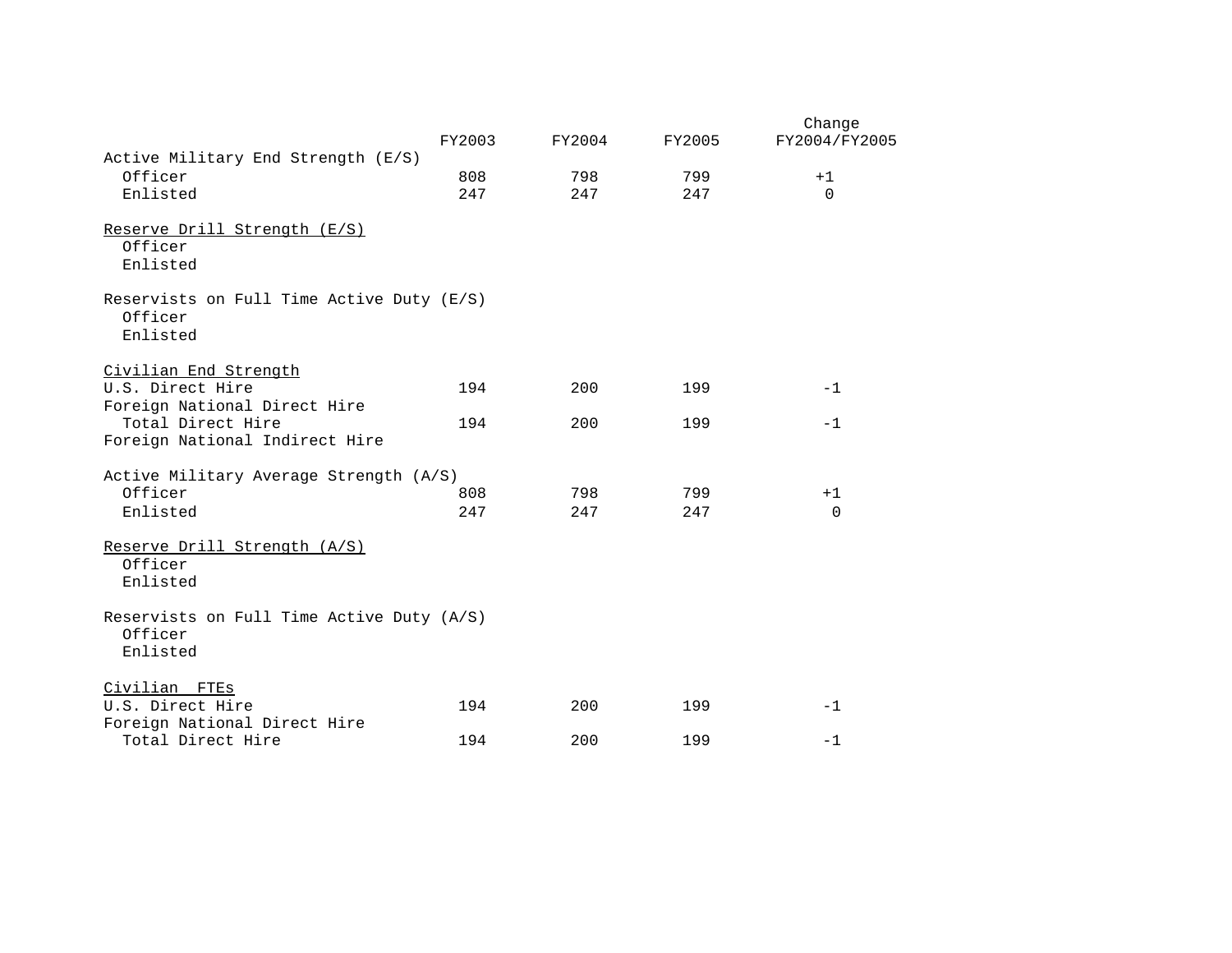| | FY2003 | FY2004 | FY2005 | Change FY2004/FY2005 |
|---|---|---|---|---|
| Active Military End Strength (E/S) | | | | |
| Officer | 808 | 798 | 799 | +1 |
| Enlisted | 247 | 247 | 247 | 0 |
| Reserve Drill Strength (E/S) | | | | |
| Officer | | | | |
| Enlisted | | | | |
| Reservists on Full Time Active Duty (E/S) | | | | |
| Officer | | | | |
| Enlisted | | | | |
| Civilian End Strength | | | | |
| U.S. Direct Hire | 194 | 200 | 199 | -1 |
| Foreign National Direct Hire | | | | |
| Total Direct Hire | 194 | 200 | 199 | -1 |
| Foreign National Indirect Hire | | | | |
| Active Military Average Strength (A/S) | | | | |
| Officer | 808 | 798 | 799 | +1 |
| Enlisted | 247 | 247 | 247 | 0 |
| Reserve Drill Strength (A/S) | | | | |
| Officer | | | | |
| Enlisted | | | | |
| Reservists on Full Time Active Duty (A/S) | | | | |
| Officer | | | | |
| Enlisted | | | | |
| Civilian FTEs | | | | |
| U.S. Direct Hire | 194 | 200 | 199 | -1 |
| Foreign National Direct Hire | | | | |
| Total Direct Hire | 194 | 200 | 199 | -1 |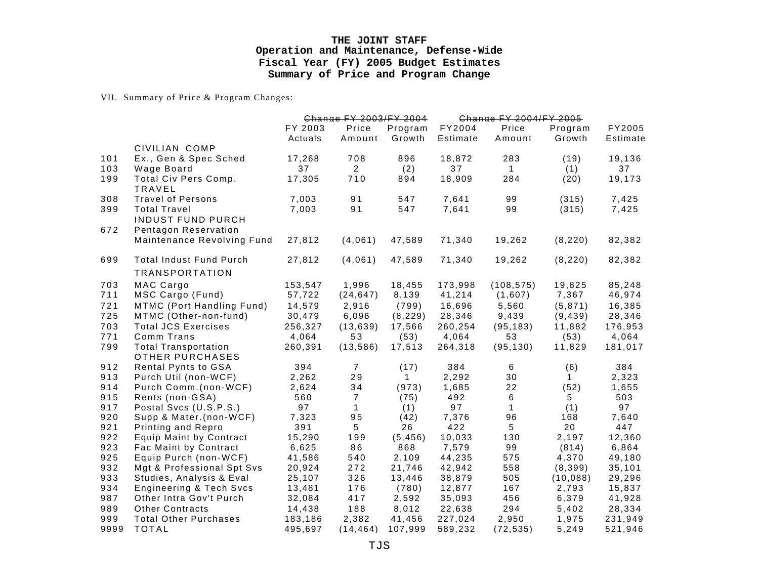**THE JOINT STAFF**
**Operation and Maintenance, Defense-Wide**
**Fiscal Year (FY) 2005 Budget Estimates**
**Summary of Price and Program Change**

VII. Summary of Price & Program Changes:

| | | FY 2003 Actuals | Change FY 2003/FY 2004 Price Amount | Change FY 2003/FY 2004 Program Growth | FY2004 Estimate | Change FY 2004/FY 2005 Price Amount | Change FY 2004/FY 2005 Program Growth | FY2005 Estimate |
|---|---|---|---|---|---|---|---|---|
| | CIVILIAN COMP | | | | | | | |
| 101 | Ex., Gen & Spec Sched | 17,268 | 708 | 896 | 18,872 | 283 | (19) | 19,136 |
| 103 | Wage Board | 37 | 2 | (2) | 37 | 1 | (1) | 37 |
| 199 | Total Civ Pers Comp. | 17,305 | 710 | 894 | 18,909 | 284 | (20) | 19,173 |
| | TRAVEL | | | | | | | |
| 308 | Travel of Persons | 7,003 | 91 | 547 | 7,641 | 99 | (315) | 7,425 |
| 399 | Total Travel | 7,003 | 91 | 547 | 7,641 | 99 | (315) | 7,425 |
| | INDUST FUND PURCH | | | | | | | |
| 672 | Pentagon Reservation Maintenance Revolving Fund | 27,812 | (4,061) | 47,589 | 71,340 | 19,262 | (8,220) | 82,382 |
| 699 | Total Indust Fund Purch | 27,812 | (4,061) | 47,589 | 71,340 | 19,262 | (8,220) | 82,382 |
| | TRANSPORTATION | | | | | | | |
| 703 | MAC Cargo | 153,547 | 1,996 | 18,455 | 173,998 | (108,575) | 19,825 | 85,248 |
| 711 | MSC Cargo (Fund) | 57,722 | (24,647) | 8,139 | 41,214 | (1,607) | 7,367 | 46,974 |
| 721 | MTMC (Port Handling Fund) | 14,579 | 2,916 | (799) | 16,696 | 5,560 | (5,871) | 16,385 |
| 725 | MTMC (Other-non-fund) | 30,479 | 6,096 | (8,229) | 28,346 | 9,439 | (9,439) | 28,346 |
| 703 | Total JCS Exercises | 256,327 | (13,639) | 17,566 | 260,254 | (95,183) | 11,882 | 176,953 |
| 771 | Comm Trans | 4,064 | 53 | (53) | 4,064 | 53 | (53) | 4,064 |
| 799 | Total Transportation | 260,391 | (13,586) | 17,513 | 264,318 | (95,130) | 11,829 | 181,017 |
| | OTHER PURCHASES | | | | | | | |
| 912 | Rental Pynts to GSA | 394 | 7 | (17) | 384 | 6 | (6) | 384 |
| 913 | Purch Util (non-WCF) | 2,262 | 29 | 1 | 2,292 | 30 | 1 | 2,323 |
| 914 | Purch Comm.(non-WCF) | 2,624 | 34 | (973) | 1,685 | 22 | (52) | 1,655 |
| 915 | Rents (non-GSA) | 560 | 7 | (75) | 492 | 6 | 5 | 503 |
| 917 | Postal Svcs (U.S.P.S.) | 97 | 1 | (1) | 97 | 1 | (1) | 97 |
| 920 | Supp & Mater.(non-WCF) | 7,323 | 95 | (42) | 7,376 | 96 | 168 | 7,640 |
| 921 | Printing and Repro | 391 | 5 | 26 | 422 | 5 | 20 | 447 |
| 922 | Equip Maint by Contract | 15,290 | 199 | (5,456) | 10,033 | 130 | 2,197 | 12,360 |
| 923 | Fac Maint by Contract | 6,625 | 86 | 868 | 7,579 | 99 | (814) | 6,864 |
| 925 | Equip Purch (non-WCF) | 41,586 | 540 | 2,109 | 44,235 | 575 | 4,370 | 49,180 |
| 932 | Mgt & Professional Spt Svs | 20,924 | 272 | 21,746 | 42,942 | 558 | (8,399) | 35,101 |
| 933 | Studies, Analysis & Eval | 25,107 | 326 | 13,446 | 38,879 | 505 | (10,088) | 29,296 |
| 934 | Engineering & Tech Svcs | 13,481 | 176 | (780) | 12,877 | 167 | 2,793 | 15,837 |
| 987 | Other Intra Gov't Purch | 32,084 | 417 | 2,592 | 35,093 | 456 | 6,379 | 41,928 |
| 989 | Other Contracts | 14,438 | 188 | 8,012 | 22,638 | 294 | 5,402 | 28,334 |
| 999 | Total Other Purchases | 183,186 | 2,382 | 41,456 | 227,024 | 2,950 | 1,975 | 231,949 |
| 9999 | TOTAL | 495,697 | (14,464) | 107,999 | 589,232 | (72,535) | 5,249 | 521,946 |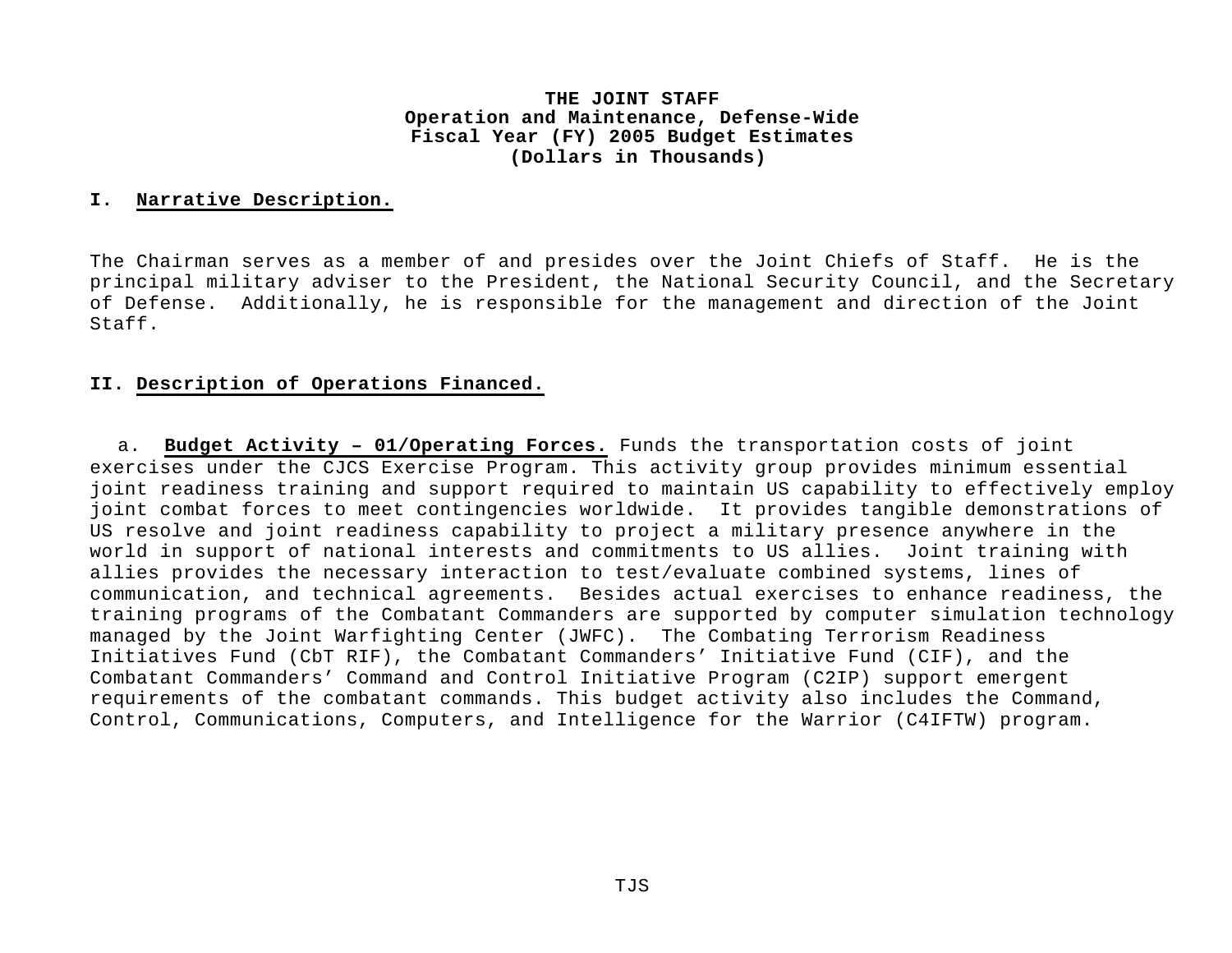**THE JOINT STAFF**
**Operation and Maintenance, Defense-Wide**
**Fiscal Year (FY) 2005 Budget Estimates**
**(Dollars in Thousands)**

## I. Narrative Description.

The Chairman serves as a member of and presides over the Joint Chiefs of Staff. He is the principal military adviser to the President, the National Security Council, and the Secretary of Defense. Additionally, he is responsible for the management and direction of the Joint Staff.

## II. Description of Operations Financed.

a. **Budget Activity – 01/Operating Forces.** Funds the transportation costs of joint exercises under the CJCS Exercise Program. This activity group provides minimum essential joint readiness training and support required to maintain US capability to effectively employ joint combat forces to meet contingencies worldwide. It provides tangible demonstrations of US resolve and joint readiness capability to project a military presence anywhere in the world in support of national interests and commitments to US allies. Joint training with allies provides the necessary interaction to test/evaluate combined systems, lines of communication, and technical agreements. Besides actual exercises to enhance readiness, the training programs of the Combatant Commanders are supported by computer simulation technology managed by the Joint Warfighting Center (JWFC). The Combating Terrorism Readiness Initiatives Fund (CbT RIF), the Combatant Commanders' Initiative Fund (CIF), and the Combatant Commanders' Command and Control Initiative Program (C2IP) support emergent requirements of the combatant commands. This budget activity also includes the Command, Control, Communications, Computers, and Intelligence for the Warrior (C4IFTW) program.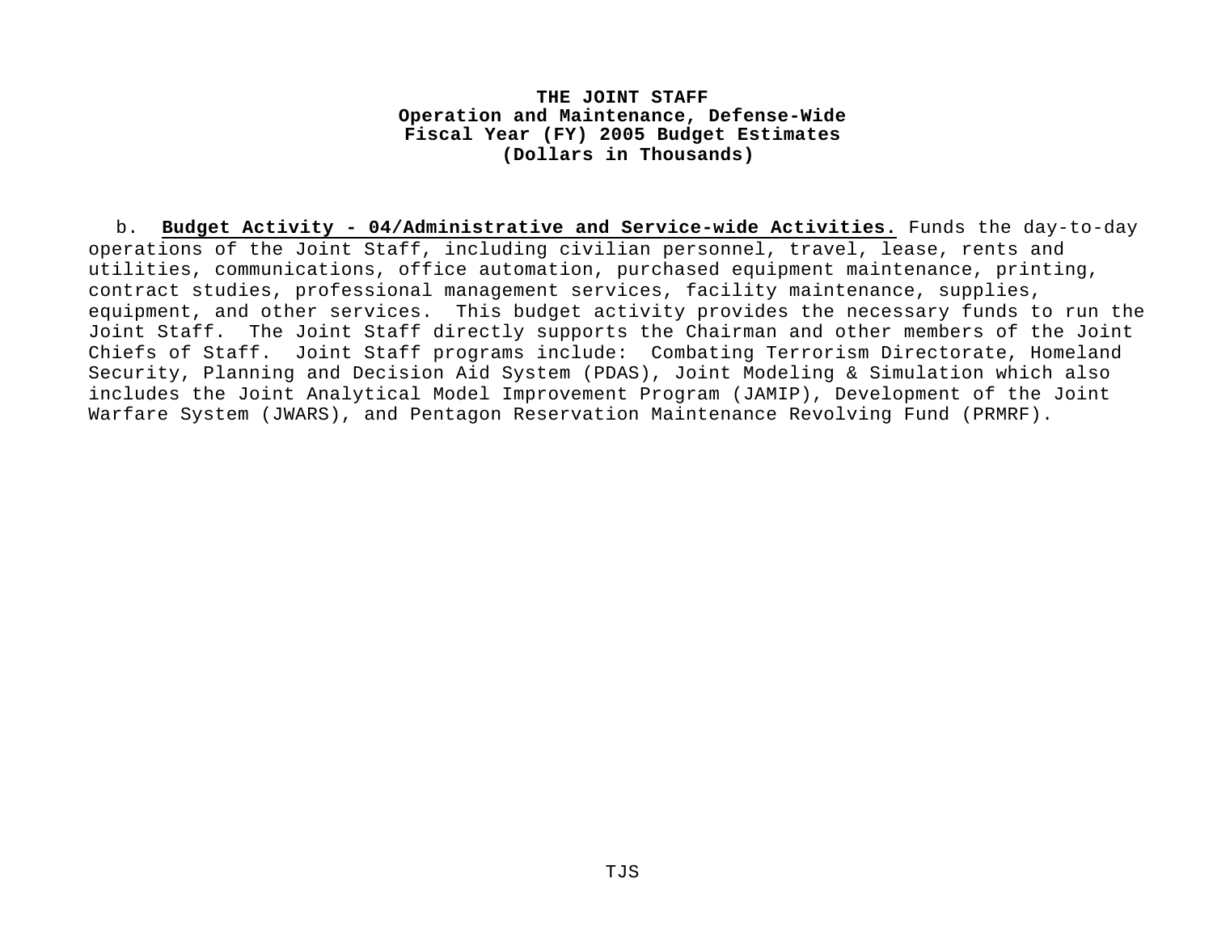# THE JOINT STAFF
## Operation and Maintenance, Defense-Wide
## Fiscal Year (FY) 2005 Budget Estimates
## (Dollars in Thousands)

b. **Budget Activity - 04/Administrative and Service-wide Activities.** Funds the day-to-day operations of the Joint Staff, including civilian personnel, travel, lease, rents and utilities, communications, office automation, purchased equipment maintenance, printing, contract studies, professional management services, facility maintenance, supplies, equipment, and other services. This budget activity provides the necessary funds to run the Joint Staff. The Joint Staff directly supports the Chairman and other members of the Joint Chiefs of Staff. Joint Staff programs include: Combating Terrorism Directorate, Homeland Security, Planning and Decision Aid System (PDAS), Joint Modeling & Simulation which also includes the Joint Analytical Model Improvement Program (JAMIP), Development of the Joint Warfare System (JWARS), and Pentagon Reservation Maintenance Revolving Fund (PRMRF).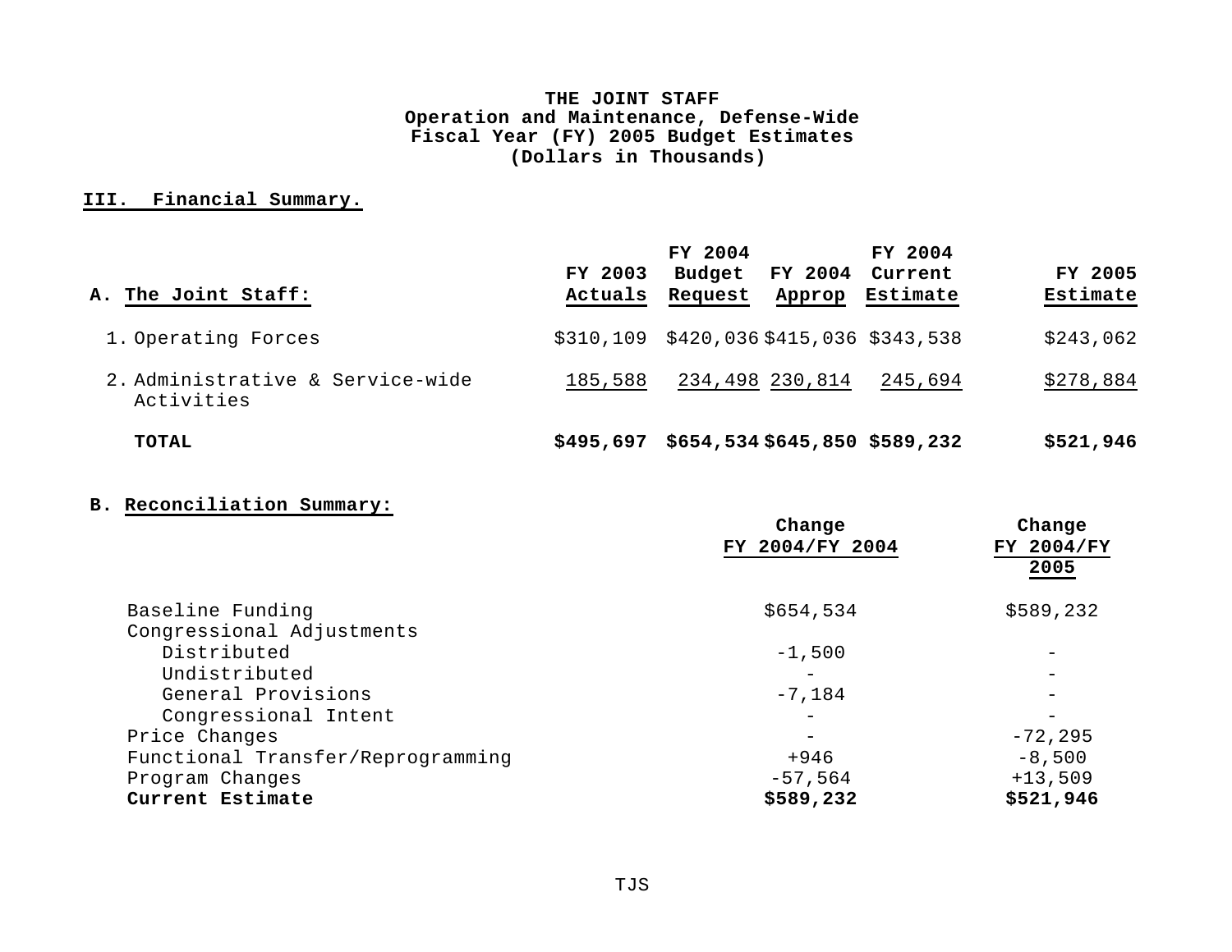**THE JOINT STAFF**
**Operation and Maintenance, Defense-Wide**
**Fiscal Year (FY) 2005 Budget Estimates**
**(Dollars in Thousands)**

## III. Financial Summary.

| A. The Joint Staff: | FY 2003 Actuals | FY 2004 Budget Request | FY 2004 Approp | FY 2004 Current Estimate | FY 2005 Estimate |
|---|---|---|---|---|---|
| 1. Operating Forces | $310,109 | $420,036 | $415,036 | $343,538 | $243,062 |
| 2. Administrative & Service-wide Activities | 185,588 | 234,498 | 230,814 | 245,694 | $278,884 |
| **TOTAL** | **$495,697** | **$654,534** | **$645,850** | **$589,232** | **$521,946** |

**B. Reconciliation Summary:**

| | Change FY 2004/FY 2004 | Change FY 2004/FY 2005 |
|---|---|---|
| Baseline Funding | $654,534 | $589,232 |
| Congressional Adjustments | | |
| Distributed | -1,500 | - |
| Undistributed | - | - |
| General Provisions | -7,184 | - |
| Congressional Intent | - | - |
| Price Changes | - | -72,295 |
| Functional Transfer/Reprogramming | +946 | -8,500 |
| Program Changes | -57,564 | +13,509 |
| **Current Estimate** | **$589,232** | **$521,946** |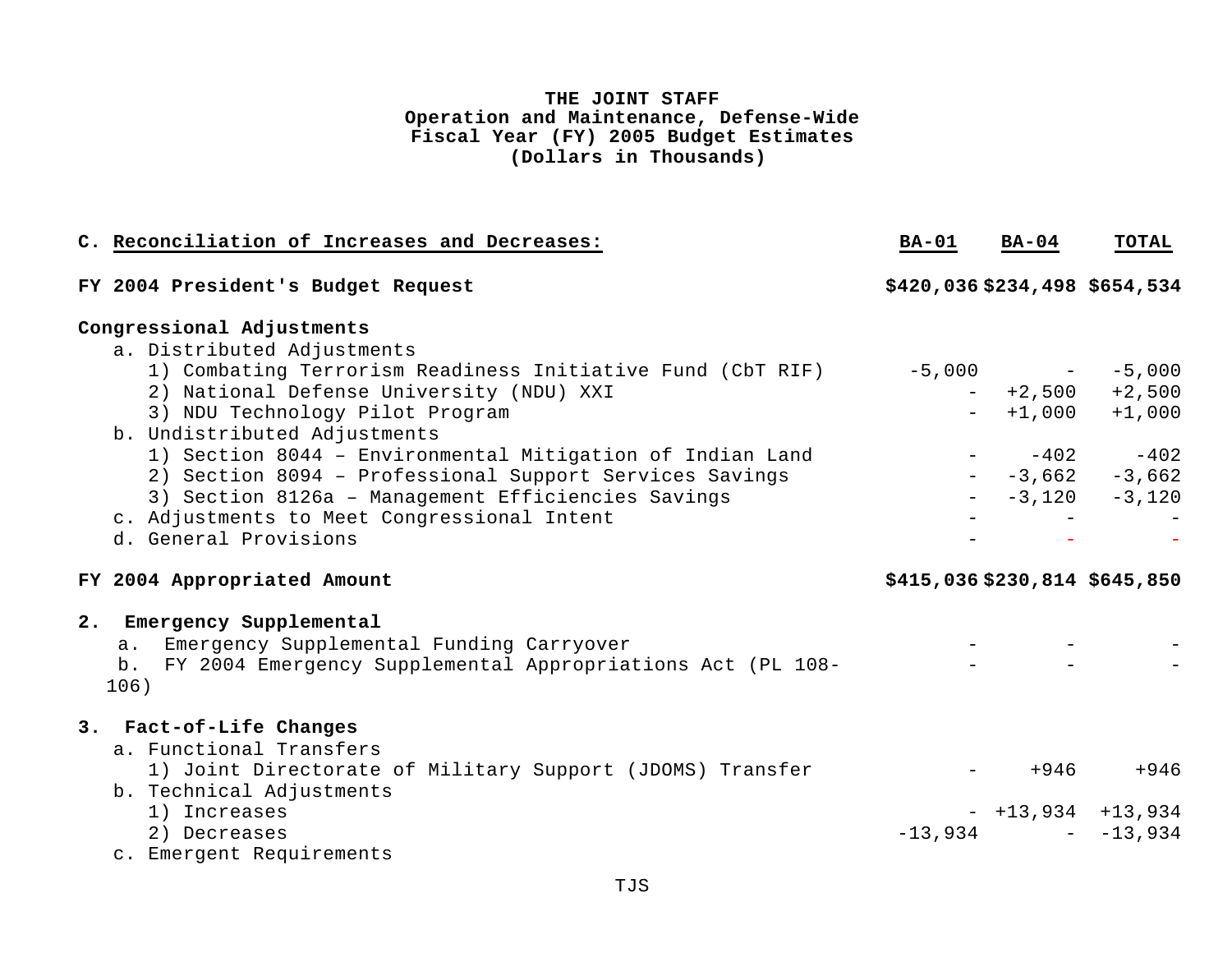**THE JOINT STAFF**
**Operation and Maintenance, Defense-Wide**
**Fiscal Year (FY) 2005 Budget Estimates**
**(Dollars in Thousands)**

| C. Reconciliation of Increases and Decreases: | BA-01 | BA-04 | TOTAL |
|---|---|---|---|
| **FY 2004 President's Budget Request** | **$420,036** | **$234,498** | **$654,534** |
| **Congressional Adjustments** | | | |
| a. Distributed Adjustments | | | |
| 1) Combating Terrorism Readiness Initiative Fund (CbT RIF) | -5,000 | - | -5,000 |
| 2) National Defense University (NDU) XXI | - | +2,500 | +2,500 |
| 3) NDU Technology Pilot Program | - | +1,000 | +1,000 |
| b. Undistributed Adjustments | | | |
| 1) Section 8044 – Environmental Mitigation of Indian Land | - | -402 | -402 |
| 2) Section 8094 – Professional Support Services Savings | - | -3,662 | -3,662 |
| 3) Section 8126a – Management Efficiencies Savings | - | -3,120 | -3,120 |
| c. Adjustments to Meet Congressional Intent | - | - | - |
| d. General Provisions | - | - | - |
| **FY 2004 Appropriated Amount** | **$415,036** | **$230,814** | **$645,850** |
| **2. Emergency Supplemental** | | | |
| a. Emergency Supplemental Funding Carryover | - | - | - |
| b. FY 2004 Emergency Supplemental Appropriations Act (PL 108-106) | - | - | - |
| **3. Fact-of-Life Changes** | | | |
| a. Functional Transfers | | | |
| 1) Joint Directorate of Military Support (JDOMS) Transfer | - | +946 | +946 |
| b. Technical Adjustments | | | |
| 1) Increases | - | +13,934 | +13,934 |
| 2) Decreases | -13,934 | - | -13,934 |
| c. Emergent Requirements | | | |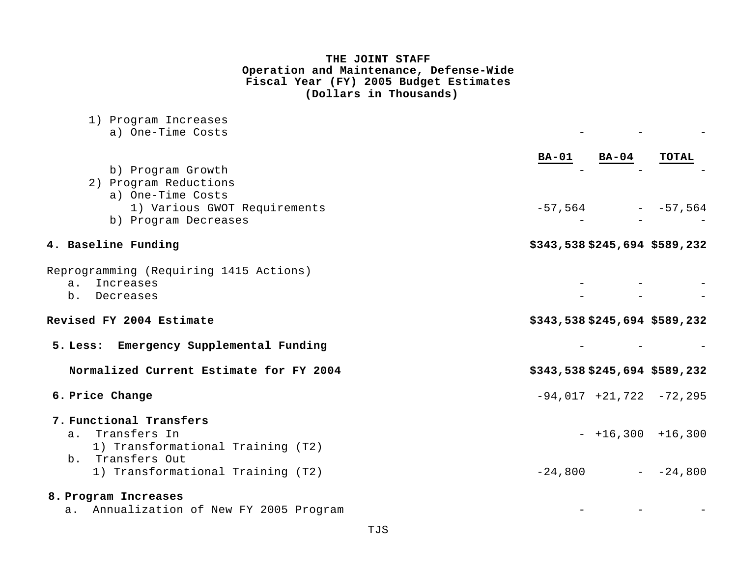**THE JOINT STAFF**
**Operation and Maintenance, Defense-Wide**
**Fiscal Year (FY) 2005 Budget Estimates**
**(Dollars in Thousands)**

| | BA-01 | BA-04 | TOTAL |
|---|---|---|---|
| 1) Program Increases | | | |
| a) One-Time Costs | - | - | - |
| b) Program Growth | - | - | - |
| 2) Program Reductions | | | |
| a) One-Time Costs | | | |
| 1) Various GWOT Requirements | -57,564 | - | -57,564 |
| b) Program Decreases | - | - | - |
| **4. Baseline Funding** | **$343,538** | **$245,694** | **$589,232** |
| Reprogramming (Requiring 1415 Actions) | | | |
| a. Increases | - | - | - |
| b. Decreases | - | - | - |
| **Revised FY 2004 Estimate** | **$343,538** | **$245,694** | **$589,232** |
| **5. Less: Emergency Supplemental Funding** | - | - | - |
| **Normalized Current Estimate for FY 2004** | **$343,538** | **$245,694** | **$589,232** |
| **6. Price Change** | -94,017 | +21,722 | -72,295 |
| **7. Functional Transfers** | | | |
| a. Transfers In | - | +16,300 | +16,300 |
| 1) Transformational Training (T2) | | | |
| b. Transfers Out | | | |
| 1) Transformational Training (T2) | -24,800 | - | -24,800 |
| **8. Program Increases** | | | |
| a. Annualization of New FY 2005 Program | - | - | - |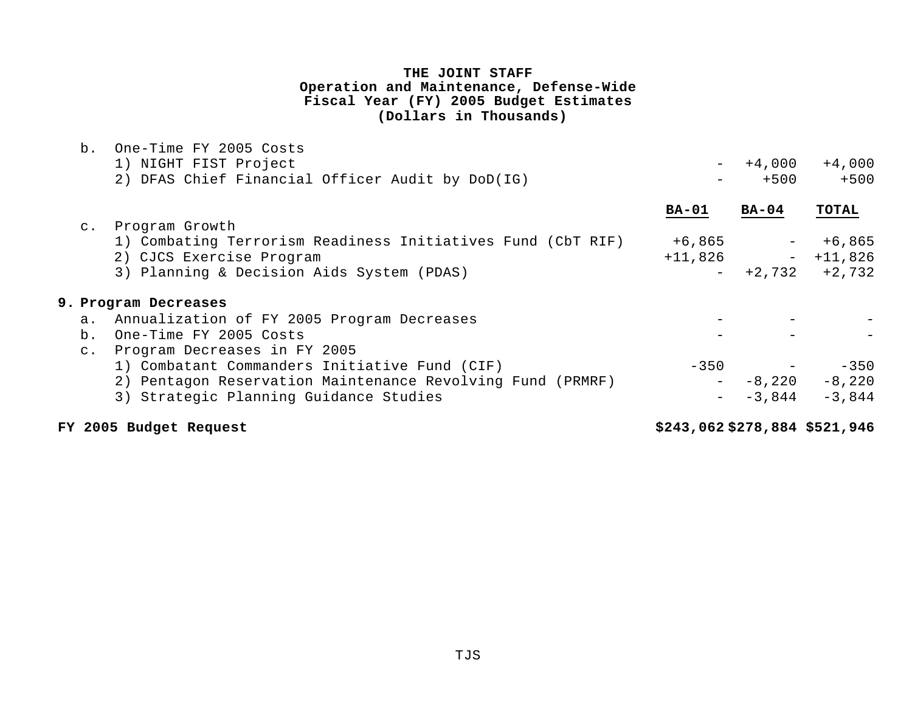**THE JOINT STAFF**
**Operation and Maintenance, Defense-Wide**
**Fiscal Year (FY) 2005 Budget Estimates**
**(Dollars in Thousands)**

| | BA-01 | BA-04 | TOTAL |
|---|---|---|---|
| b. One-Time FY 2005 Costs | | | |
| 1) NIGHT FIST Project | - | +4,000 | +4,000 |
| 2) DFAS Chief Financial Officer Audit by DoD(IG) | - | +500 | +500 |
| c. Program Growth | | | |
| 1) Combating Terrorism Readiness Initiatives Fund (CbT RIF) | +6,865 | - | +6,865 |
| 2) CJCS Exercise Program | +11,826 | - | +11,826 |
| 3) Planning & Decision Aids System (PDAS) | - | +2,732 | +2,732 |
| **9. Program Decreases** | | | |
| a. Annualization of FY 2005 Program Decreases | - | - | - |
| b. One-Time FY 2005 Costs | - | - | - |
| c. Program Decreases in FY 2005 | | | |
| 1) Combatant Commanders Initiative Fund (CIF) | -350 | - | -350 |
| 2) Pentagon Reservation Maintenance Revolving Fund (PRMRF) | - | -8,220 | -8,220 |
| 3) Strategic Planning Guidance Studies | - | -3,844 | -3,844 |
| **FY 2005 Budget Request** | **$243,062** | **$278,884** | **$521,946** |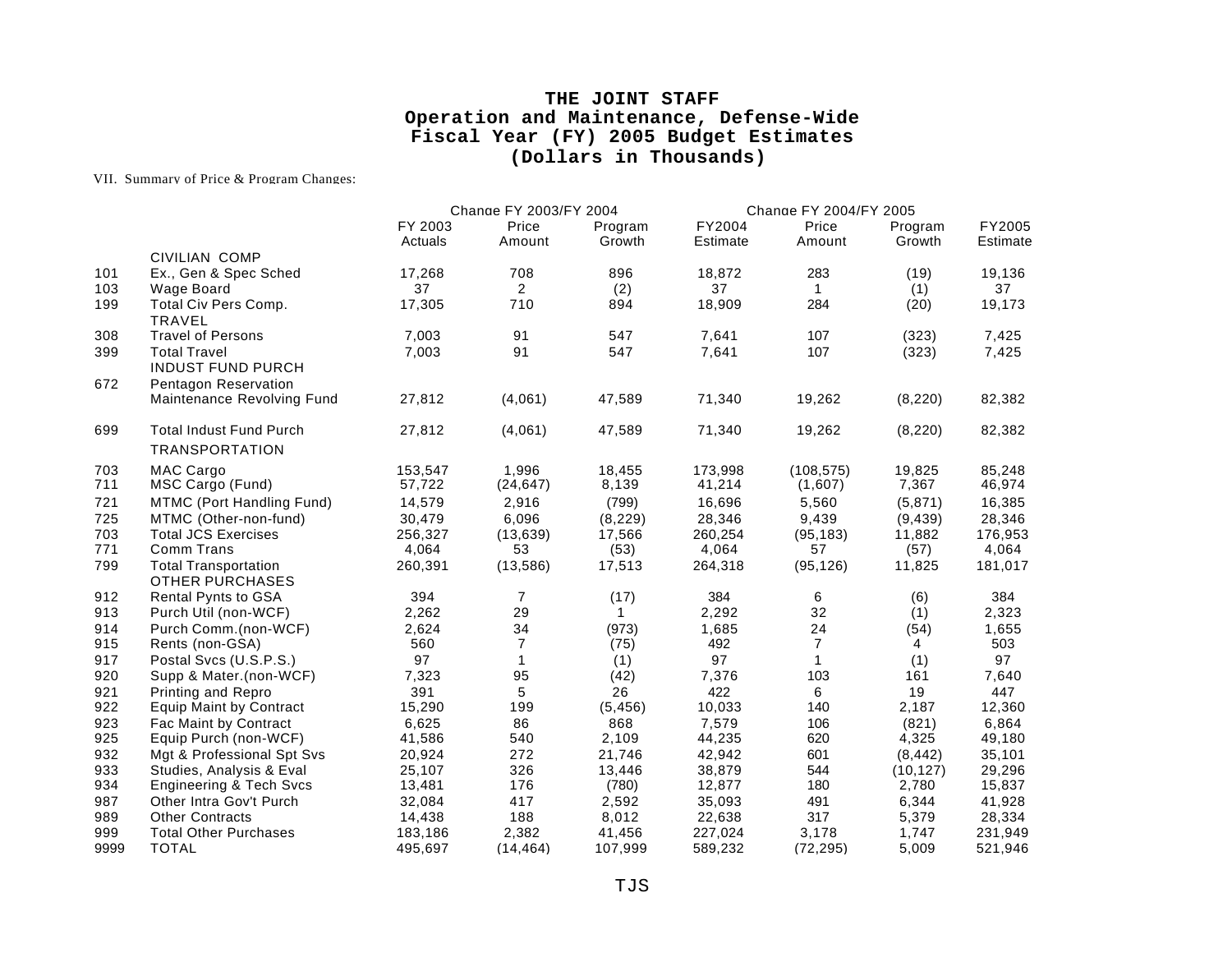# THE JOINT STAFF
# Operation and Maintenance, Defense-Wide
# Fiscal Year (FY) 2005 Budget Estimates
# (Dollars in Thousands)

VII. Summary of Price & Program Changes:

| | | | Change FY 2003/FY 2004 | | | Change FY 2004/FY 2005 | | |
|---|---|---|---|---|---|---|---|---|
| | | FY 2003 Actuals | Price Amount | Program Growth | FY2004 Estimate | Price Amount | Program Growth | FY2005 Estimate |
| | CIVILIAN COMP | | | | | | | |
| 101 | Ex., Gen & Spec Sched | 17,268 | 708 | 896 | 18,872 | 283 | (19) | 19,136 |
| 103 | Wage Board | 37 | 2 | (2) | 37 | 1 | (1) | 37 |
| 199 | Total Civ Pers Comp. | 17,305 | 710 | 894 | 18,909 | 284 | (20) | 19,173 |
| | TRAVEL | | | | | | | |
| 308 | Travel of Persons | 7,003 | 91 | 547 | 7,641 | 107 | (323) | 7,425 |
| 399 | Total Travel | 7,003 | 91 | 547 | 7,641 | 107 | (323) | 7,425 |
| | INDUST FUND PURCH | | | | | | | |
| 672 | Pentagon Reservation Maintenance Revolving Fund | 27,812 | (4,061) | 47,589 | 71,340 | 19,262 | (8,220) | 82,382 |
| 699 | Total Indust Fund Purch | 27,812 | (4,061) | 47,589 | 71,340 | 19,262 | (8,220) | 82,382 |
| | TRANSPORTATION | | | | | | | |
| 703 | MAC Cargo | 153,547 | 1,996 | 18,455 | 173,998 | (108,575) | 19,825 | 85,248 |
| 711 | MSC Cargo (Fund) | 57,722 | (24,647) | 8,139 | 41,214 | (1,607) | 7,367 | 46,974 |
| 721 | MTMC (Port Handling Fund) | 14,579 | 2,916 | (799) | 16,696 | 5,560 | (5,871) | 16,385 |
| 725 | MTMC (Other-non-fund) | 30,479 | 6,096 | (8,229) | 28,346 | 9,439 | (9,439) | 28,346 |
| 703 | Total JCS Exercises | 256,327 | (13,639) | 17,566 | 260,254 | (95,183) | 11,882 | 176,953 |
| 771 | Comm Trans | 4,064 | 53 | (53) | 4,064 | 57 | (57) | 4,064 |
| 799 | Total Transportation | 260,391 | (13,586) | 17,513 | 264,318 | (95,126) | 11,825 | 181,017 |
| | OTHER PURCHASES | | | | | | | |
| 912 | Rental Pynts to GSA | 394 | 7 | (17) | 384 | 6 | (6) | 384 |
| 913 | Purch Util (non-WCF) | 2,262 | 29 | 1 | 2,292 | 32 | (1) | 2,323 |
| 914 | Purch Comm.(non-WCF) | 2,624 | 34 | (973) | 1,685 | 24 | (54) | 1,655 |
| 915 | Rents (non-GSA) | 560 | 7 | (75) | 492 | 7 | 4 | 503 |
| 917 | Postal Svcs (U.S.P.S.) | 97 | 1 | (1) | 97 | 1 | (1) | 97 |
| 920 | Supp & Mater.(non-WCF) | 7,323 | 95 | (42) | 7,376 | 103 | 161 | 7,640 |
| 921 | Printing and Repro | 391 | 5 | 26 | 422 | 6 | 19 | 447 |
| 922 | Equip Maint by Contract | 15,290 | 199 | (5,456) | 10,033 | 140 | 2,187 | 12,360 |
| 923 | Fac Maint by Contract | 6,625 | 86 | 868 | 7,579 | 106 | (821) | 6,864 |
| 925 | Equip Purch (non-WCF) | 41,586 | 540 | 2,109 | 44,235 | 620 | 4,325 | 49,180 |
| 932 | Mgt & Professional Spt Svs | 20,924 | 272 | 21,746 | 42,942 | 601 | (8,442) | 35,101 |
| 933 | Studies, Analysis & Eval | 25,107 | 326 | 13,446 | 38,879 | 544 | (10,127) | 29,296 |
| 934 | Engineering & Tech Svcs | 13,481 | 176 | (780) | 12,877 | 180 | 2,780 | 15,837 |
| 987 | Other Intra Gov't Purch | 32,084 | 417 | 2,592 | 35,093 | 491 | 6,344 | 41,928 |
| 989 | Other Contracts | 14,438 | 188 | 8,012 | 22,638 | 317 | 5,379 | 28,334 |
| 999 | Total Other Purchases | 183,186 | 2,382 | 41,456 | 227,024 | 3,178 | 1,747 | 231,949 |
| 9999 | TOTAL | 495,697 | (14,464) | 107,999 | 589,232 | (72,295) | 5,009 | 521,946 |

TJS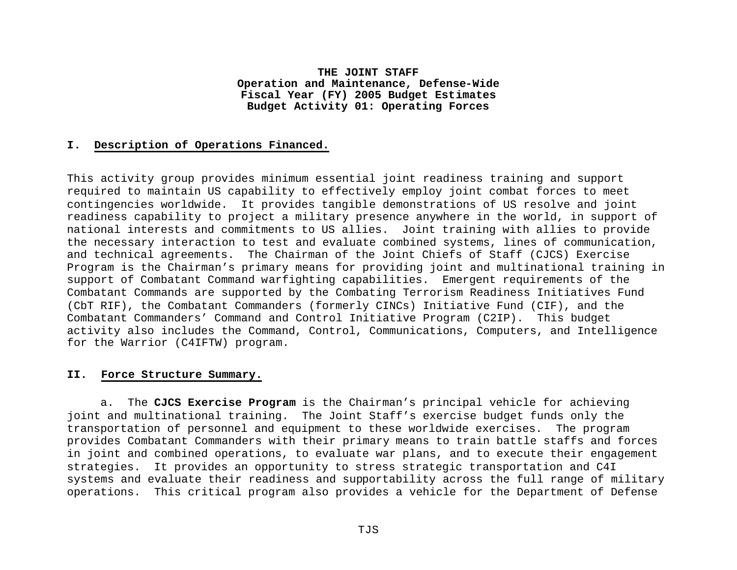**THE JOINT STAFF**
**Operation and Maintenance, Defense-Wide**
**Fiscal Year (FY) 2005 Budget Estimates**
**Budget Activity 01: Operating Forces**

## I. Description of Operations Financed.

This activity group provides minimum essential joint readiness training and support required to maintain US capability to effectively employ joint combat forces to meet contingencies worldwide. It provides tangible demonstrations of US resolve and joint readiness capability to project a military presence anywhere in the world, in support of national interests and commitments to US allies. Joint training with allies to provide the necessary interaction to test and evaluate combined systems, lines of communication, and technical agreements. The Chairman of the Joint Chiefs of Staff (CJCS) Exercise Program is the Chairman's primary means for providing joint and multinational training in support of Combatant Command warfighting capabilities. Emergent requirements of the Combatant Commands are supported by the Combating Terrorism Readiness Initiatives Fund (CbT RIF), the Combatant Commanders (formerly CINCs) Initiative Fund (CIF), and the Combatant Commanders' Command and Control Initiative Program (C2IP). This budget activity also includes the Command, Control, Communications, Computers, and Intelligence for the Warrior (C4IFTW) program.

## II. Force Structure Summary.

a. The **CJCS Exercise Program** is the Chairman's principal vehicle for achieving joint and multinational training. The Joint Staff's exercise budget funds only the transportation of personnel and equipment to these worldwide exercises. The program provides Combatant Commanders with their primary means to train battle staffs and forces in joint and combined operations, to evaluate war plans, and to execute their engagement strategies. It provides an opportunity to stress strategic transportation and C4I systems and evaluate their readiness and supportability across the full range of military operations. This critical program also provides a vehicle for the Department of Defense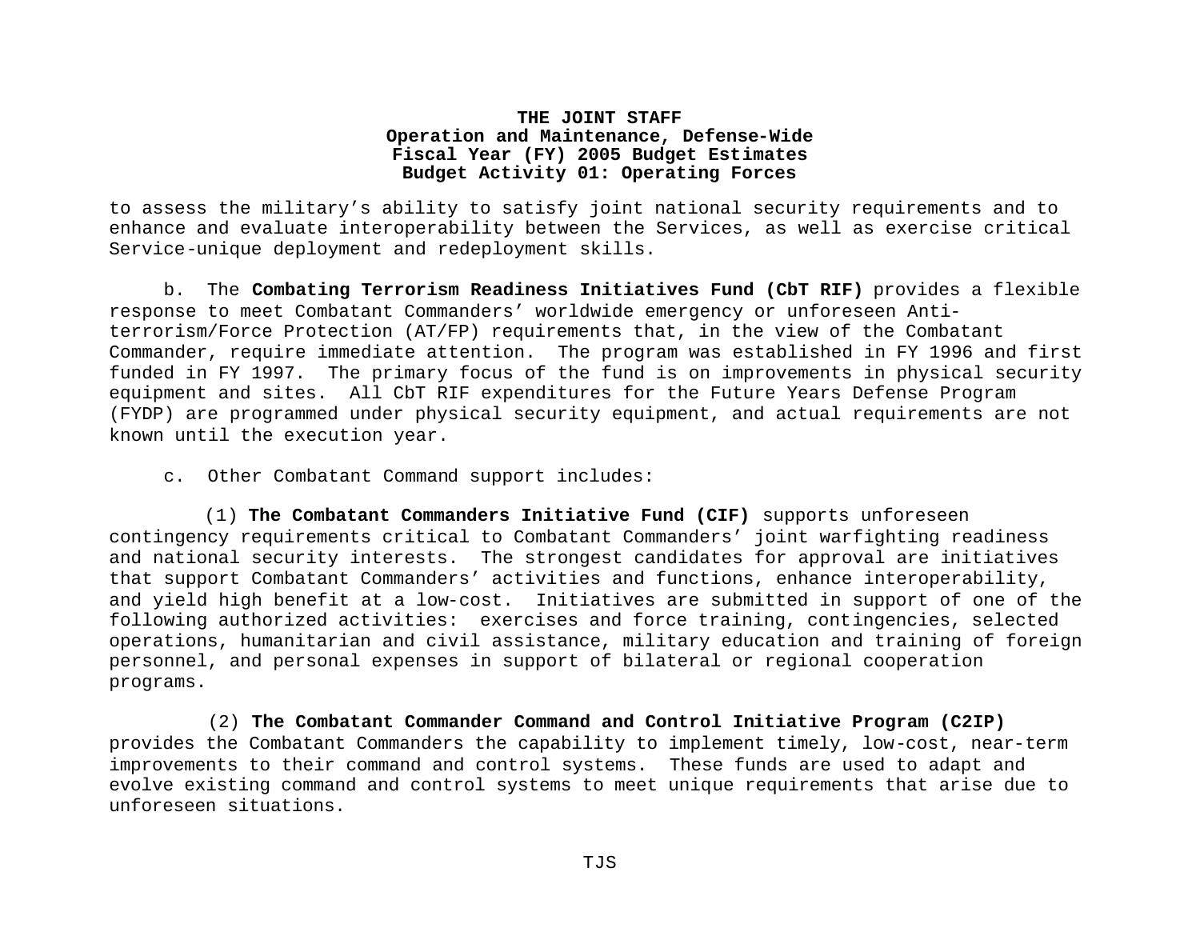to assess the military's ability to satisfy joint national security requirements and to enhance and evaluate interoperability between the Services, as well as exercise critical Service-unique deployment and redeployment skills.

b. The **Combating Terrorism Readiness Initiatives Fund (CbT RIF)** provides a flexible response to meet Combatant Commanders' worldwide emergency or unforeseen Anti-terrorism/Force Protection (AT/FP) requirements that, in the view of the Combatant Commander, require immediate attention. The program was established in FY 1996 and first funded in FY 1997. The primary focus of the fund is on improvements in physical security equipment and sites. All CbT RIF expenditures for the Future Years Defense Program (FYDP) are programmed under physical security equipment, and actual requirements are not known until the execution year.

c. Other Combatant Command support includes:

(1) **The Combatant Commanders Initiative Fund (CIF)** supports unforeseen contingency requirements critical to Combatant Commanders' joint warfighting readiness and national security interests. The strongest candidates for approval are initiatives that support Combatant Commanders' activities and functions, enhance interoperability, and yield high benefit at a low-cost. Initiatives are submitted in support of one of the following authorized activities: exercises and force training, contingencies, selected operations, humanitarian and civil assistance, military education and training of foreign personnel, and personal expenses in support of bilateral or regional cooperation programs.

(2) **The Combatant Commander Command and Control Initiative Program (C2IP)** provides the Combatant Commanders the capability to implement timely, low-cost, near-term improvements to their command and control systems. These funds are used to adapt and evolve existing command and control systems to meet unique requirements that arise due to unforeseen situations.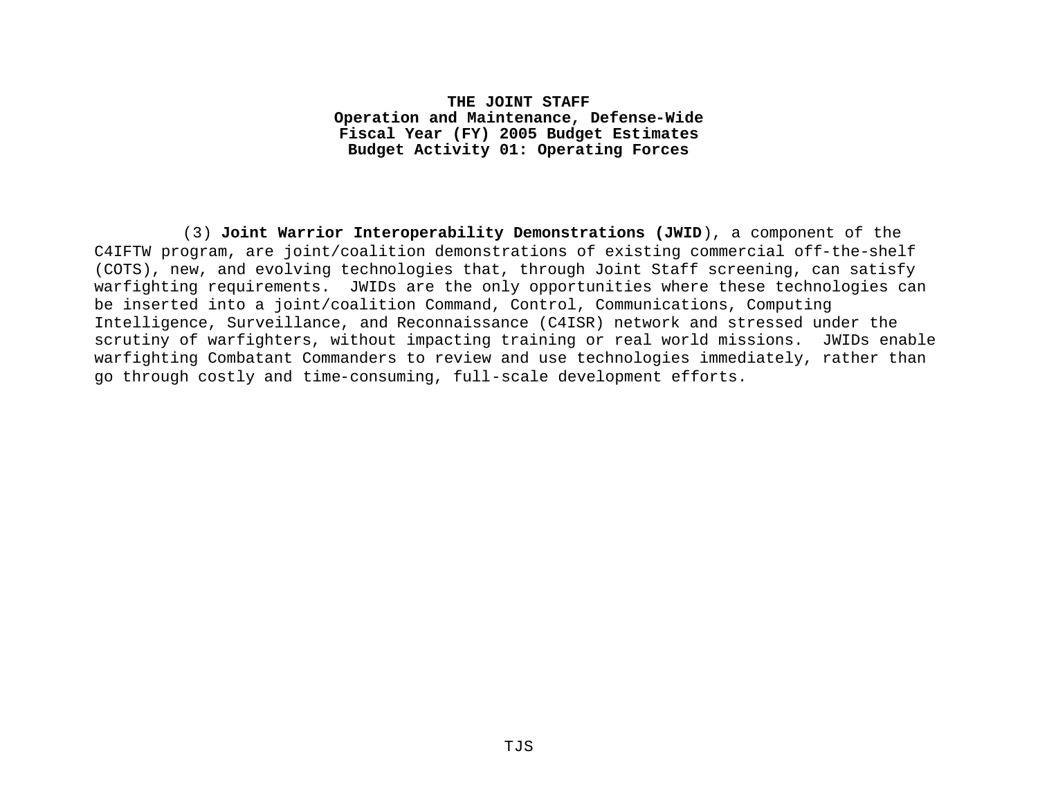**THE JOINT STAFF**
**Operation and Maintenance, Defense-Wide**
**Fiscal Year (FY) 2005 Budget Estimates**
**Budget Activity 01: Operating Forces**

(3) **Joint Warrior Interoperability Demonstrations (JWID**), a component of the C4IFTW program, are joint/coalition demonstrations of existing commercial off-the-shelf (COTS), new, and evolving technologies that, through Joint Staff screening, can satisfy warfighting requirements. JWIDs are the only opportunities where these technologies can be inserted into a joint/coalition Command, Control, Communications, Computing Intelligence, Surveillance, and Reconnaissance (C4ISR) network and stressed under the scrutiny of warfighters, without impacting training or real world missions. JWIDs enable warfighting Combatant Commanders to review and use technologies immediately, rather than go through costly and time-consuming, full-scale development efforts.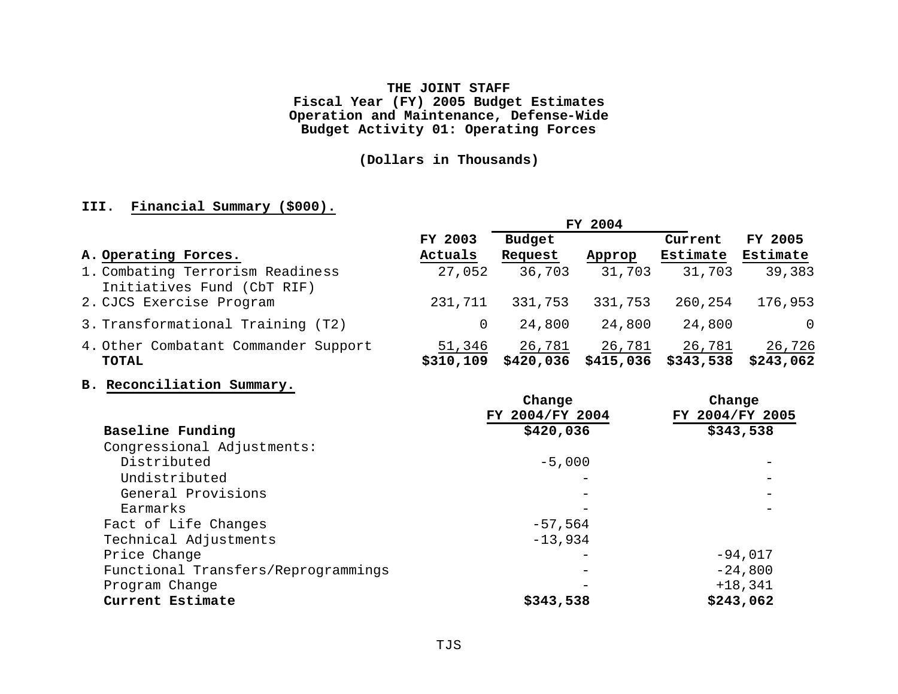**THE JOINT STAFF**
**Fiscal Year (FY) 2005 Budget Estimates**
**Operation and Maintenance, Defense-Wide**
**Budget Activity 01: Operating Forces**

**(Dollars in Thousands)**

## III. Financial Summary ($000).

| A. Operating Forces. | FY 2003 Actuals | FY 2004 Budget Request | FY 2004 Approp | FY 2004 Current Estimate | FY 2005 Estimate |
|---|---|---|---|---|---|
| 1. Combating Terrorism Readiness Initiatives Fund (CbT RIF) | 27,052 | 36,703 | 31,703 | 31,703 | 39,383 |
| 2. CJCS Exercise Program | 231,711 | 331,753 | 331,753 | 260,254 | 176,953 |
| 3. Transformational Training (T2) | 0 | 24,800 | 24,800 | 24,800 | 0 |
| 4. Other Combatant Commander Support | 51,346 | 26,781 | 26,781 | 26,781 | 26,726 |
| **TOTAL** | **$310,109** | **$420,036** | **$415,036** | **$343,538** | **$243,062** |

**B. Reconciliation Summary.**

| | Change FY 2004/FY 2004 | Change FY 2004/FY 2005 |
|---|---|---|
| **Baseline Funding** | **$420,036** | **$343,538** |
| Congressional Adjustments: | | |
| Distributed | -5,000 | - |
| Undistributed | - | - |
| General Provisions | - | - |
| Earmarks | - | - |
| Fact of Life Changes | -57,564 | |
| Technical Adjustments | -13,934 | |
| Price Change | - | -94,017 |
| Functional Transfers/Reprogrammings | - | -24,800 |
| Program Change | - | +18,341 |
| **Current Estimate** | **$343,538** | **$243,062** |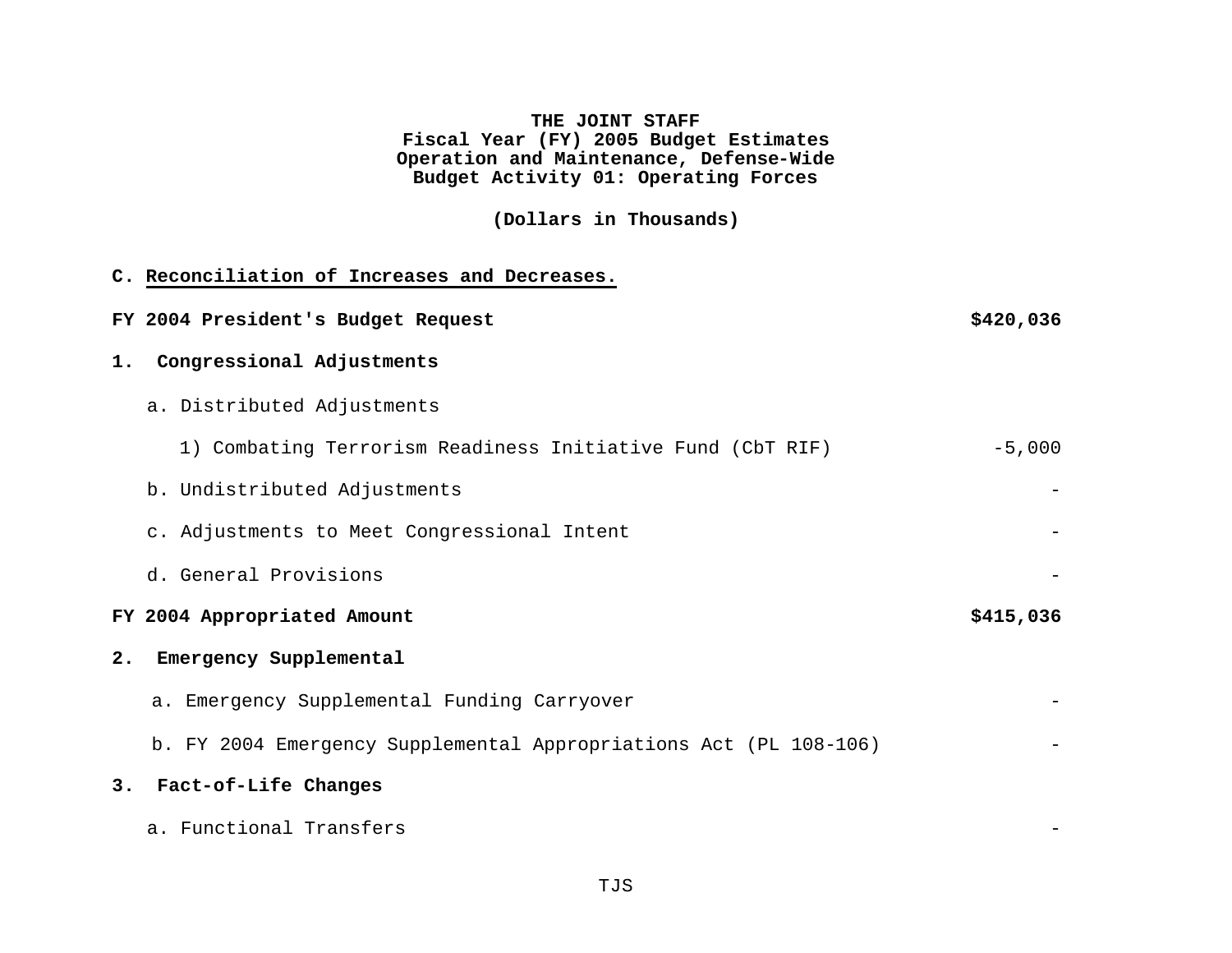**THE JOINT STAFF**
**Fiscal Year (FY) 2005 Budget Estimates**
**Operation and Maintenance, Defense-Wide**
**Budget Activity 01: Operating Forces**

**(Dollars in Thousands)**

**C. Reconciliation of Increases and Decreases.**

| | |
|---|---|
| **FY 2004 President's Budget Request** | **$420,036** |
| **1. Congressional Adjustments** | |
| a. Distributed Adjustments | |
| 1) Combating Terrorism Readiness Initiative Fund (CbT RIF) | -5,000 |
| b. Undistributed Adjustments | - |
| c. Adjustments to Meet Congressional Intent | - |
| d. General Provisions | - |
| **FY 2004 Appropriated Amount** | **$415,036** |
| **2. Emergency Supplemental** | |
| a. Emergency Supplemental Funding Carryover | - |
| b. FY 2004 Emergency Supplemental Appropriations Act (PL 108-106) | - |
| **3. Fact-of-Life Changes** | |
| a. Functional Transfers | - |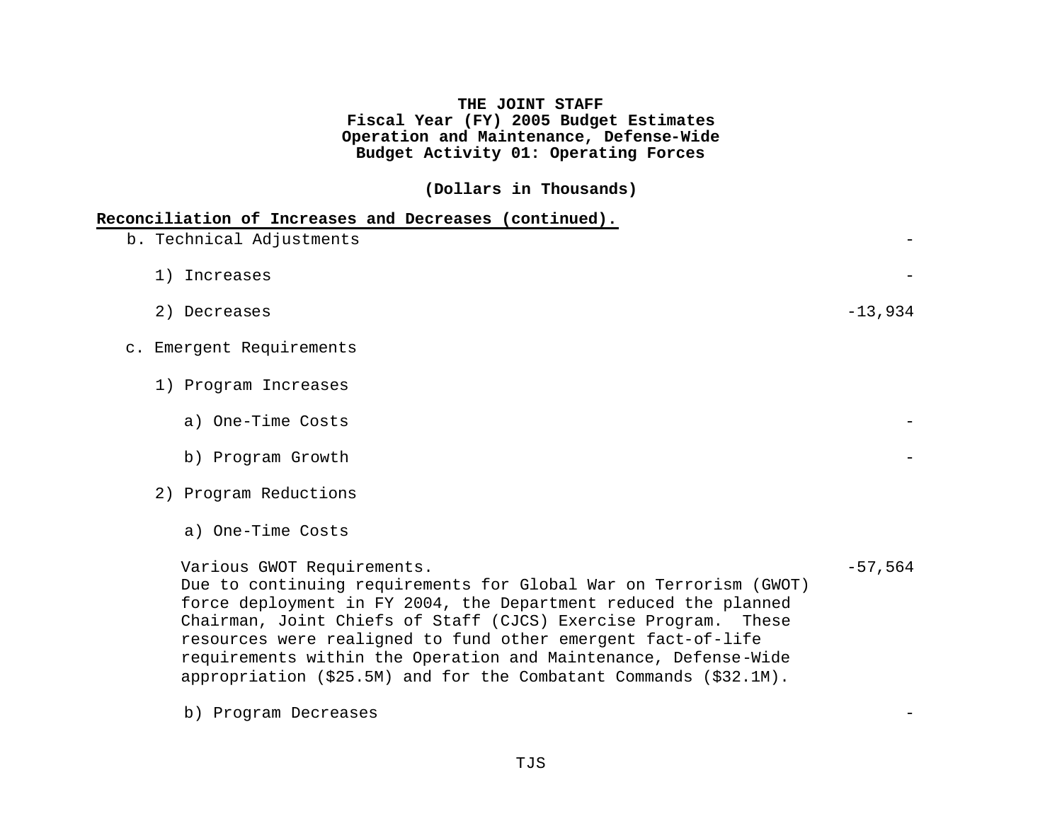**THE JOINT STAFF**
**Fiscal Year (FY) 2005 Budget Estimates**
**Operation and Maintenance, Defense-Wide**
**Budget Activity 01: Operating Forces**

**(Dollars in Thousands)**

**Reconciliation of Increases and Decreases (continued).**

| | |
|---|---|
| b. Technical Adjustments | - |
| 1) Increases | - |
| 2) Decreases | -13,934 |
| c. Emergent Requirements | |
| 1) Program Increases | |
| a) One-Time Costs | - |
| b) Program Growth | - |
| 2) Program Reductions | |
| a) One-Time Costs | |
| Various GWOT Requirements. Due to continuing requirements for Global War on Terrorism (GWOT) force deployment in FY 2004, the Department reduced the planned Chairman, Joint Chiefs of Staff (CJCS) Exercise Program. These resources were realigned to fund other emergent fact-of-life requirements within the Operation and Maintenance, Defense-Wide appropriation ($25.5M) and for the Combatant Commands ($32.1M). | -57,564 |
| b) Program Decreases | - |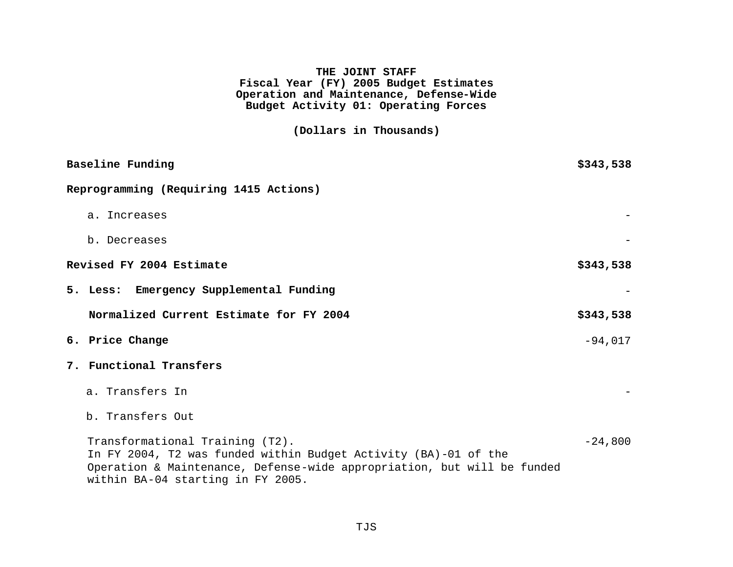**THE JOINT STAFF**
**Fiscal Year (FY) 2005 Budget Estimates**
**Operation and Maintenance, Defense-Wide**
**Budget Activity 01: Operating Forces**

**(Dollars in Thousands)**

| | |
|---|---|
| **Baseline Funding** | **$343,538** |
| **Reprogramming (Requiring 1415 Actions)** | |
| a. Increases | - |
| b. Decreases | - |
| **Revised FY 2004 Estimate** | **$343,538** |
| **5. Less: Emergency Supplemental Funding** | - |
| **Normalized Current Estimate for FY 2004** | **$343,538** |
| **6. Price Change** | -94,017 |
| **7. Functional Transfers** | |
| a. Transfers In | - |
| b. Transfers Out | |
| Transformational Training (T2). In FY 2004, T2 was funded within Budget Activity (BA)-01 of the Operation & Maintenance, Defense-wide appropriation, but will be funded within BA-04 starting in FY 2005. | -24,800 |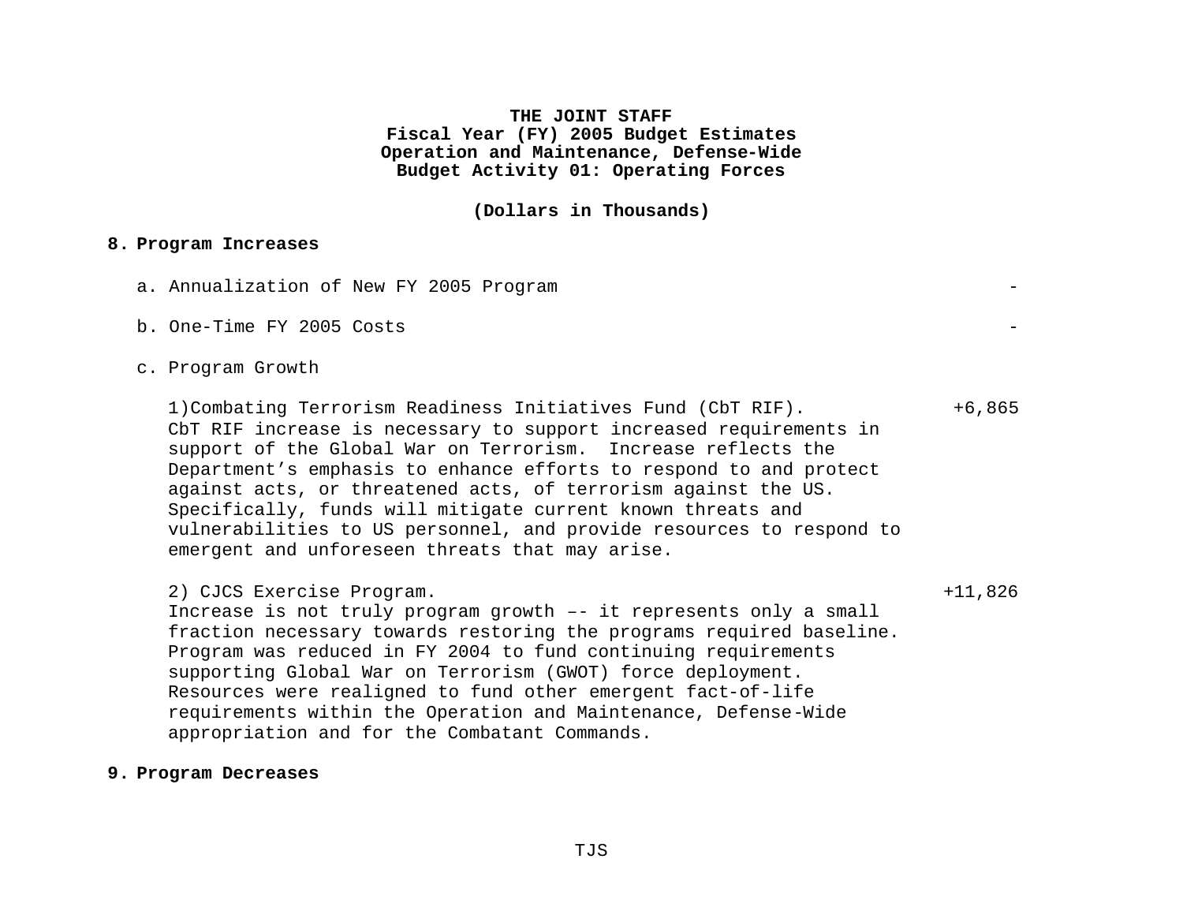**THE JOINT STAFF**
**Fiscal Year (FY) 2005 Budget Estimates**
**Operation and Maintenance, Defense-Wide**
**Budget Activity 01: Operating Forces**

**(Dollars in Thousands)**

**8. Program Increases**

a. Annualization of New FY 2005 Program -

b. One-Time FY 2005 Costs -

c. Program Growth

1)Combating Terrorism Readiness Initiatives Fund (CbT RIF). +6,865
CbT RIF increase is necessary to support increased requirements in support of the Global War on Terrorism. Increase reflects the Department's emphasis to enhance efforts to respond to and protect against acts, or threatened acts, of terrorism against the US. Specifically, funds will mitigate current known threats and vulnerabilities to US personnel, and provide resources to respond to emergent and unforeseen threats that may arise.

2) CJCS Exercise Program. +11,826
Increase is not truly program growth –- it represents only a small fraction necessary towards restoring the programs required baseline. Program was reduced in FY 2004 to fund continuing requirements supporting Global War on Terrorism (GWOT) force deployment. Resources were realigned to fund other emergent fact-of-life requirements within the Operation and Maintenance, Defense-Wide appropriation and for the Combatant Commands.

**9. Program Decreases**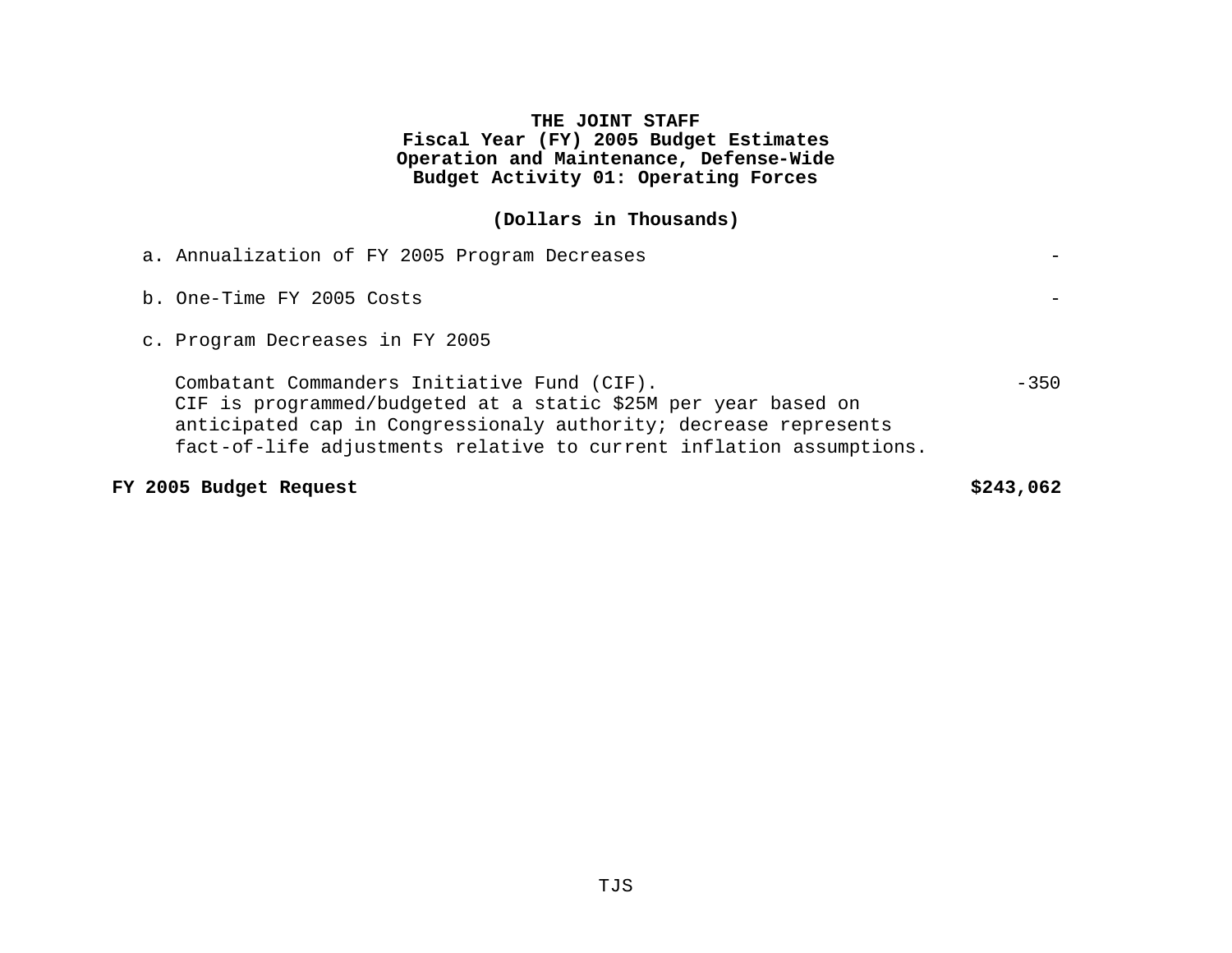**THE JOINT STAFF**
**Fiscal Year (FY) 2005 Budget Estimates**
**Operation and Maintenance, Defense-Wide**
**Budget Activity 01: Operating Forces**

**(Dollars in Thousands)**

| | |
|---|---|
| a. Annualization of FY 2005 Program Decreases | - |
| b. One-Time FY 2005 Costs | - |
| c. Program Decreases in FY 2005 | |
| Combatant Commanders Initiative Fund (CIF). CIF is programmed/budgeted at a static $25M per year based on anticipated cap in Congressionaly authority; decrease represents fact-of-life adjustments relative to current inflation assumptions. | -350 |
| **FY 2005 Budget Request** | **$243,062** |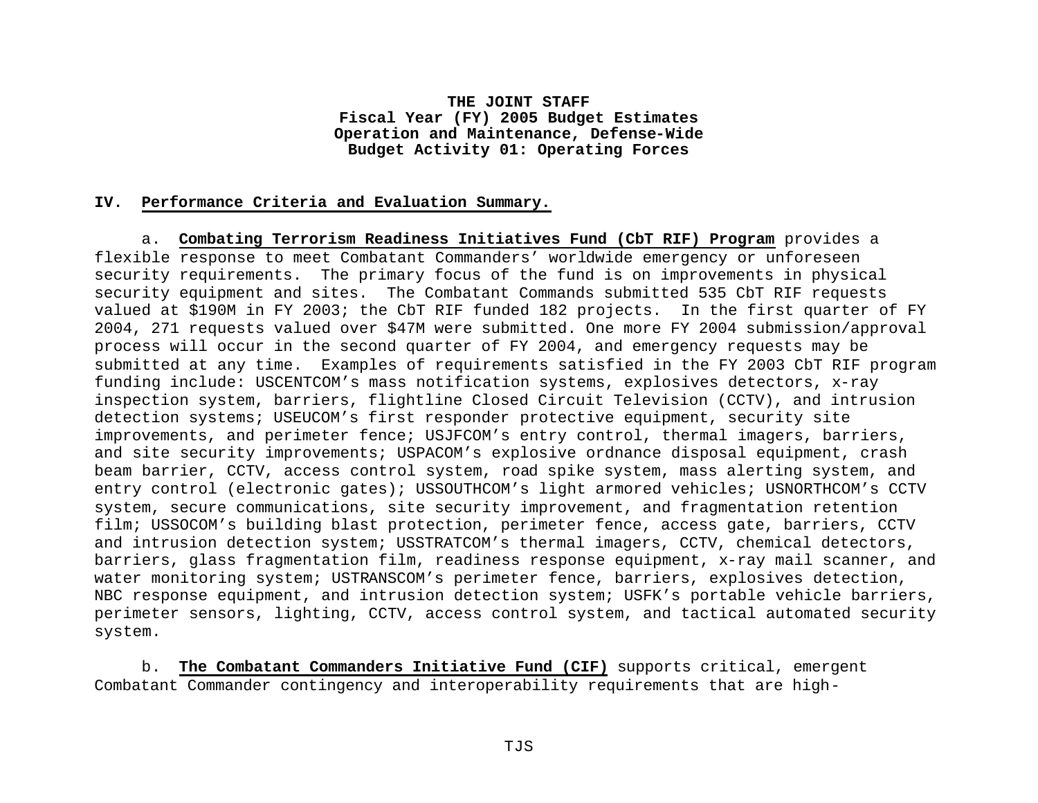**THE JOINT STAFF**
**Fiscal Year (FY) 2005 Budget Estimates**
**Operation and Maintenance, Defense-Wide**
**Budget Activity 01: Operating Forces**

**IV. Performance Criteria and Evaluation Summary.**

a. **Combating Terrorism Readiness Initiatives Fund (CbT RIF) Program** provides a flexible response to meet Combatant Commanders' worldwide emergency or unforeseen security requirements. The primary focus of the fund is on improvements in physical security equipment and sites. The Combatant Commands submitted 535 CbT RIF requests valued at $190M in FY 2003; the CbT RIF funded 182 projects. In the first quarter of FY 2004, 271 requests valued over $47M were submitted. One more FY 2004 submission/approval process will occur in the second quarter of FY 2004, and emergency requests may be submitted at any time. Examples of requirements satisfied in the FY 2003 CbT RIF program funding include: USCENTCOM's mass notification systems, explosives detectors, x-ray inspection system, barriers, flightline Closed Circuit Television (CCTV), and intrusion detection systems; USEUCOM's first responder protective equipment, security site improvements, and perimeter fence; USJFCOM's entry control, thermal imagers, barriers, and site security improvements; USPACOM's explosive ordnance disposal equipment, crash beam barrier, CCTV, access control system, road spike system, mass alerting system, and entry control (electronic gates); USSOUTHCOM's light armored vehicles; USNORTHCOM's CCTV system, secure communications, site security improvement, and fragmentation retention film; USSOCOM's building blast protection, perimeter fence, access gate, barriers, CCTV and intrusion detection system; USSTRATCOM's thermal imagers, CCTV, chemical detectors, barriers, glass fragmentation film, readiness response equipment, x-ray mail scanner, and water monitoring system; USTRANSCOM's perimeter fence, barriers, explosives detection, NBC response equipment, and intrusion detection system; USFK's portable vehicle barriers, perimeter sensors, lighting, CCTV, access control system, and tactical automated security system.

b. **The Combatant Commanders Initiative Fund (CIF)** supports critical, emergent Combatant Commander contingency and interoperability requirements that are high-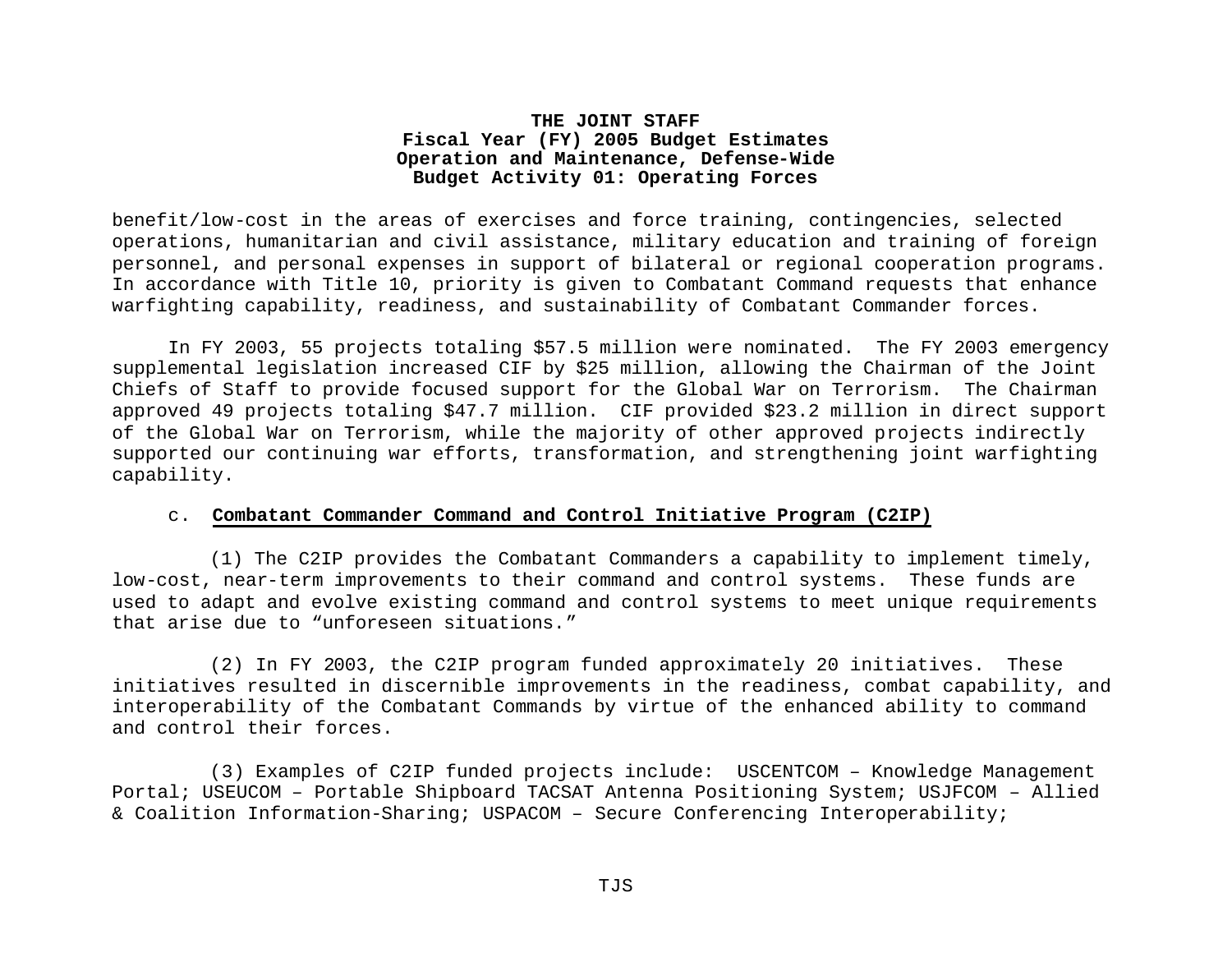benefit/low-cost in the areas of exercises and force training, contingencies, selected operations, humanitarian and civil assistance, military education and training of foreign personnel, and personal expenses in support of bilateral or regional cooperation programs. In accordance with Title 10, priority is given to Combatant Command requests that enhance warfighting capability, readiness, and sustainability of Combatant Commander forces.

In FY 2003, 55 projects totaling $57.5 million were nominated. The FY 2003 emergency supplemental legislation increased CIF by $25 million, allowing the Chairman of the Joint Chiefs of Staff to provide focused support for the Global War on Terrorism. The Chairman approved 49 projects totaling $47.7 million. CIF provided $23.2 million in direct support of the Global War on Terrorism, while the majority of other approved projects indirectly supported our continuing war efforts, transformation, and strengthening joint warfighting capability.

c. **Combatant Commander Command and Control Initiative Program (C2IP)**

(1) The C2IP provides the Combatant Commanders a capability to implement timely, low-cost, near-term improvements to their command and control systems. These funds are used to adapt and evolve existing command and control systems to meet unique requirements that arise due to “unforeseen situations.”

(2) In FY 2003, the C2IP program funded approximately 20 initiatives. These initiatives resulted in discernible improvements in the readiness, combat capability, and interoperability of the Combatant Commands by virtue of the enhanced ability to command and control their forces.

(3) Examples of C2IP funded projects include: USCENTCOM – Knowledge Management Portal; USEUCOM – Portable Shipboard TACSAT Antenna Positioning System; USJFCOM – Allied & Coalition Information-Sharing; USPACOM – Secure Conferencing Interoperability;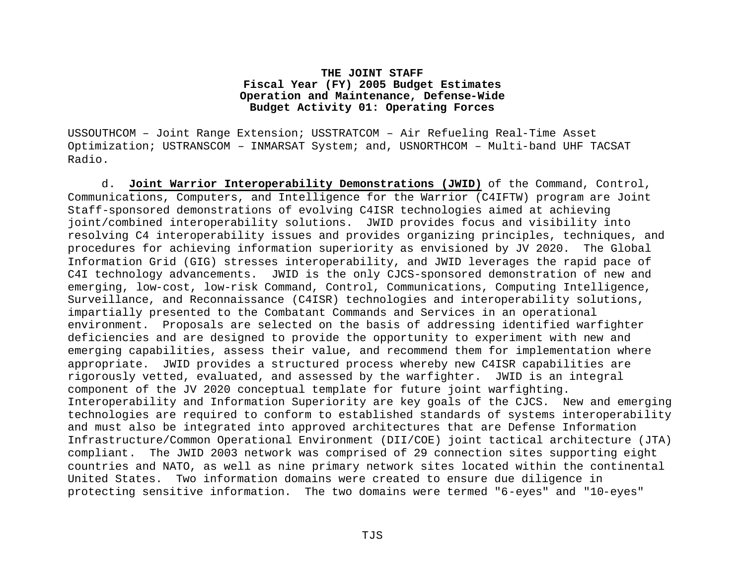USSOUTHCOM – Joint Range Extension; USSTRATCOM – Air Refueling Real-Time Asset Optimization; USTRANSCOM – INMARSAT System; and, USNORTHCOM – Multi-band UHF TACSAT Radio.

d. **Joint Warrior Interoperability Demonstrations (JWID)** of the Command, Control, Communications, Computers, and Intelligence for the Warrior (C4IFTW) program are Joint Staff-sponsored demonstrations of evolving C4ISR technologies aimed at achieving joint/combined interoperability solutions. JWID provides focus and visibility into resolving C4 interoperability issues and provides organizing principles, techniques, and procedures for achieving information superiority as envisioned by JV 2020. The Global Information Grid (GIG) stresses interoperability, and JWID leverages the rapid pace of C4I technology advancements. JWID is the only CJCS-sponsored demonstration of new and emerging, low-cost, low-risk Command, Control, Communications, Computing Intelligence, Surveillance, and Reconnaissance (C4ISR) technologies and interoperability solutions, impartially presented to the Combatant Commands and Services in an operational environment. Proposals are selected on the basis of addressing identified warfighter deficiencies and are designed to provide the opportunity to experiment with new and emerging capabilities, assess their value, and recommend them for implementation where appropriate. JWID provides a structured process whereby new C4ISR capabilities are rigorously vetted, evaluated, and assessed by the warfighter. JWID is an integral component of the JV 2020 conceptual template for future joint warfighting. Interoperability and Information Superiority are key goals of the CJCS. New and emerging technologies are required to conform to established standards of systems interoperability and must also be integrated into approved architectures that are Defense Information Infrastructure/Common Operational Environment (DII/COE) joint tactical architecture (JTA) compliant. The JWID 2003 network was comprised of 29 connection sites supporting eight countries and NATO, as well as nine primary network sites located within the continental United States. Two information domains were created to ensure due diligence in protecting sensitive information. The two domains were termed "6-eyes" and "10-eyes"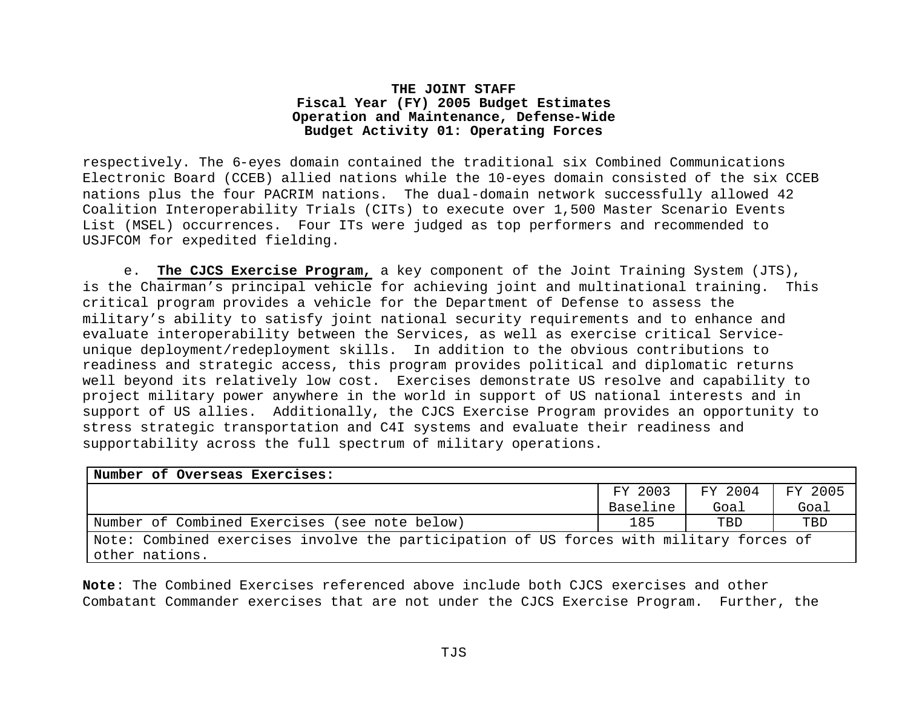respectively. The 6-eyes domain contained the traditional six Combined Communications Electronic Board (CCEB) allied nations while the 10-eyes domain consisted of the six CCEB nations plus the four PACRIM nations. The dual-domain network successfully allowed 42 Coalition Interoperability Trials (CITs) to execute over 1,500 Master Scenario Events List (MSEL) occurrences. Four ITs were judged as top performers and recommended to USJFCOM for expedited fielding.

e. **The CJCS Exercise Program,** a key component of the Joint Training System (JTS), is the Chairman's principal vehicle for achieving joint and multinational training. This critical program provides a vehicle for the Department of Defense to assess the military's ability to satisfy joint national security requirements and to enhance and evaluate interoperability between the Services, as well as exercise critical Service-unique deployment/redeployment skills. In addition to the obvious contributions to readiness and strategic access, this program provides political and diplomatic returns well beyond its relatively low cost. Exercises demonstrate US resolve and capability to project military power anywhere in the world in support of US national interests and in support of US allies. Additionally, the CJCS Exercise Program provides an opportunity to stress strategic transportation and C4I systems and evaluate their readiness and supportability across the full spectrum of military operations.

| **Number of Overseas Exercises:** | | | |
|---|---|---|---|
| | FY 2003 Baseline | FY 2004 Goal | FY 2005 Goal |
| Number of Combined Exercises (see note below) | 185 | TBD | TBD |
| Note: Combined exercises involve the participation of US forces with military forces of other nations. | | | |

**Note**: The Combined Exercises referenced above include both CJCS exercises and other Combatant Commander exercises that are not under the CJCS Exercise Program. Further, the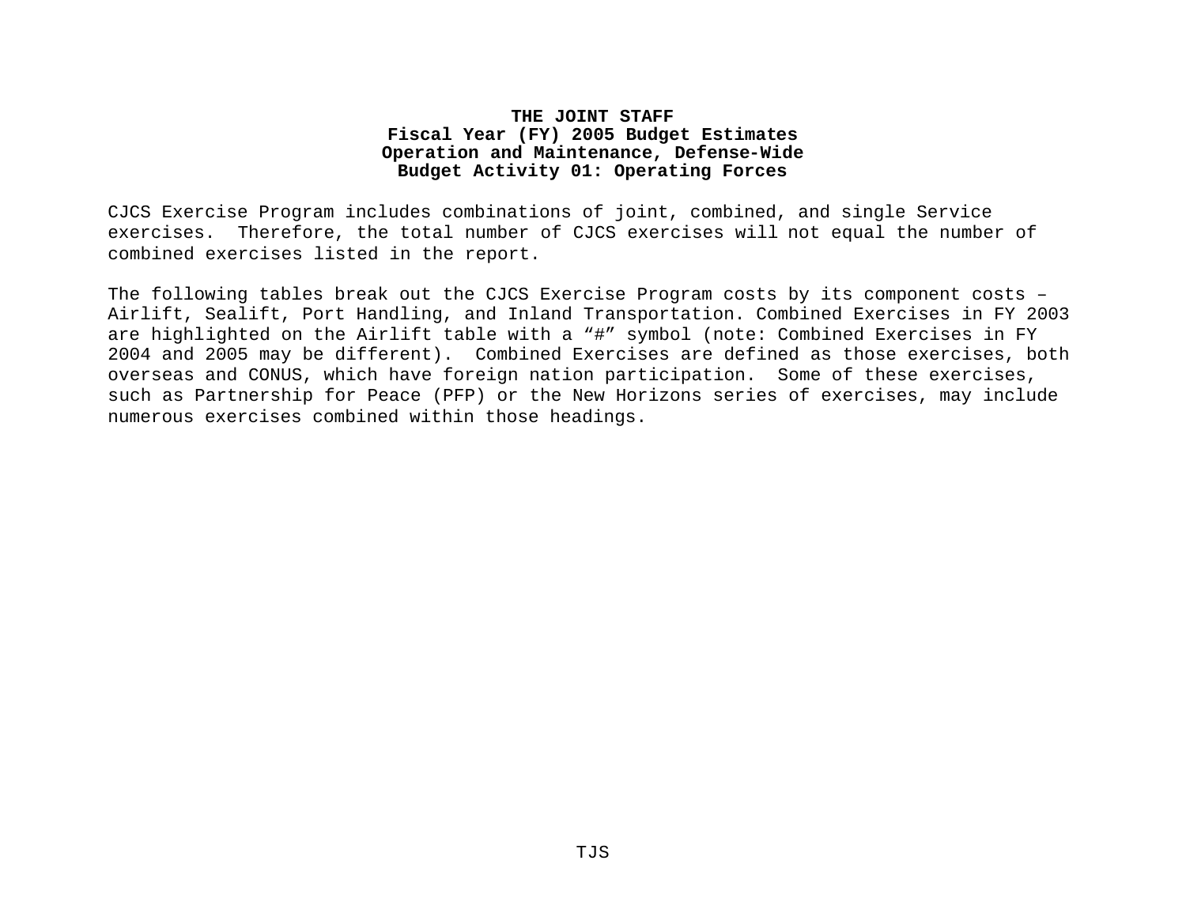**THE JOINT STAFF**
**Fiscal Year (FY) 2005 Budget Estimates**
**Operation and Maintenance, Defense-Wide**
**Budget Activity 01: Operating Forces**

CJCS Exercise Program includes combinations of joint, combined, and single Service exercises. Therefore, the total number of CJCS exercises will not equal the number of combined exercises listed in the report.

The following tables break out the CJCS Exercise Program costs by its component costs – Airlift, Sealift, Port Handling, and Inland Transportation. Combined Exercises in FY 2003 are highlighted on the Airlift table with a "#" symbol (note: Combined Exercises in FY 2004 and 2005 may be different). Combined Exercises are defined as those exercises, both overseas and CONUS, which have foreign nation participation. Some of these exercises, such as Partnership for Peace (PFP) or the New Horizons series of exercises, may include numerous exercises combined within those headings.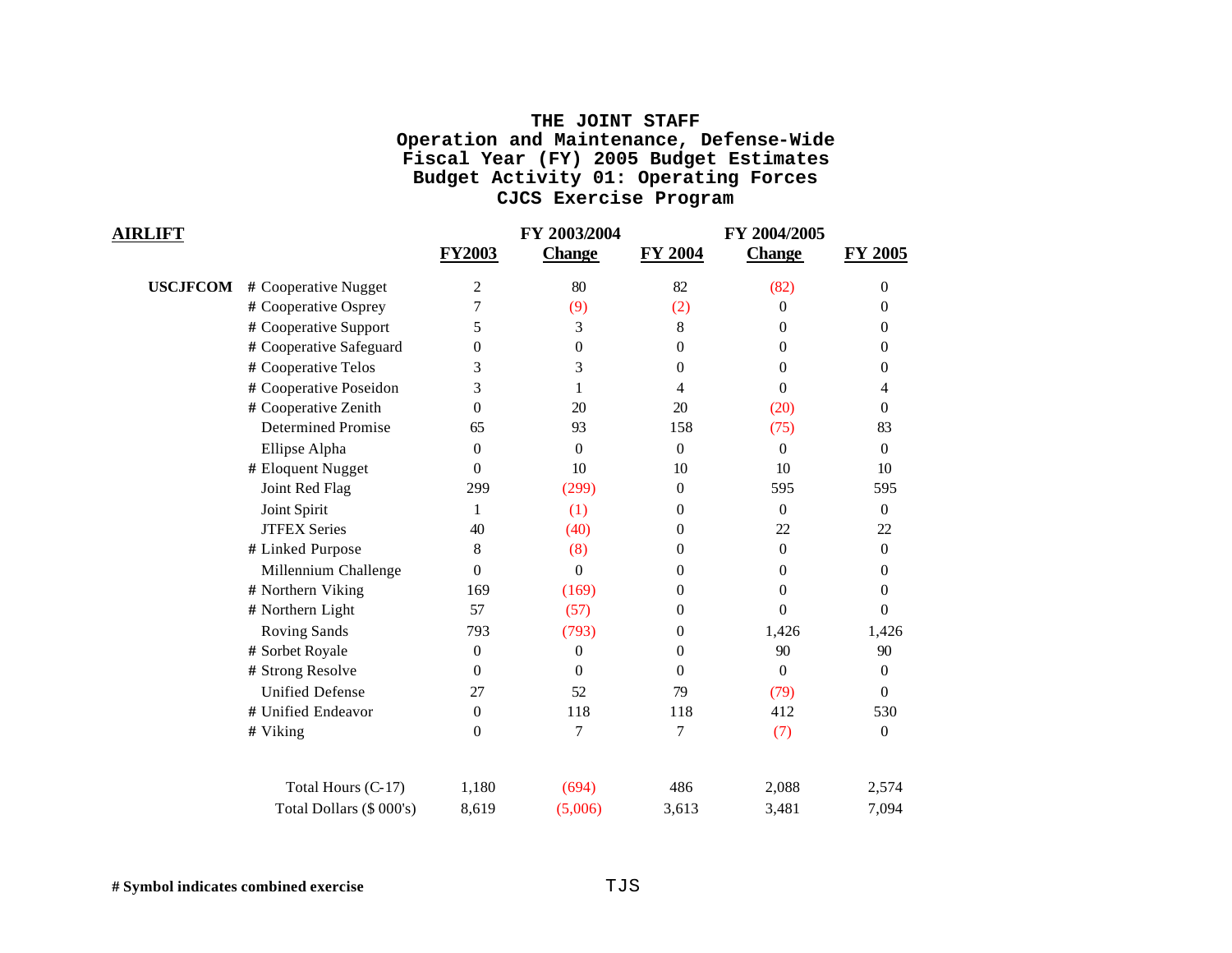# THE JOINT STAFF
## Operation and Maintenance, Defense-Wide
## Fiscal Year (FY) 2005 Budget Estimates
## Budget Activity 01: Operating Forces
## CJCS Exercise Program

**AIRLIFT**

| | | FY2003 | FY 2003/2004 Change | FY 2004 | FY 2004/2005 Change | FY 2005 |
|---|---|---|---|---|---|---|
| **USCJFCOM** | # Cooperative Nugget | 2 | 80 | 82 | (82) | 0 |
| | # Cooperative Osprey | 7 | (9) | (2) | 0 | 0 |
| | # Cooperative Support | 5 | 3 | 8 | 0 | 0 |
| | # Cooperative Safeguard | 0 | 0 | 0 | 0 | 0 |
| | # Cooperative Telos | 3 | 3 | 0 | 0 | 0 |
| | # Cooperative Poseidon | 3 | 1 | 4 | 0 | 4 |
| | # Cooperative Zenith | 0 | 20 | 20 | (20) | 0 |
| | Determined Promise | 65 | 93 | 158 | (75) | 83 |
| | Ellipse Alpha | 0 | 0 | 0 | 0 | 0 |
| | # Eloquent Nugget | 0 | 10 | 10 | 10 | 10 |
| | Joint Red Flag | 299 | (299) | 0 | 595 | 595 |
| | Joint Spirit | 1 | (1) | 0 | 0 | 0 |
| | JTFEX Series | 40 | (40) | 0 | 22 | 22 |
| | # Linked Purpose | 8 | (8) | 0 | 0 | 0 |
| | Millennium Challenge | 0 | 0 | 0 | 0 | 0 |
| | # Northern Viking | 169 | (169) | 0 | 0 | 0 |
| | # Northern Light | 57 | (57) | 0 | 0 | 0 |
| | Roving Sands | 793 | (793) | 0 | 1,426 | 1,426 |
| | # Sorbet Royale | 0 | 0 | 0 | 90 | 90 |
| | # Strong Resolve | 0 | 0 | 0 | 0 | 0 |
| | Unified Defense | 27 | 52 | 79 | (79) | 0 |
| | # Unified Endeavor | 0 | 118 | 118 | 412 | 530 |
| | # Viking | 0 | 7 | 7 | (7) | 0 |
| | Total Hours (C-17) | 1,180 | (694) | 486 | 2,088 | 2,574 |
| | Total Dollars ($ 000's) | 8,619 | (5,006) | 3,613 | 3,481 | 7,094 |

**# Symbol indicates combined exercise**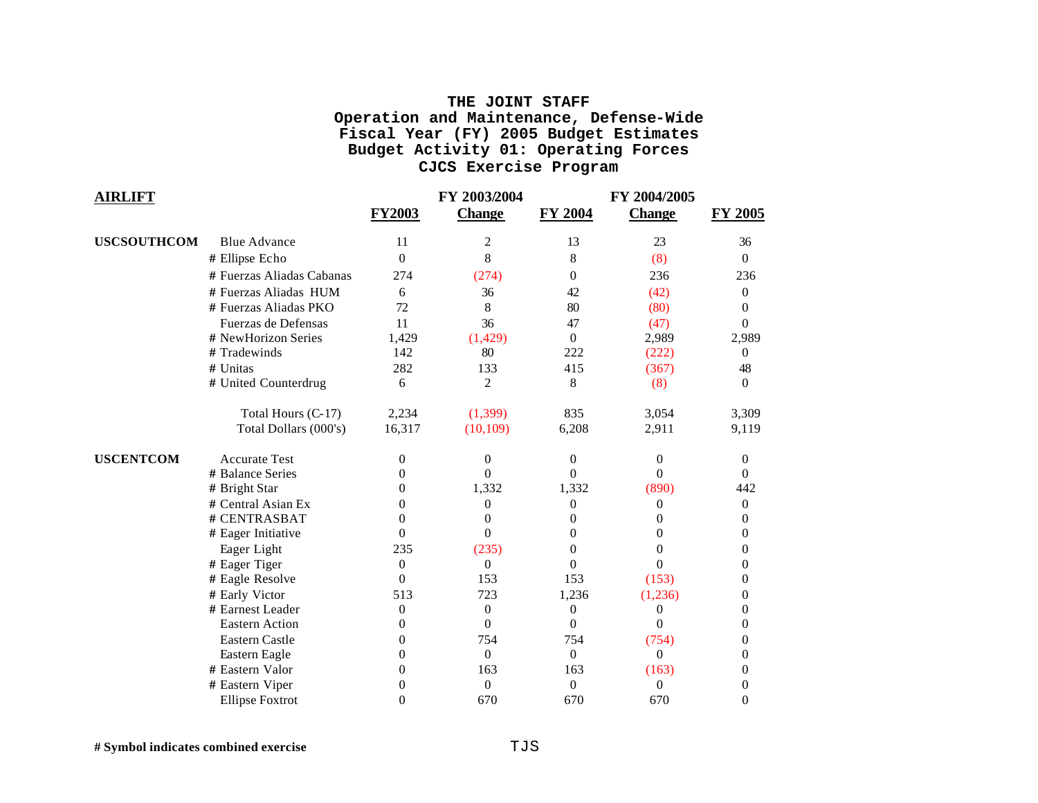# THE JOINT STAFF
## Operation and Maintenance, Defense-Wide
## Fiscal Year (FY) 2005 Budget Estimates
## Budget Activity 01: Operating Forces
## CJCS Exercise Program

| **AIRLIFT** | | FY2003 | FY 2003/2004 Change | FY 2004 | FY 2004/2005 Change | FY 2005 |
|---|---|---|---|---|---|---|
| **USCSOUTHCOM** | Blue Advance | 11 | 2 | 13 | 23 | 36 |
| | # Ellipse Echo | 0 | 8 | 8 | (8) | 0 |
| | # Fuerzas Aliadas Cabanas | 274 | (274) | 0 | 236 | 236 |
| | # Fuerzas Aliadas HUM | 6 | 36 | 42 | (42) | 0 |
| | # Fuerzas Aliadas PKO | 72 | 8 | 80 | (80) | 0 |
| | Fuerzas de Defensas | 11 | 36 | 47 | (47) | 0 |
| | # NewHorizon Series | 1,429 | (1,429) | 0 | 2,989 | 2,989 |
| | # Tradewinds | 142 | 80 | 222 | (222) | 0 |
| | # Unitas | 282 | 133 | 415 | (367) | 48 |
| | # United Counterdrug | 6 | 2 | 8 | (8) | 0 |
| | Total Hours (C-17) | 2,234 | (1,399) | 835 | 3,054 | 3,309 |
| | Total Dollars (000's) | 16,317 | (10,109) | 6,208 | 2,911 | 9,119 |
| **USCENTCOM** | Accurate Test | 0 | 0 | 0 | 0 | 0 |
| | # Balance Series | 0 | 0 | 0 | 0 | 0 |
| | # Bright Star | 0 | 1,332 | 1,332 | (890) | 442 |
| | # Central Asian Ex | 0 | 0 | 0 | 0 | 0 |
| | # CENTRASBAT | 0 | 0 | 0 | 0 | 0 |
| | # Eager Initiative | 0 | 0 | 0 | 0 | 0 |
| | Eager Light | 235 | (235) | 0 | 0 | 0 |
| | # Eager Tiger | 0 | 0 | 0 | 0 | 0 |
| | # Eagle Resolve | 0 | 153 | 153 | (153) | 0 |
| | # Early Victor | 513 | 723 | 1,236 | (1,236) | 0 |
| | # Earnest Leader | 0 | 0 | 0 | 0 | 0 |
| | Eastern Action | 0 | 0 | 0 | 0 | 0 |
| | Eastern Castle | 0 | 754 | 754 | (754) | 0 |
| | Eastern Eagle | 0 | 0 | 0 | 0 | 0 |
| | # Eastern Valor | 0 | 163 | 163 | (163) | 0 |
| | # Eastern Viper | 0 | 0 | 0 | 0 | 0 |
| | Ellipse Foxtrot | 0 | 670 | 670 | 670 | 0 |

**# Symbol indicates combined exercise**

TJS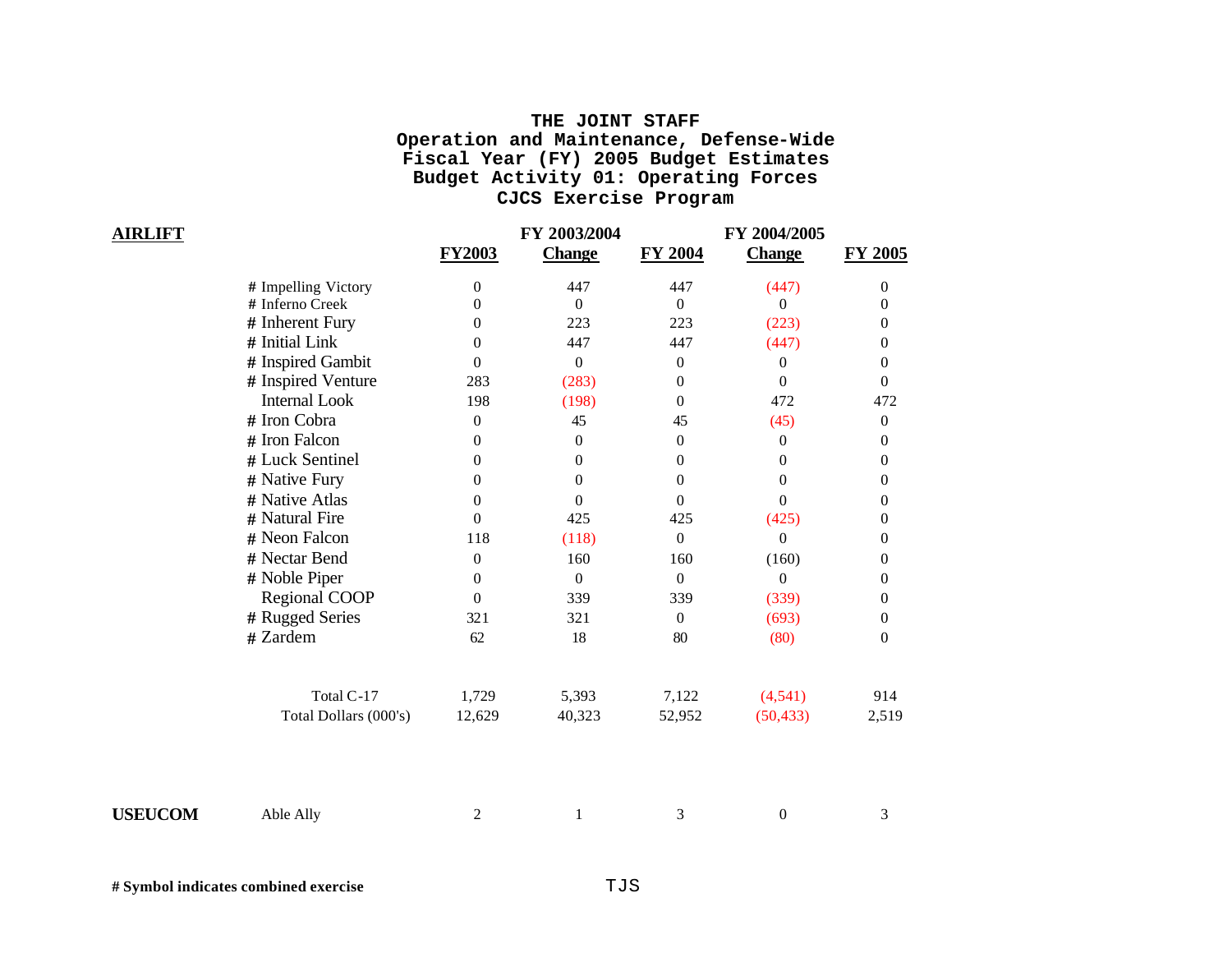# THE JOINT STAFF
## Operation and Maintenance, Defense-Wide
## Fiscal Year (FY) 2005 Budget Estimates
## Budget Activity 01: Operating Forces
## CJCS Exercise Program

| **AIRLIFT** | | FY2003 | FY 2003/2004 Change | FY 2004 | FY 2004/2005 Change | FY 2005 |
|---|---|---|---|---|---|---|
| | # Impelling Victory | 0 | 447 | 447 | (447) | 0 |
| | # Inferno Creek | 0 | 0 | 0 | 0 | 0 |
| | # Inherent Fury | 0 | 223 | 223 | (223) | 0 |
| | # Initial Link | 0 | 447 | 447 | (447) | 0 |
| | # Inspired Gambit | 0 | 0 | 0 | 0 | 0 |
| | # Inspired Venture | 283 | (283) | 0 | 0 | 0 |
| | Internal Look | 198 | (198) | 0 | 472 | 472 |
| | # Iron Cobra | 0 | 45 | 45 | (45) | 0 |
| | # Iron Falcon | 0 | 0 | 0 | 0 | 0 |
| | # Luck Sentinel | 0 | 0 | 0 | 0 | 0 |
| | # Native Fury | 0 | 0 | 0 | 0 | 0 |
| | # Native Atlas | 0 | 0 | 0 | 0 | 0 |
| | # Natural Fire | 0 | 425 | 425 | (425) | 0 |
| | # Neon Falcon | 118 | (118) | 0 | 0 | 0 |
| | # Nectar Bend | 0 | 160 | 160 | (160) | 0 |
| | # Noble Piper | 0 | 0 | 0 | 0 | 0 |
| | Regional COOP | 0 | 339 | 339 | (339) | 0 |
| | # Rugged Series | 321 | 321 | 0 | (693) | 0 |
| | # Zardem | 62 | 18 | 80 | (80) | 0 |
| | Total C-17 | 1,729 | 5,393 | 7,122 | (4,541) | 914 |
| | Total Dollars (000's) | 12,629 | 40,323 | 52,952 | (50,433) | 2,519 |
| **USEUCOM** | Able Ally | 2 | 1 | 3 | 0 | 3 |

**# Symbol indicates combined exercise**

TJS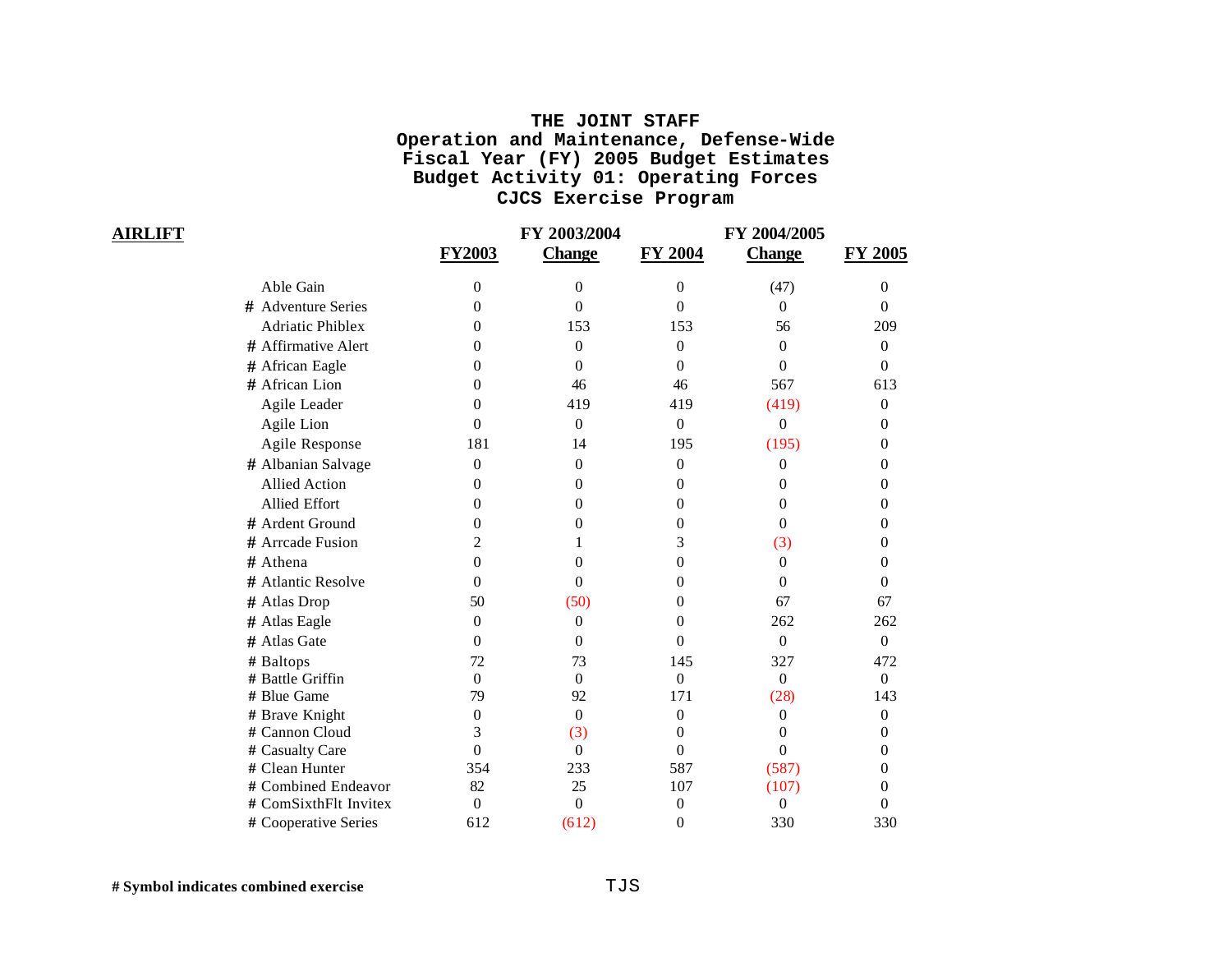# THE JOINT STAFF
## Operation and Maintenance, Defense-Wide
## Fiscal Year (FY) 2005 Budget Estimates
## Budget Activity 01: Operating Forces
## CJCS Exercise Program

**AIRLIFT**

| | FY2003 | FY 2003/2004 Change | FY 2004 | FY 2004/2005 Change | FY 2005 |
|---|---|---|---|---|---|
| Able Gain | 0 | 0 | 0 | (47) | 0 |
| # Adventure Series | 0 | 0 | 0 | 0 | 0 |
| Adriatic Phiblex | 0 | 153 | 153 | 56 | 209 |
| # Affirmative Alert | 0 | 0 | 0 | 0 | 0 |
| # African Eagle | 0 | 0 | 0 | 0 | 0 |
| # African Lion | 0 | 46 | 46 | 567 | 613 |
| Agile Leader | 0 | 419 | 419 | (419) | 0 |
| Agile Lion | 0 | 0 | 0 | 0 | 0 |
| Agile Response | 181 | 14 | 195 | (195) | 0 |
| # Albanian Salvage | 0 | 0 | 0 | 0 | 0 |
| Allied Action | 0 | 0 | 0 | 0 | 0 |
| Allied Effort | 0 | 0 | 0 | 0 | 0 |
| # Ardent Ground | 0 | 0 | 0 | 0 | 0 |
| # Arrcade Fusion | 2 | 1 | 3 | (3) | 0 |
| # Athena | 0 | 0 | 0 | 0 | 0 |
| # Atlantic Resolve | 0 | 0 | 0 | 0 | 0 |
| # Atlas Drop | 50 | (50) | 0 | 67 | 67 |
| # Atlas Eagle | 0 | 0 | 0 | 262 | 262 |
| # Atlas Gate | 0 | 0 | 0 | 0 | 0 |
| # Baltops | 72 | 73 | 145 | 327 | 472 |
| # Battle Griffin | 0 | 0 | 0 | 0 | 0 |
| # Blue Game | 79 | 92 | 171 | (28) | 143 |
| # Brave Knight | 0 | 0 | 0 | 0 | 0 |
| # Cannon Cloud | 3 | (3) | 0 | 0 | 0 |
| # Casualty Care | 0 | 0 | 0 | 0 | 0 |
| # Clean Hunter | 354 | 233 | 587 | (587) | 0 |
| # Combined Endeavor | 82 | 25 | 107 | (107) | 0 |
| # ComSixthFlt Invitex | 0 | 0 | 0 | 0 | 0 |
| # Cooperative Series | 612 | (612) | 0 | 330 | 330 |

**# Symbol indicates combined exercise**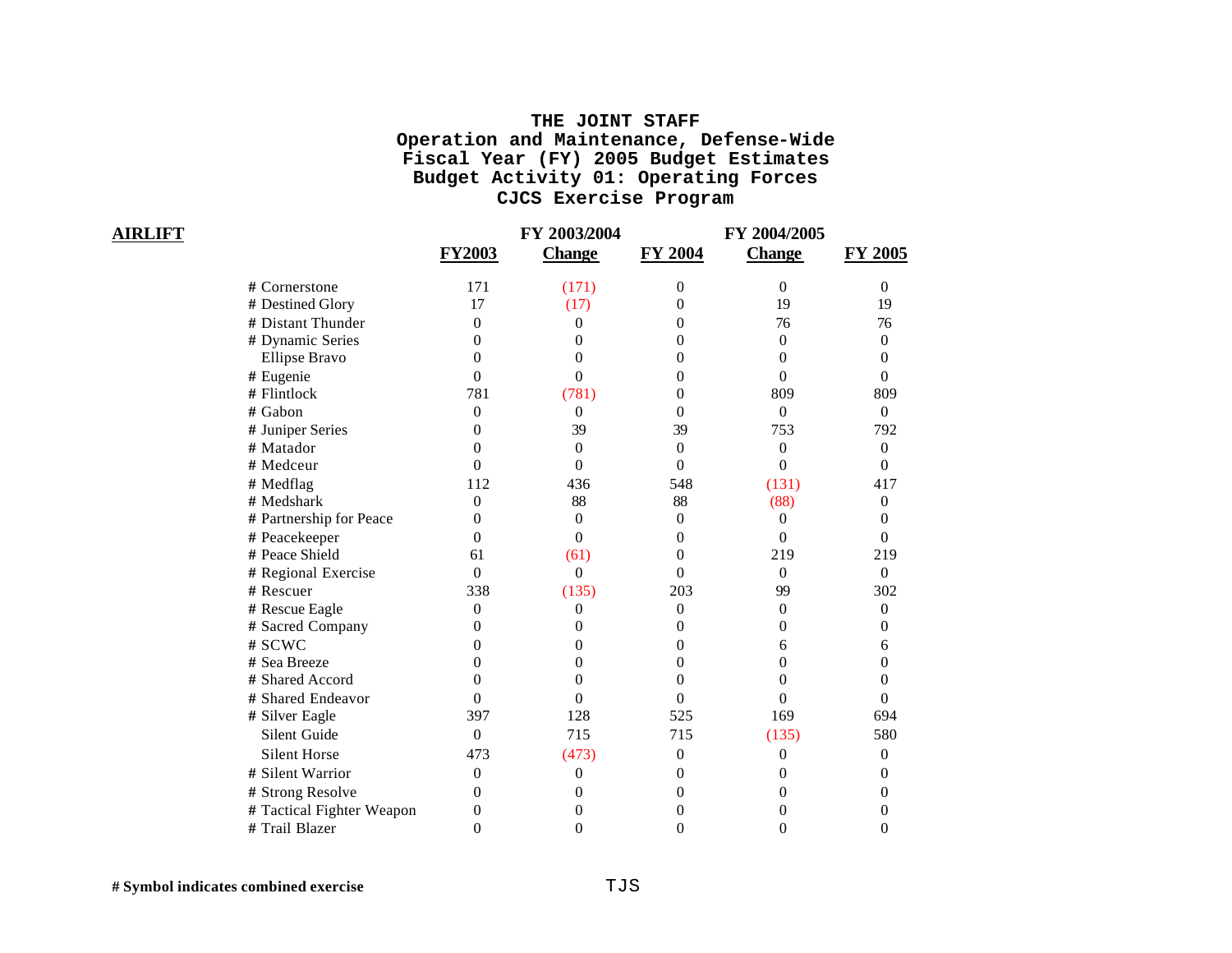# THE JOINT STAFF
## Operation and Maintenance, Defense-Wide
## Fiscal Year (FY) 2005 Budget Estimates
## Budget Activity 01: Operating Forces
## CJCS Exercise Program

**AIRLIFT**

| | FY2003 | FY 2003/2004 Change | FY 2004 | FY 2004/2005 Change | FY 2005 |
|---|---|---|---|---|---|
| # Cornerstone | 171 | (171) | 0 | 0 | 0 |
| # Destined Glory | 17 | (17) | 0 | 19 | 19 |
| # Distant Thunder | 0 | 0 | 0 | 76 | 76 |
| # Dynamic Series | 0 | 0 | 0 | 0 | 0 |
| Ellipse Bravo | 0 | 0 | 0 | 0 | 0 |
| # Eugenie | 0 | 0 | 0 | 0 | 0 |
| # Flintlock | 781 | (781) | 0 | 809 | 809 |
| # Gabon | 0 | 0 | 0 | 0 | 0 |
| # Juniper Series | 0 | 39 | 39 | 753 | 792 |
| # Matador | 0 | 0 | 0 | 0 | 0 |
| # Medceur | 0 | 0 | 0 | 0 | 0 |
| # Medflag | 112 | 436 | 548 | (131) | 417 |
| # Medshark | 0 | 88 | 88 | (88) | 0 |
| # Partnership for Peace | 0 | 0 | 0 | 0 | 0 |
| # Peacekeeper | 0 | 0 | 0 | 0 | 0 |
| # Peace Shield | 61 | (61) | 0 | 219 | 219 |
| # Regional Exercise | 0 | 0 | 0 | 0 | 0 |
| # Rescuer | 338 | (135) | 203 | 99 | 302 |
| # Rescue Eagle | 0 | 0 | 0 | 0 | 0 |
| # Sacred Company | 0 | 0 | 0 | 0 | 0 |
| # SCWC | 0 | 0 | 0 | 6 | 6 |
| # Sea Breeze | 0 | 0 | 0 | 0 | 0 |
| # Shared Accord | 0 | 0 | 0 | 0 | 0 |
| # Shared Endeavor | 0 | 0 | 0 | 0 | 0 |
| # Silver Eagle | 397 | 128 | 525 | 169 | 694 |
| Silent Guide | 0 | 715 | 715 | (135) | 580 |
| Silent Horse | 473 | (473) | 0 | 0 | 0 |
| # Silent Warrior | 0 | 0 | 0 | 0 | 0 |
| # Strong Resolve | 0 | 0 | 0 | 0 | 0 |
| # Tactical Fighter Weapon | 0 | 0 | 0 | 0 | 0 |
| # Trail Blazer | 0 | 0 | 0 | 0 | 0 |

**# Symbol indicates combined exercise**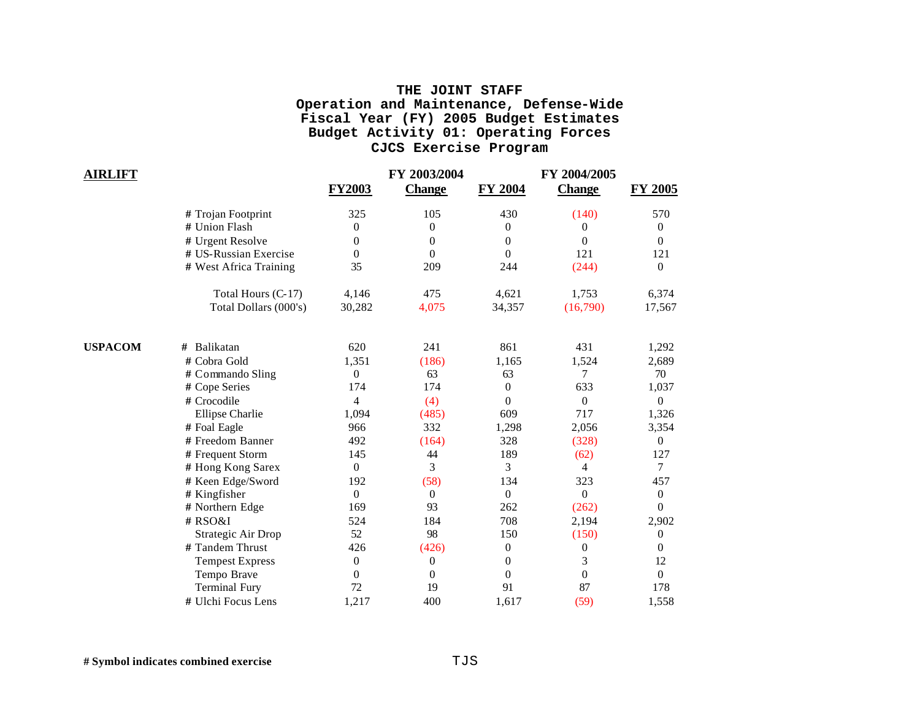# THE JOINT STAFF
## Operation and Maintenance, Defense-Wide
## Fiscal Year (FY) 2005 Budget Estimates
## Budget Activity 01: Operating Forces
## CJCS Exercise Program

| | | FY2003 | FY 2003/2004 Change | FY 2004 | FY 2004/2005 Change | FY 2005 |
|---|---|---|---|---|---|---|
| **AIRLIFT** | # Trojan Footprint | 325 | 105 | 430 | (140) | 570 |
| | # Union Flash | 0 | 0 | 0 | 0 | 0 |
| | # Urgent Resolve | 0 | 0 | 0 | 0 | 0 |
| | # US-Russian Exercise | 0 | 0 | 0 | 121 | 121 |
| | # West Africa Training | 35 | 209 | 244 | (244) | 0 |
| | Total Hours (C-17) | 4,146 | 475 | 4,621 | 1,753 | 6,374 |
| | Total Dollars (000's) | 30,282 | 4,075 | 34,357 | (16,790) | 17,567 |
| **USPACOM** | # Balikatan | 620 | 241 | 861 | 431 | 1,292 |
| | # Cobra Gold | 1,351 | (186) | 1,165 | 1,524 | 2,689 |
| | # Commando Sling | 0 | 63 | 63 | 7 | 70 |
| | # Cope Series | 174 | 174 | 0 | 633 | 1,037 |
| | # Crocodile | 4 | (4) | 0 | 0 | 0 |
| | Ellipse Charlie | 1,094 | (485) | 609 | 717 | 1,326 |
| | # Foal Eagle | 966 | 332 | 1,298 | 2,056 | 3,354 |
| | # Freedom Banner | 492 | (164) | 328 | (328) | 0 |
| | # Frequent Storm | 145 | 44 | 189 | (62) | 127 |
| | # Hong Kong Sarex | 0 | 3 | 3 | 4 | 7 |
| | # Keen Edge/Sword | 192 | (58) | 134 | 323 | 457 |
| | # Kingfisher | 0 | 0 | 0 | 0 | 0 |
| | # Northern Edge | 169 | 93 | 262 | (262) | 0 |
| | # RSO&I | 524 | 184 | 708 | 2,194 | 2,902 |
| | Strategic Air Drop | 52 | 98 | 150 | (150) | 0 |
| | # Tandem Thrust | 426 | (426) | 0 | 0 | 0 |
| | Tempest Express | 0 | 0 | 0 | 3 | 12 |
| | Tempo Brave | 0 | 0 | 0 | 0 | 0 |
| | Terminal Fury | 72 | 19 | 91 | 87 | 178 |
| | # Ulchi Focus Lens | 1,217 | 400 | 1,617 | (59) | 1,558 |

**# Symbol indicates combined exercise**

TJS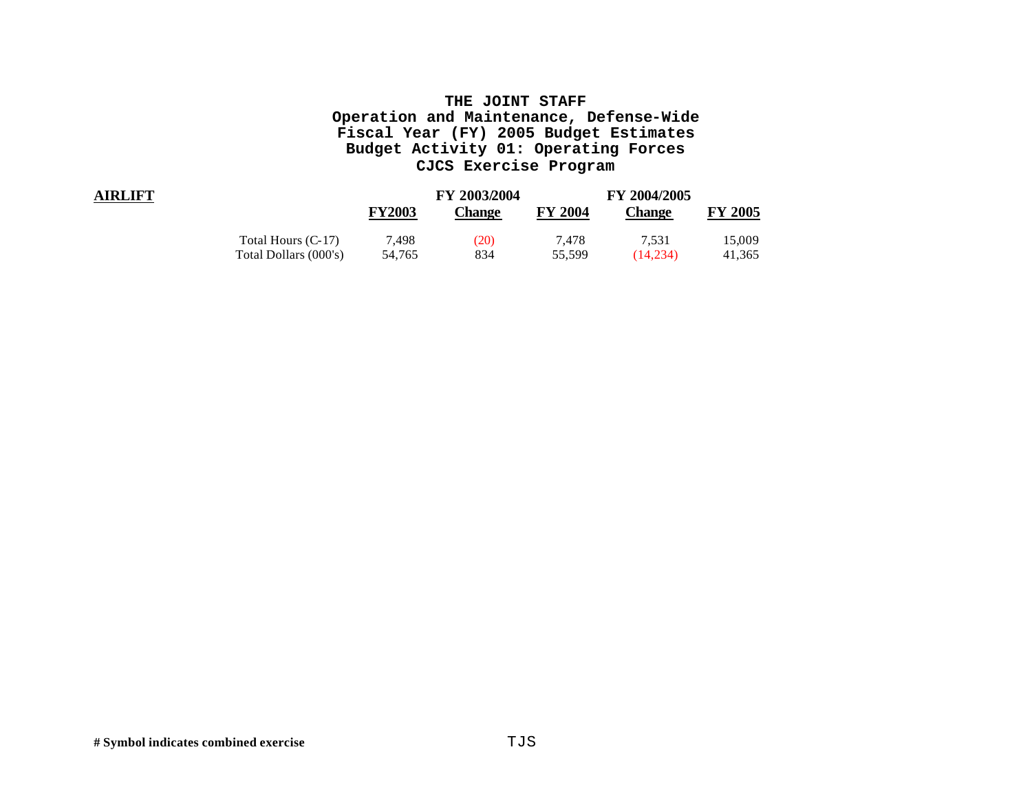# THE JOINT STAFF
## Operation and Maintenance, Defense-Wide
## Fiscal Year (FY) 2005 Budget Estimates
## Budget Activity 01: Operating Forces
## CJCS Exercise Program

**AIRLIFT**

| | FY2003 | FY 2003/2004 Change | FY 2004 | FY 2004/2005 Change | FY 2005 |
|---|---|---|---|---|---|
| Total Hours (C-17) | 7,498 | (20) | 7,478 | 7,531 | 15,009 |
| Total Dollars (000's) | 54,765 | 834 | 55,599 | (14,234) | 41,365 |

**# Symbol indicates combined exercise**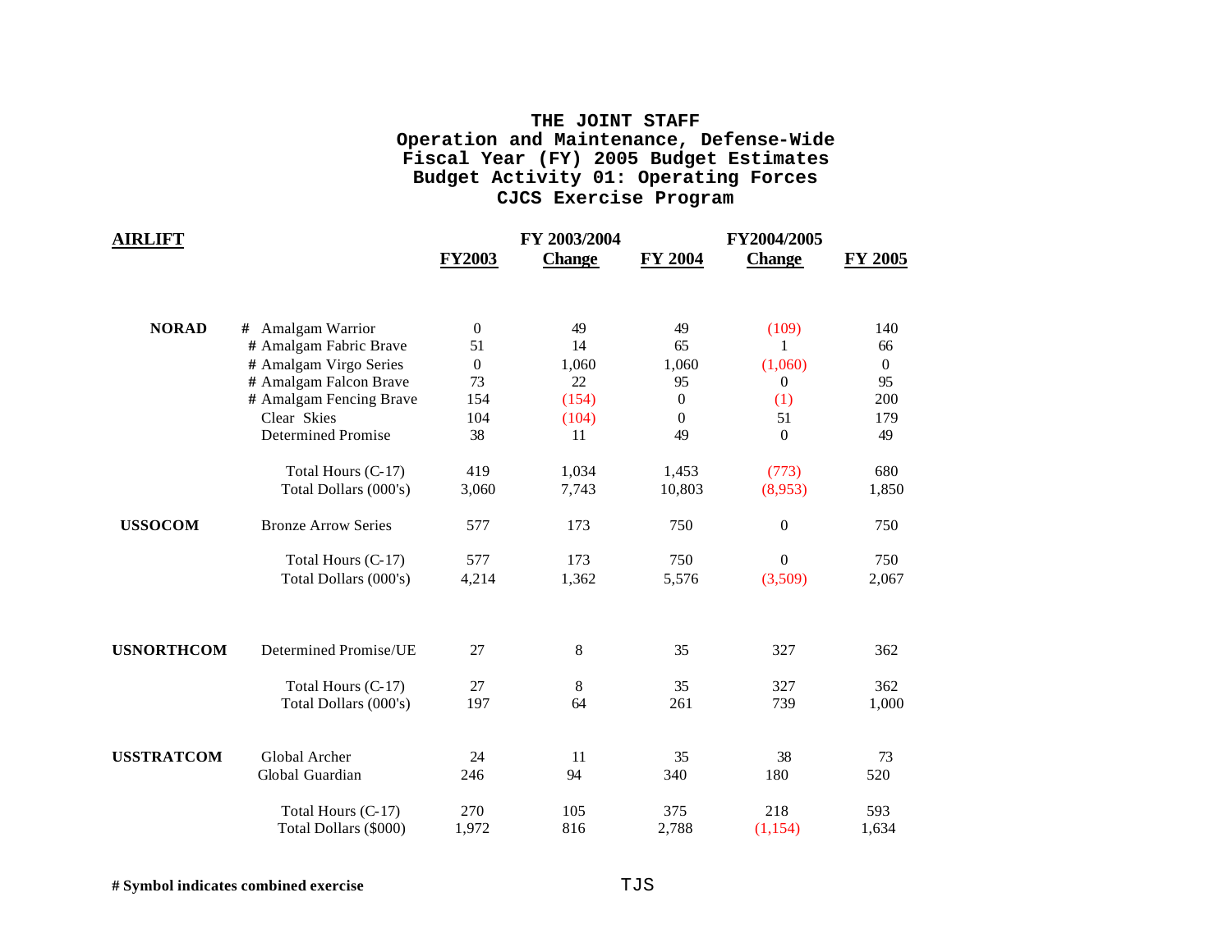# THE JOINT STAFF
## Operation and Maintenance, Defense-Wide
## Fiscal Year (FY) 2005 Budget Estimates
## Budget Activity 01: Operating Forces
## CJCS Exercise Program

| **AIRLIFT** | | **FY2003** | **FY 2003/2004 Change** | **FY 2004** | **FY2004/2005 Change** | **FY 2005** |
|---|---|---|---|---|---|---|
| **NORAD** | # Amalgam Warrior | 0 | 49 | 49 | (109) | 140 |
| | # Amalgam Fabric Brave | 51 | 14 | 65 | 1 | 66 |
| | # Amalgam Virgo Series | 0 | 1,060 | 1,060 | (1,060) | 0 |
| | # Amalgam Falcon Brave | 73 | 22 | 95 | 0 | 95 |
| | # Amalgam Fencing Brave | 154 | (154) | 0 | (1) | 200 |
| | Clear Skies | 104 | (104) | 0 | 51 | 179 |
| | Determined Promise | 38 | 11 | 49 | 0 | 49 |
| | Total Hours (C-17) | 419 | 1,034 | 1,453 | (773) | 680 |
| | Total Dollars (000's) | 3,060 | 7,743 | 10,803 | (8,953) | 1,850 |
| **USSOCOM** | Bronze Arrow Series | 577 | 173 | 750 | 0 | 750 |
| | Total Hours (C-17) | 577 | 173 | 750 | 0 | 750 |
| | Total Dollars (000's) | 4,214 | 1,362 | 5,576 | (3,509) | 2,067 |
| **USNORTHCOM** | Determined Promise/UE | 27 | 8 | 35 | 327 | 362 |
| | Total Hours (C-17) | 27 | 8 | 35 | 327 | 362 |
| | Total Dollars (000's) | 197 | 64 | 261 | 739 | 1,000 |
| **USSTRATCOM** | Global Archer | 24 | 11 | 35 | 38 | 73 |
| | Global Guardian | 246 | 94 | 340 | 180 | 520 |
| | Total Hours (C-17) | 270 | 105 | 375 | 218 | 593 |
| | Total Dollars ($000) | 1,972 | 816 | 2,788 | (1,154) | 1,634 |

**# Symbol indicates combined exercise**

TJS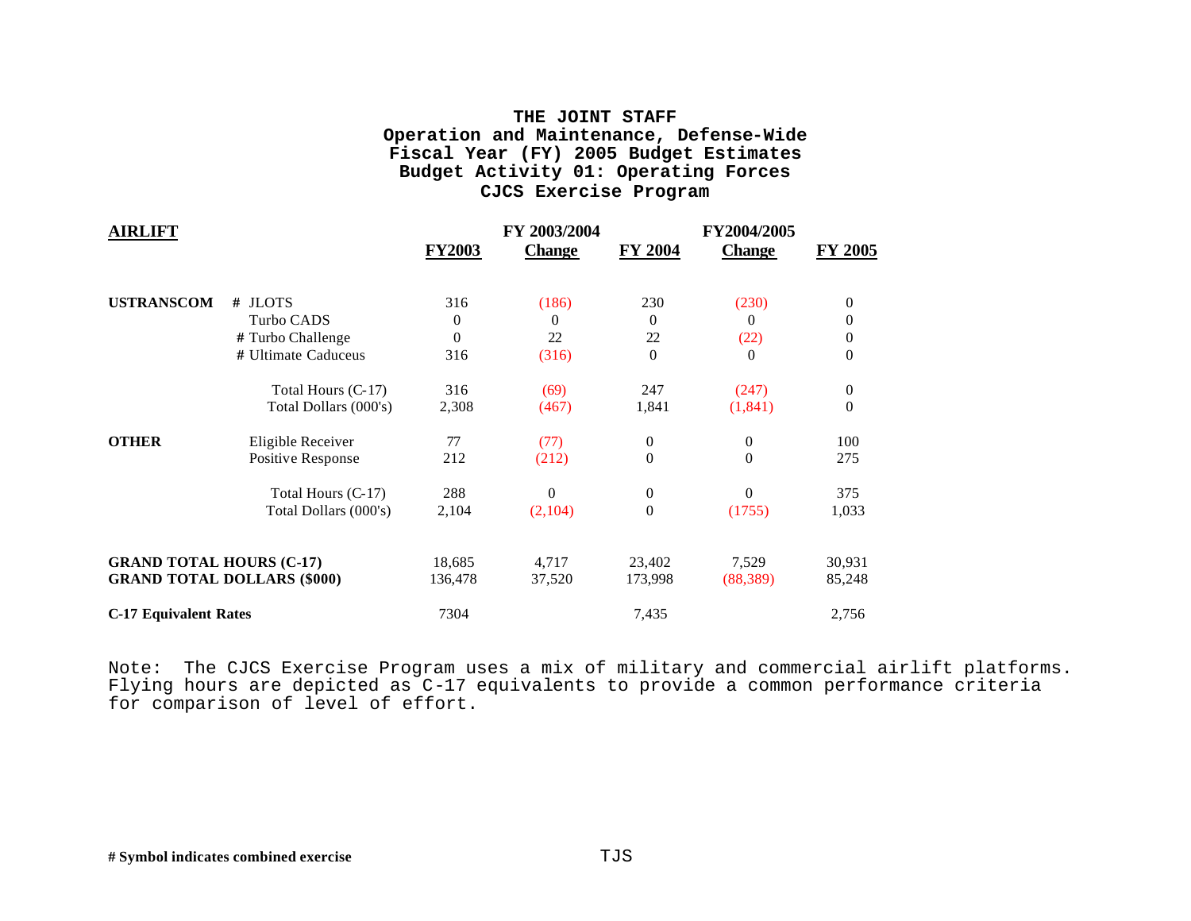**THE JOINT STAFF**
**Operation and Maintenance, Defense-Wide**
**Fiscal Year (FY) 2005 Budget Estimates**
**Budget Activity 01: Operating Forces**
**CJCS Exercise Program**

| **AIRLIFT** | | **FY2003** | **FY 2003/2004 Change** | **FY 2004** | **FY2004/2005 Change** | **FY 2005** |
|---|---|---|---|---|---|---|
| **USTRANSCOM** | # JLOTS | 316 | (186) | 230 | (230) | 0 |
| | Turbo CADS | 0 | 0 | 0 | 0 | 0 |
| | # Turbo Challenge | 0 | 22 | 22 | (22) | 0 |
| | # Ultimate Caduceus | 316 | (316) | 0 | 0 | 0 |
| | Total Hours (C-17) | 316 | (69) | 247 | (247) | 0 |
| | Total Dollars (000's) | 2,308 | (467) | 1,841 | (1,841) | 0 |
| **OTHER** | Eligible Receiver | 77 | (77) | 0 | 0 | 100 |
| | Positive Response | 212 | (212) | 0 | 0 | 275 |
| | Total Hours (C-17) | 288 | 0 | 0 | 0 | 375 |
| | Total Dollars (000's) | 2,104 | (2,104) | 0 | (1755) | 1,033 |
| **GRAND TOTAL HOURS (C-17)** | | 18,685 | 4,717 | 23,402 | 7,529 | 30,931 |
| **GRAND TOTAL DOLLARS ($000)** | | 136,478 | 37,520 | 173,998 | (88,389) | 85,248 |
| **C-17 Equivalent Rates** | | 7304 | | 7,435 | | 2,756 |

Note: The CJCS Exercise Program uses a mix of military and commercial airlift platforms. Flying hours are depicted as C-17 equivalents to provide a common performance criteria for comparison of level of effort.

**# Symbol indicates combined exercise**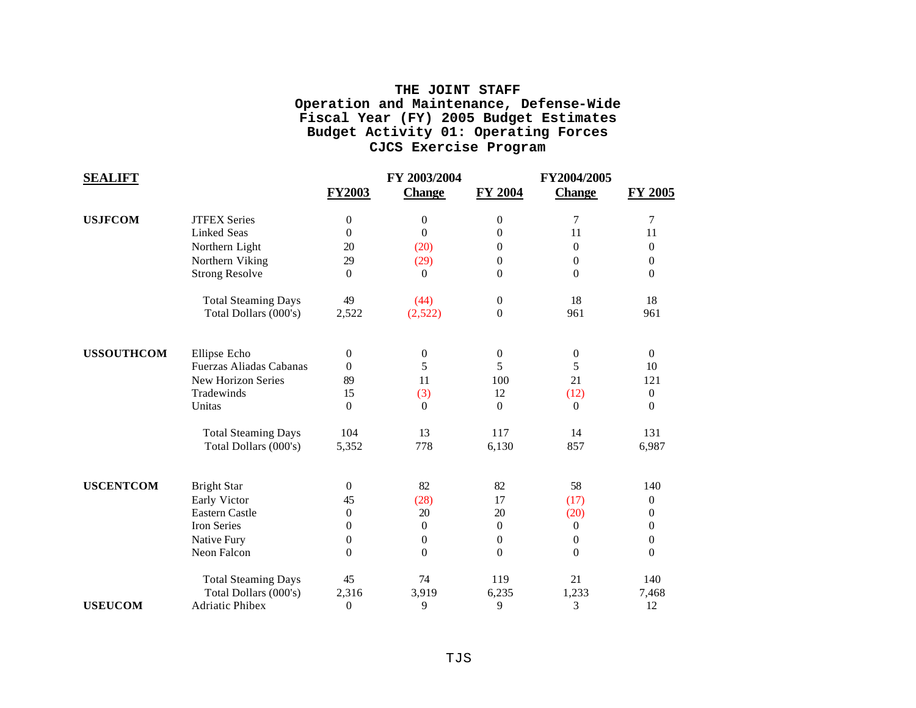# THE JOINT STAFF
## Operation and Maintenance, Defense-Wide
## Fiscal Year (FY) 2005 Budget Estimates
## Budget Activity 01: Operating Forces
## CJCS Exercise Program

| SEALIFT | | FY2003 | FY 2003/2004 Change | FY 2004 | FY2004/2005 Change | FY 2005 |
|---|---|---|---|---|---|---|
| **USJFCOM** | JTFEX Series | 0 | 0 | 0 | 7 | 7 |
| | Linked Seas | 0 | 0 | 0 | 11 | 11 |
| | Northern Light | 20 | (20) | 0 | 0 | 0 |
| | Northern Viking | 29 | (29) | 0 | 0 | 0 |
| | Strong Resolve | 0 | 0 | 0 | 0 | 0 |
| | Total Steaming Days | 49 | (44) | 0 | 18 | 18 |
| | Total Dollars (000's) | 2,522 | (2,522) | 0 | 961 | 961 |
| **USSOUTHCOM** | Ellipse Echo | 0 | 0 | 0 | 0 | 0 |
| | Fuerzas Aliadas Cabanas | 0 | 5 | 5 | 5 | 10 |
| | New Horizon Series | 89 | 11 | 100 | 21 | 121 |
| | Tradewinds | 15 | (3) | 12 | (12) | 0 |
| | Unitas | 0 | 0 | 0 | 0 | 0 |
| | Total Steaming Days | 104 | 13 | 117 | 14 | 131 |
| | Total Dollars (000's) | 5,352 | 778 | 6,130 | 857 | 6,987 |
| **USCENTCOM** | Bright Star | 0 | 82 | 82 | 58 | 140 |
| | Early Victor | 45 | (28) | 17 | (17) | 0 |
| | Eastern Castle | 0 | 20 | 20 | (20) | 0 |
| | Iron Series | 0 | 0 | 0 | 0 | 0 |
| | Native Fury | 0 | 0 | 0 | 0 | 0 |
| | Neon Falcon | 0 | 0 | 0 | 0 | 0 |
| | Total Steaming Days | 45 | 74 | 119 | 21 | 140 |
| | Total Dollars (000's) | 2,316 | 3,919 | 6,235 | 1,233 | 7,468 |
| **USEUCOM** | Adriatic Phibex | 0 | 9 | 9 | 3 | 12 |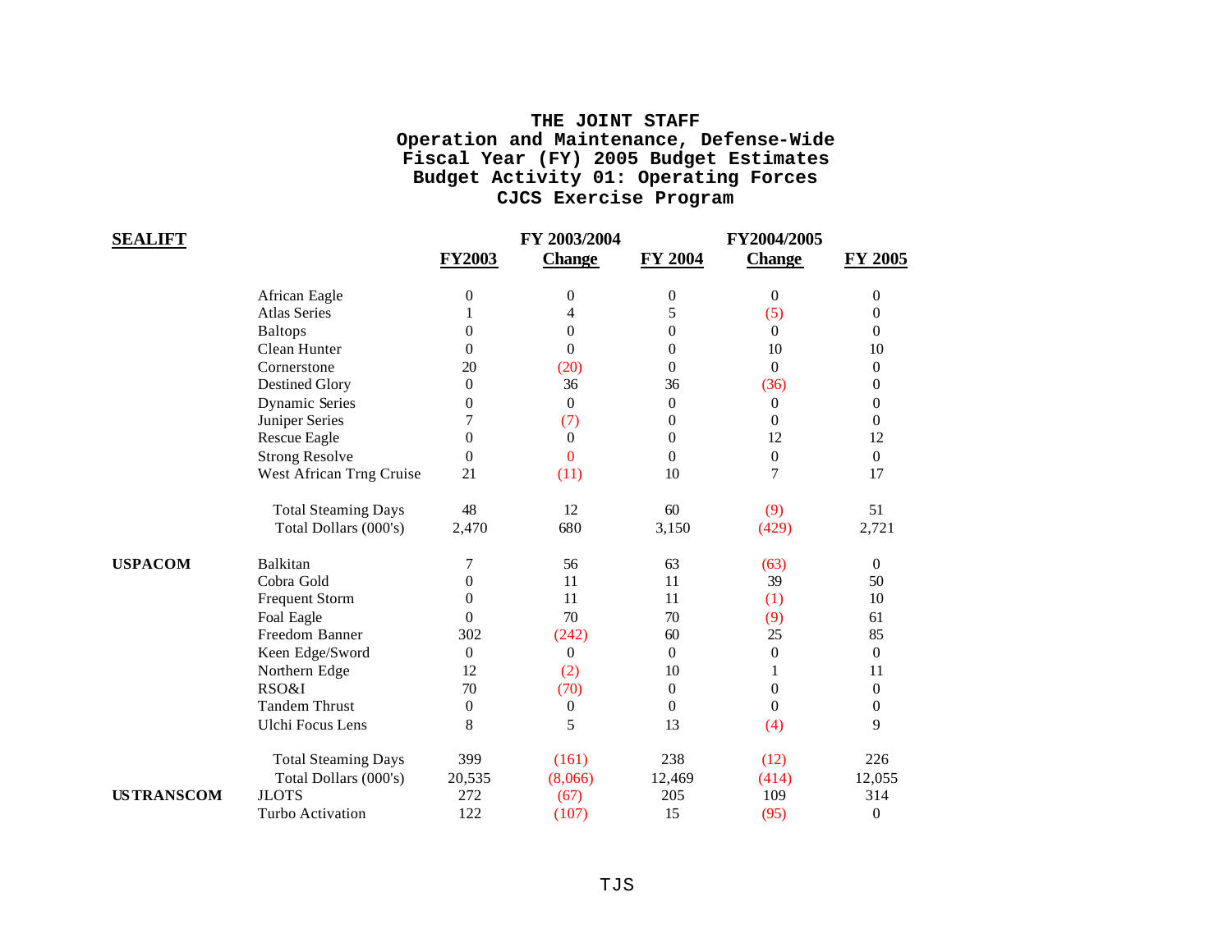# THE JOINT STAFF
## Operation and Maintenance, Defense-Wide
## Fiscal Year (FY) 2005 Budget Estimates
## Budget Activity 01: Operating Forces
## CJCS Exercise Program

| | | FY2003 | FY 2003/2004 Change | FY 2004 | FY2004/2005 Change | FY 2005 |
|---|---|---|---|---|---|---|
| **SEALIFT** | African Eagle | 0 | 0 | 0 | 0 | 0 |
| | Atlas Series | 1 | 4 | 5 | (5) | 0 |
| | Baltops | 0 | 0 | 0 | 0 | 0 |
| | Clean Hunter | 0 | 0 | 0 | 10 | 10 |
| | Cornerstone | 20 | (20) | 0 | 0 | 0 |
| | Destined Glory | 0 | 36 | 36 | (36) | 0 |
| | Dynamic Series | 0 | 0 | 0 | 0 | 0 |
| | Juniper Series | 7 | (7) | 0 | 0 | 0 |
| | Rescue Eagle | 0 | 0 | 0 | 12 | 12 |
| | Strong Resolve | 0 | 0 | 0 | 0 | 0 |
| | West African Trng Cruise | 21 | (11) | 10 | 7 | 17 |
| | Total Steaming Days | 48 | 12 | 60 | (9) | 51 |
| | Total Dollars (000's) | 2,470 | 680 | 3,150 | (429) | 2,721 |
| **USPACOM** | Balkitan | 7 | 56 | 63 | (63) | 0 |
| | Cobra Gold | 0 | 11 | 11 | 39 | 50 |
| | Frequent Storm | 0 | 11 | 11 | (1) | 10 |
| | Foal Eagle | 0 | 70 | 70 | (9) | 61 |
| | Freedom Banner | 302 | (242) | 60 | 25 | 85 |
| | Keen Edge/Sword | 0 | 0 | 0 | 0 | 0 |
| | Northern Edge | 12 | (2) | 10 | 1 | 11 |
| | RSO&I | 70 | (70) | 0 | 0 | 0 |
| | Tandem Thrust | 0 | 0 | 0 | 0 | 0 |
| | Ulchi Focus Lens | 8 | 5 | 13 | (4) | 9 |
| | Total Steaming Days | 399 | (161) | 238 | (12) | 226 |
| | Total Dollars (000's) | 20,535 | (8,066) | 12,469 | (414) | 12,055 |
| **USTRANSCOM** | JLOTS | 272 | (67) | 205 | 109 | 314 |
| | Turbo Activation | 122 | (107) | 15 | (95) | 0 |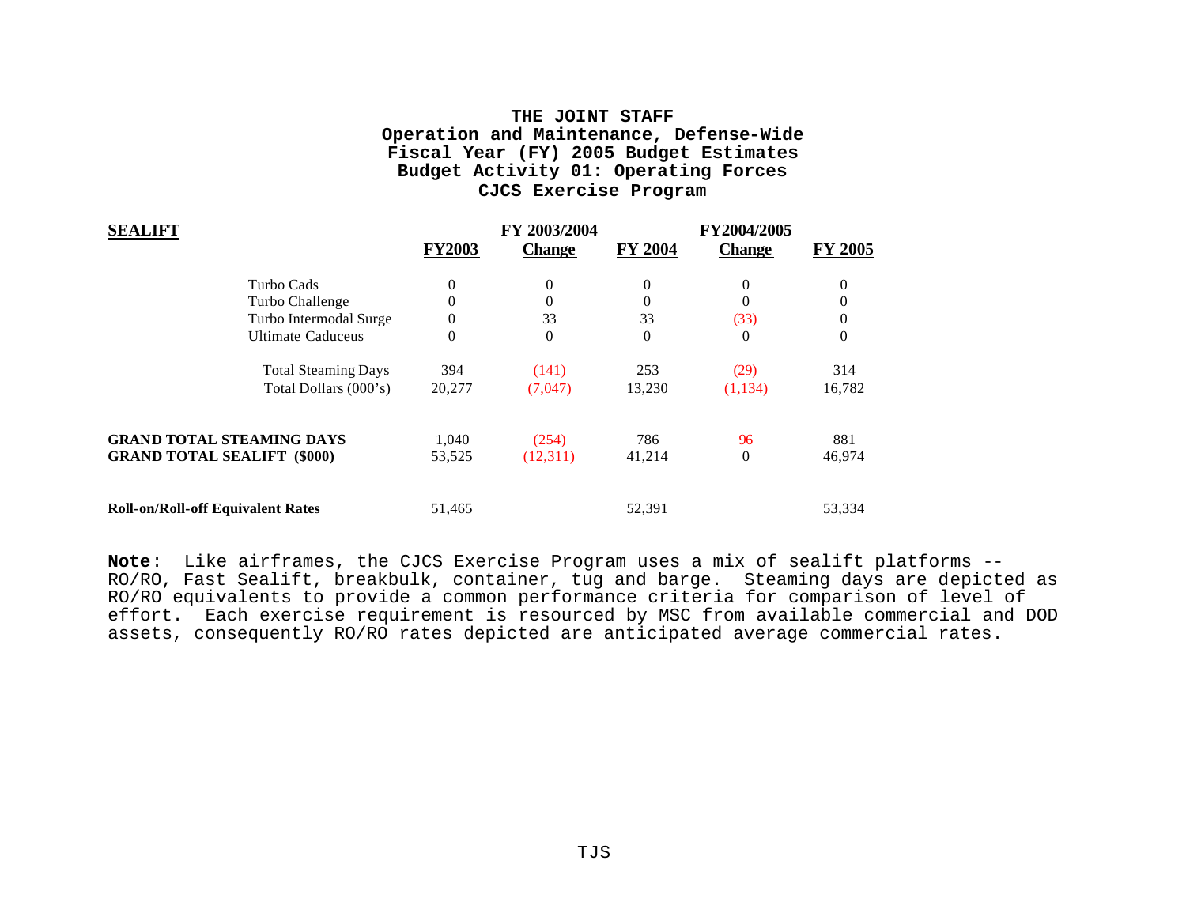# THE JOINT STAFF
## Operation and Maintenance, Defense-Wide
## Fiscal Year (FY) 2005 Budget Estimates
## Budget Activity 01: Operating Forces
## CJCS Exercise Program

| **SEALIFT** | **FY2003** | **FY 2003/2004 Change** | **FY 2004** | **FY2004/2005 Change** | **FY 2005** |
|---|---|---|---|---|---|
| Turbo Cads | 0 | 0 | 0 | 0 | 0 |
| Turbo Challenge | 0 | 0 | 0 | 0 | 0 |
| Turbo Intermodal Surge | 0 | 33 | 33 | (33) | 0 |
| Ultimate Caduceus | 0 | 0 | 0 | 0 | 0 |
| Total Steaming Days | 394 | (141) | 253 | (29) | 314 |
| Total Dollars (000's) | 20,277 | (7,047) | 13,230 | (1,134) | 16,782 |
| **GRAND TOTAL STEAMING DAYS** | 1,040 | (254) | 786 | 96 | 881 |
| **GRAND TOTAL SEALIFT ($000)** | 53,525 | (12,311) | 41,214 | 0 | 46,974 |
| **Roll-on/Roll-off Equivalent Rates** | 51,465 | | 52,391 | | 53,334 |

**Note**: Like airframes, the CJCS Exercise Program uses a mix of sealift platforms -- RO/RO, Fast Sealift, breakbulk, container, tug and barge. Steaming days are depicted as RO/RO equivalents to provide a common performance criteria for comparison of level of effort. Each exercise requirement is resourced by MSC from available commercial and DOD assets, consequently RO/RO rates depicted are anticipated average commercial rates.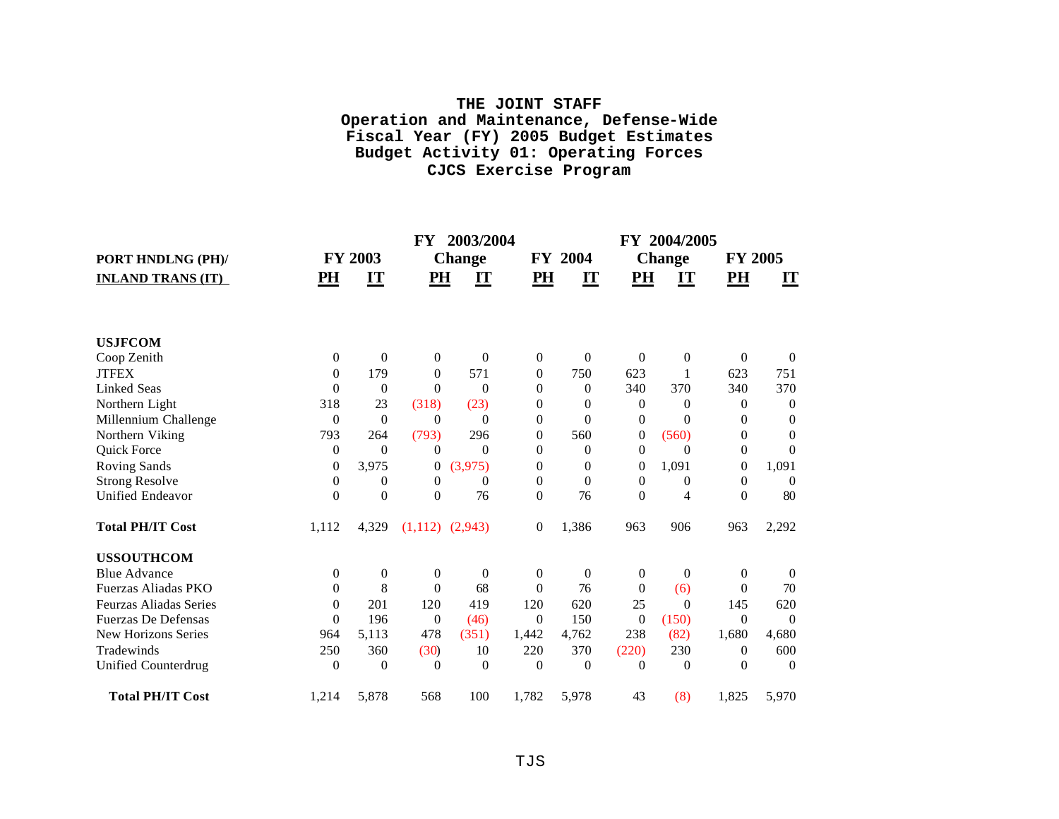# THE JOINT STAFF
## Operation and Maintenance, Defense-Wide
## Fiscal Year (FY) 2005 Budget Estimates
## Budget Activity 01: Operating Forces
## CJCS Exercise Program

| PORT HNDLNG (PH)/ INLAND TRANS (IT) | FY 2003 | | FY 2003/2004 Change | | FY 2004 | | FY 2004/2005 Change | | FY 2005 | |
|---|---|---|---|---|---|---|---|---|---|---|
| | PH | IT | PH | IT | PH | IT | PH | IT | PH | IT |
| **USJFCOM** | | | | | | | | | | |
| Coop Zenith | 0 | 0 | 0 | 0 | 0 | 0 | 0 | 0 | 0 | 0 |
| JTFEX | 0 | 179 | 0 | 571 | 0 | 750 | 623 | 1 | 623 | 751 |
| Linked Seas | 0 | 0 | 0 | 0 | 0 | 0 | 340 | 370 | 340 | 370 |
| Northern Light | 318 | 23 | (318) | (23) | 0 | 0 | 0 | 0 | 0 | 0 |
| Millennium Challenge | 0 | 0 | 0 | 0 | 0 | 0 | 0 | 0 | 0 | 0 |
| Northern Viking | 793 | 264 | (793) | 296 | 0 | 560 | 0 | (560) | 0 | 0 |
| Quick Force | 0 | 0 | 0 | 0 | 0 | 0 | 0 | 0 | 0 | 0 |
| Roving Sands | 0 | 3,975 | 0 | (3,975) | 0 | 0 | 0 | 1,091 | 0 | 1,091 |
| Strong Resolve | 0 | 0 | 0 | 0 | 0 | 0 | 0 | 0 | 0 | 0 |
| Unified Endeavor | 0 | 0 | 0 | 76 | 0 | 76 | 0 | 4 | 0 | 80 |
| **Total PH/IT Cost** | 1,112 | 4,329 | (1,112) | (2,943) | 0 | 1,386 | 963 | 906 | 963 | 2,292 |
| **USSOUTHCOM** | | | | | | | | | | |
| Blue Advance | 0 | 0 | 0 | 0 | 0 | 0 | 0 | 0 | 0 | 0 |
| Fuerzas Aliadas PKO | 0 | 8 | 0 | 68 | 0 | 76 | 0 | (6) | 0 | 70 |
| Feurzas Aliadas Series | 0 | 201 | 120 | 419 | 120 | 620 | 25 | 0 | 145 | 620 |
| Fuerzas De Defensas | 0 | 196 | 0 | (46) | 0 | 150 | 0 | (150) | 0 | 0 |
| New Horizons Series | 964 | 5,113 | 478 | (351) | 1,442 | 4,762 | 238 | (82) | 1,680 | 4,680 |
| Tradewinds | 250 | 360 | (30) | 10 | 220 | 370 | (220) | 230 | 0 | 600 |
| Unified Counterdrug | 0 | 0 | 0 | 0 | 0 | 0 | 0 | 0 | 0 | 0 |
| **Total PH/IT Cost** | 1,214 | 5,878 | 568 | 100 | 1,782 | 5,978 | 43 | (8) | 1,825 | 5,970 |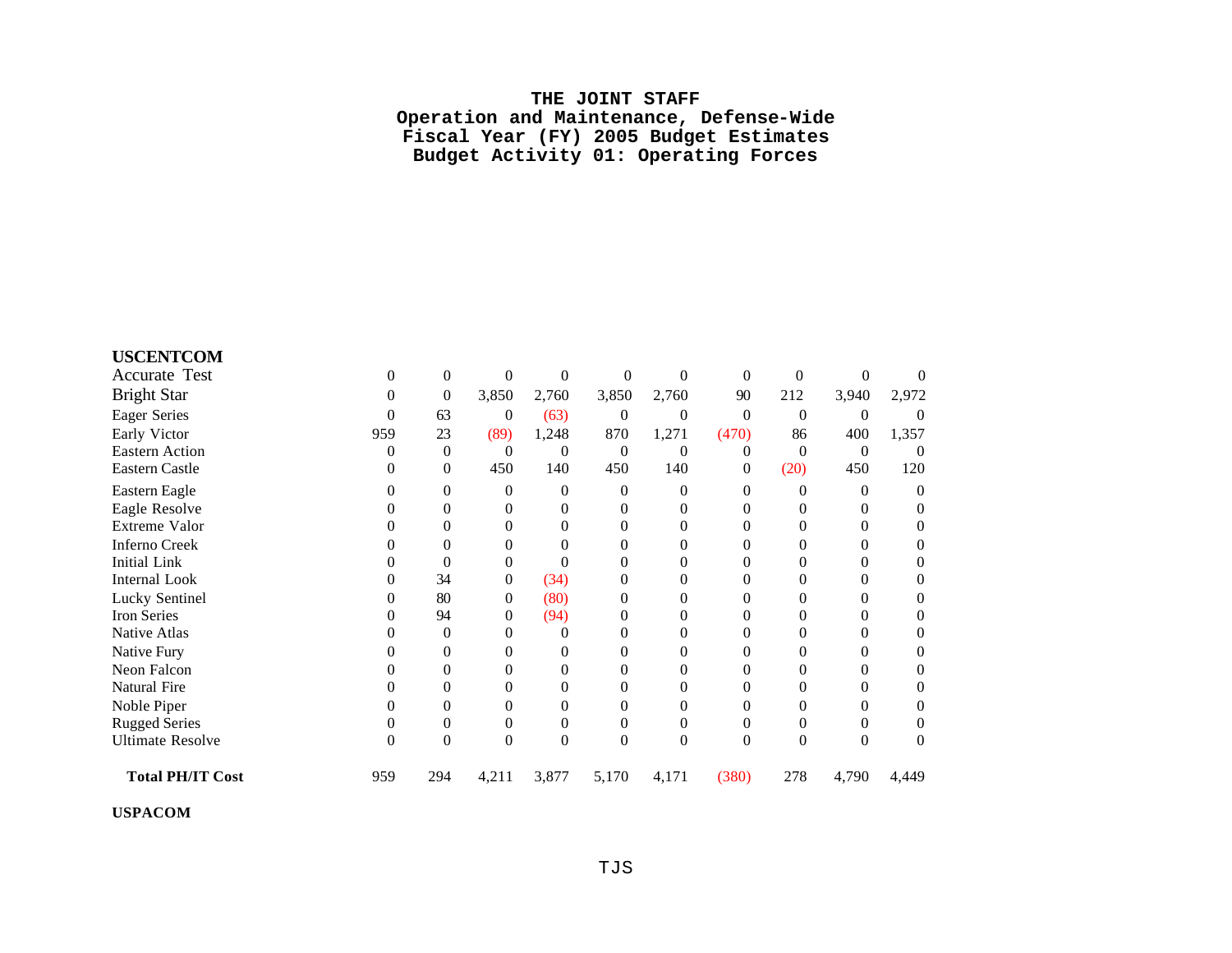# THE JOINT STAFF
## Operation and Maintenance, Defense-Wide
## Fiscal Year (FY) 2005 Budget Estimates
## Budget Activity 01: Operating Forces

| **USCENTCOM** | | | | | | | | | | |
|---|---|---|---|---|---|---|---|---|---|---|
| Accurate Test | 0 | 0 | 0 | 0 | 0 | 0 | 0 | 0 | 0 | 0 |
| Bright Star | 0 | 0 | 3,850 | 2,760 | 3,850 | 2,760 | 90 | 212 | 3,940 | 2,972 |
| Eager Series | 0 | 63 | 0 | (63) | 0 | 0 | 0 | 0 | 0 | 0 |
| Early Victor | 959 | 23 | (89) | 1,248 | 870 | 1,271 | (470) | 86 | 400 | 1,357 |
| Eastern Action | 0 | 0 | 0 | 0 | 0 | 0 | 0 | 0 | 0 | 0 |
| Eastern Castle | 0 | 0 | 450 | 140 | 450 | 140 | 0 | (20) | 450 | 120 |
| Eastern Eagle | 0 | 0 | 0 | 0 | 0 | 0 | 0 | 0 | 0 | 0 |
| Eagle Resolve | 0 | 0 | 0 | 0 | 0 | 0 | 0 | 0 | 0 | 0 |
| Extreme Valor | 0 | 0 | 0 | 0 | 0 | 0 | 0 | 0 | 0 | 0 |
| Inferno Creek | 0 | 0 | 0 | 0 | 0 | 0 | 0 | 0 | 0 | 0 |
| Initial Link | 0 | 0 | 0 | 0 | 0 | 0 | 0 | 0 | 0 | 0 |
| Internal Look | 0 | 34 | 0 | (34) | 0 | 0 | 0 | 0 | 0 | 0 |
| Lucky Sentinel | 0 | 80 | 0 | (80) | 0 | 0 | 0 | 0 | 0 | 0 |
| Iron Series | 0 | 94 | 0 | (94) | 0 | 0 | 0 | 0 | 0 | 0 |
| Native Atlas | 0 | 0 | 0 | 0 | 0 | 0 | 0 | 0 | 0 | 0 |
| Native Fury | 0 | 0 | 0 | 0 | 0 | 0 | 0 | 0 | 0 | 0 |
| Neon Falcon | 0 | 0 | 0 | 0 | 0 | 0 | 0 | 0 | 0 | 0 |
| Natural Fire | 0 | 0 | 0 | 0 | 0 | 0 | 0 | 0 | 0 | 0 |
| Noble Piper | 0 | 0 | 0 | 0 | 0 | 0 | 0 | 0 | 0 | 0 |
| Rugged Series | 0 | 0 | 0 | 0 | 0 | 0 | 0 | 0 | 0 | 0 |
| Ultimate Resolve | 0 | 0 | 0 | 0 | 0 | 0 | 0 | 0 | 0 | 0 |
| **Total PH/IT Cost** | 959 | 294 | 4,211 | 3,877 | 5,170 | 4,171 | (380) | 278 | 4,790 | 4,449 |

**USPACOM**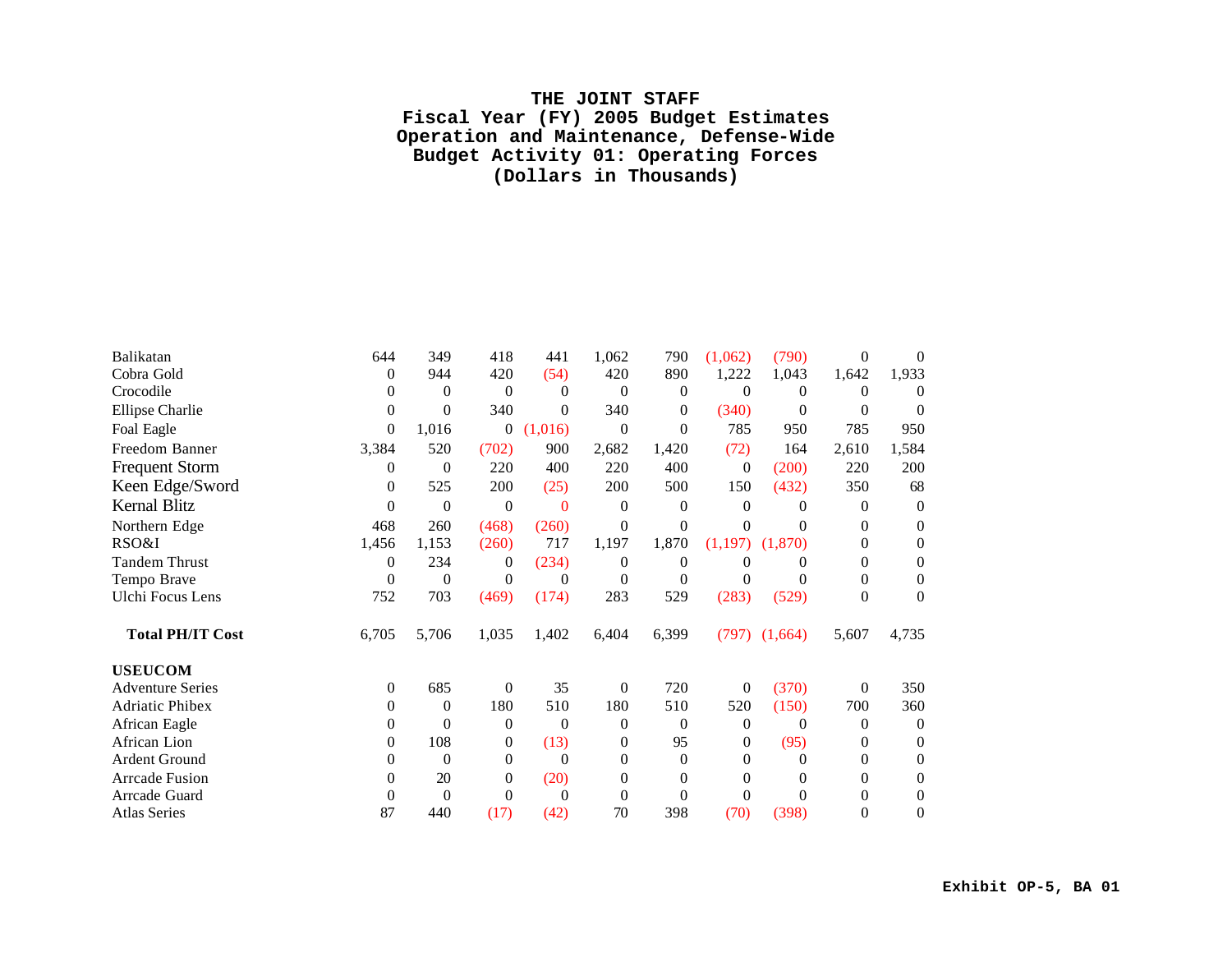# THE JOINT STAFF
## Fiscal Year (FY) 2005 Budget Estimates
## Operation and Maintenance, Defense-Wide
## Budget Activity 01: Operating Forces
## (Dollars in Thousands)

| | | | | | | | | | | |
|---|---|---|---|---|---|---|---|---|---|---|
| Balikatan | 644 | 349 | 418 | 441 | 1,062 | 790 | (1,062) | (790) | 0 | 0 |
| Cobra Gold | 0 | 944 | 420 | (54) | 420 | 890 | 1,222 | 1,043 | 1,642 | 1,933 |
| Crocodile | 0 | 0 | 0 | 0 | 0 | 0 | 0 | 0 | 0 | 0 |
| Ellipse Charlie | 0 | 0 | 340 | 0 | 340 | 0 | (340) | 0 | 0 | 0 |
| Foal Eagle | 0 | 1,016 | 0 | (1,016) | 0 | 0 | 785 | 950 | 785 | 950 |
| Freedom Banner | 3,384 | 520 | (702) | 900 | 2,682 | 1,420 | (72) | 164 | 2,610 | 1,584 |
| Frequent Storm | 0 | 0 | 220 | 400 | 220 | 400 | 0 | (200) | 220 | 200 |
| Keen Edge/Sword | 0 | 525 | 200 | (25) | 200 | 500 | 150 | (432) | 350 | 68 |
| Kernal Blitz | 0 | 0 | 0 | 0 | 0 | 0 | 0 | 0 | 0 | 0 |
| Northern Edge | 468 | 260 | (468) | (260) | 0 | 0 | 0 | 0 | 0 | 0 |
| RSO&I | 1,456 | 1,153 | (260) | 717 | 1,197 | 1,870 | (1,197) | (1,870) | 0 | 0 |
| Tandem Thrust | 0 | 234 | 0 | (234) | 0 | 0 | 0 | 0 | 0 | 0 |
| Tempo Brave | 0 | 0 | 0 | 0 | 0 | 0 | 0 | 0 | 0 | 0 |
| Ulchi Focus Lens | 752 | 703 | (469) | (174) | 283 | 529 | (283) | (529) | 0 | 0 |
| **Total PH/IT Cost** | 6,705 | 5,706 | 1,035 | 1,402 | 6,404 | 6,399 | (797) | (1,664) | 5,607 | 4,735 |
| **USEUCOM** | | | | | | | | | | |
| Adventure Series | 0 | 685 | 0 | 35 | 0 | 720 | 0 | (370) | 0 | 350 |
| Adriatic Phibex | 0 | 0 | 180 | 510 | 180 | 510 | 520 | (150) | 700 | 360 |
| African Eagle | 0 | 0 | 0 | 0 | 0 | 0 | 0 | 0 | 0 | 0 |
| African Lion | 0 | 108 | 0 | (13) | 0 | 95 | 0 | (95) | 0 | 0 |
| Ardent Ground | 0 | 0 | 0 | 0 | 0 | 0 | 0 | 0 | 0 | 0 |
| Arrcade Fusion | 0 | 20 | 0 | (20) | 0 | 0 | 0 | 0 | 0 | 0 |
| Arrcade Guard | 0 | 0 | 0 | 0 | 0 | 0 | 0 | 0 | 0 | 0 |
| Atlas Series | 87 | 440 | (17) | (42) | 70 | 398 | (70) | (398) | 0 | 0 |

**Exhibit OP-5, BA 01**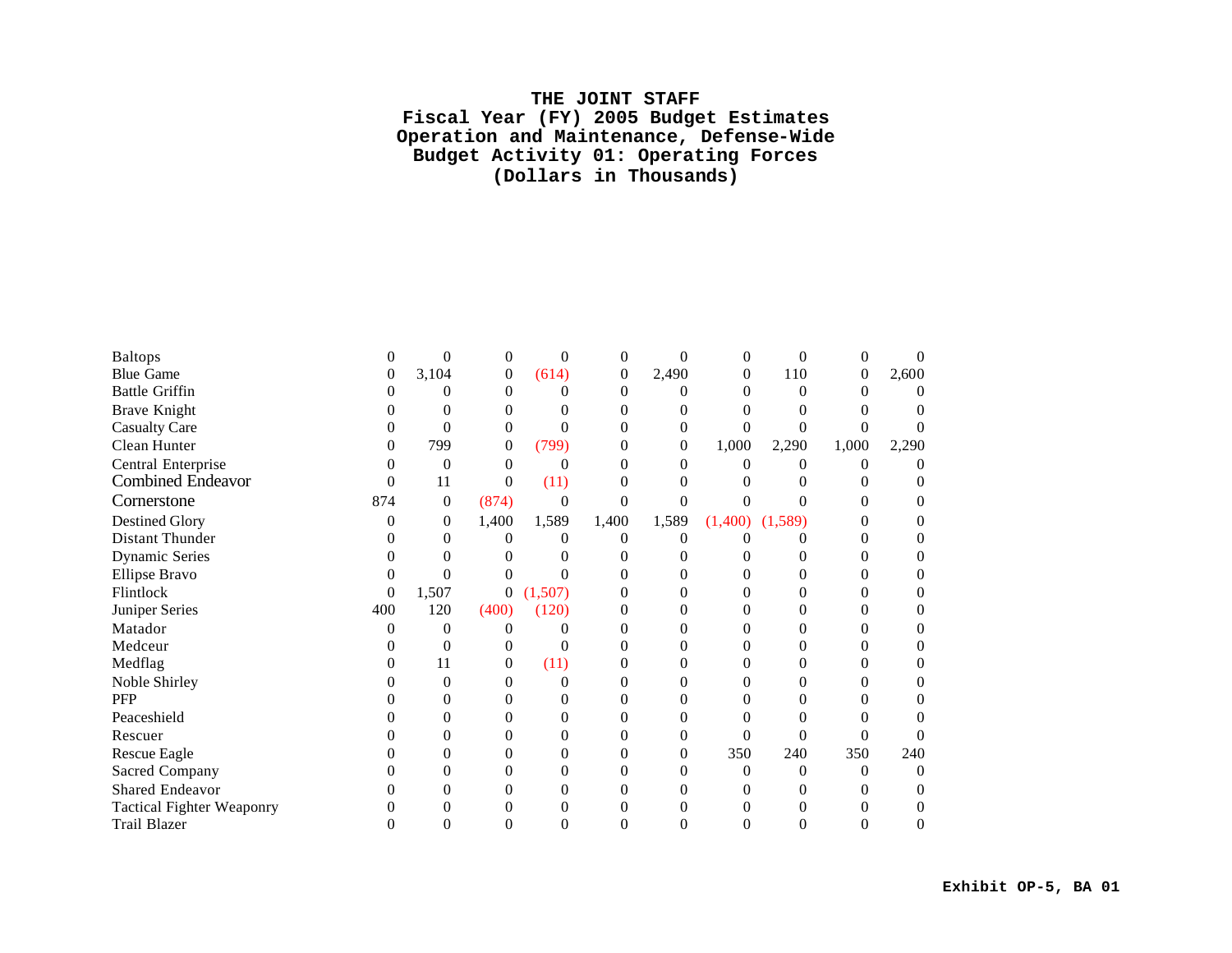# THE JOINT STAFF
## Fiscal Year (FY) 2005 Budget Estimates
## Operation and Maintenance, Defense-Wide
## Budget Activity 01: Operating Forces
## (Dollars in Thousands)

| | | | | | | | | | | |
|---|---|---|---|---|---|---|---|---|---|---|
| Baltops | 0 | 0 | 0 | 0 | 0 | 0 | 0 | 0 | 0 | 0 |
| Blue Game | 0 | 3,104 | 0 | (614) | 0 | 2,490 | 0 | 110 | 0 | 2,600 |
| Battle Griffin | 0 | 0 | 0 | 0 | 0 | 0 | 0 | 0 | 0 | 0 |
| Brave Knight | 0 | 0 | 0 | 0 | 0 | 0 | 0 | 0 | 0 | 0 |
| Casualty Care | 0 | 0 | 0 | 0 | 0 | 0 | 0 | 0 | 0 | 0 |
| Clean Hunter | 0 | 799 | 0 | (799) | 0 | 0 | 1,000 | 2,290 | 1,000 | 2,290 |
| Central Enterprise | 0 | 0 | 0 | 0 | 0 | 0 | 0 | 0 | 0 | 0 |
| Combined Endeavor | 0 | 11 | 0 | (11) | 0 | 0 | 0 | 0 | 0 | 0 |
| Cornerstone | 874 | 0 | (874) | 0 | 0 | 0 | 0 | 0 | 0 | 0 |
| Destined Glory | 0 | 0 | 1,400 | 1,589 | 1,400 | 1,589 | (1,400) | (1,589) | 0 | 0 |
| Distant Thunder | 0 | 0 | 0 | 0 | 0 | 0 | 0 | 0 | 0 | 0 |
| Dynamic Series | 0 | 0 | 0 | 0 | 0 | 0 | 0 | 0 | 0 | 0 |
| Ellipse Bravo | 0 | 0 | 0 | 0 | 0 | 0 | 0 | 0 | 0 | 0 |
| Flintlock | 0 | 1,507 | 0 | (1,507) | 0 | 0 | 0 | 0 | 0 | 0 |
| Juniper Series | 400 | 120 | (400) | (120) | 0 | 0 | 0 | 0 | 0 | 0 |
| Matador | 0 | 0 | 0 | 0 | 0 | 0 | 0 | 0 | 0 | 0 |
| Medceur | 0 | 0 | 0 | 0 | 0 | 0 | 0 | 0 | 0 | 0 |
| Medflag | 0 | 11 | 0 | (11) | 0 | 0 | 0 | 0 | 0 | 0 |
| Noble Shirley | 0 | 0 | 0 | 0 | 0 | 0 | 0 | 0 | 0 | 0 |
| PFP | 0 | 0 | 0 | 0 | 0 | 0 | 0 | 0 | 0 | 0 |
| Peaceshield | 0 | 0 | 0 | 0 | 0 | 0 | 0 | 0 | 0 | 0 |
| Rescuer | 0 | 0 | 0 | 0 | 0 | 0 | 0 | 0 | 0 | 0 |
| Rescue Eagle | 0 | 0 | 0 | 0 | 0 | 0 | 350 | 240 | 350 | 240 |
| Sacred Company | 0 | 0 | 0 | 0 | 0 | 0 | 0 | 0 | 0 | 0 |
| Shared Endeavor | 0 | 0 | 0 | 0 | 0 | 0 | 0 | 0 | 0 | 0 |
| Tactical Fighter Weaponry | 0 | 0 | 0 | 0 | 0 | 0 | 0 | 0 | 0 | 0 |
| Trail Blazer | 0 | 0 | 0 | 0 | 0 | 0 | 0 | 0 | 0 | 0 |

**Exhibit OP-5, BA 01**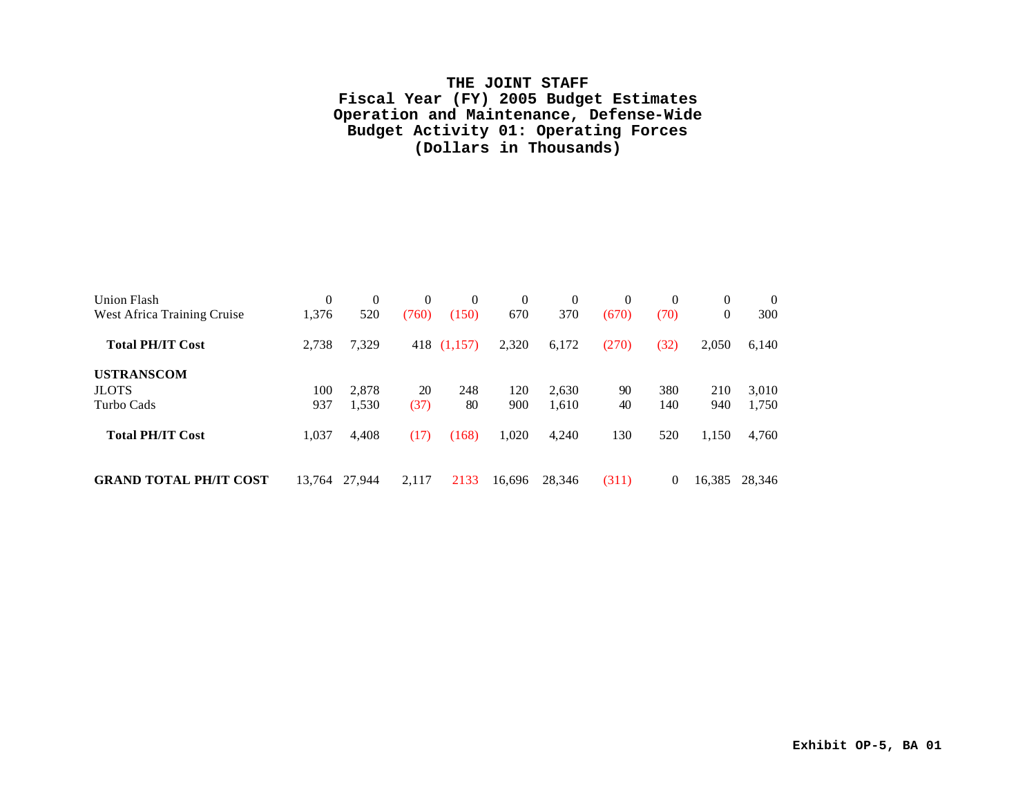# THE JOINT STAFF
## Fiscal Year (FY) 2005 Budget Estimates
## Operation and Maintenance, Defense-Wide
## Budget Activity 01: Operating Forces
## (Dollars in Thousands)

| | | | | | | | | | | |
|---|---|---|---|---|---|---|---|---|---|---|
| Union Flash | 0 | 0 | 0 | 0 | 0 | 0 | 0 | 0 | 0 | 0 |
| West Africa Training Cruise | 1,376 | 520 | (760) | (150) | 670 | 370 | (670) | (70) | 0 | 300 |
| **Total PH/IT Cost** | 2,738 | 7,329 | 418 | (1,157) | 2,320 | 6,172 | (270) | (32) | 2,050 | 6,140 |
| **USTRANSCOM** | | | | | | | | | | |
| JLOTS | 100 | 2,878 | 20 | 248 | 120 | 2,630 | 90 | 380 | 210 | 3,010 |
| Turbo Cads | 937 | 1,530 | (37) | 80 | 900 | 1,610 | 40 | 140 | 940 | 1,750 |
| **Total PH/IT Cost** | 1,037 | 4,408 | (17) | (168) | 1,020 | 4,240 | 130 | 520 | 1,150 | 4,760 |
| **GRAND TOTAL PH/IT COST** | 13,764 | 27,944 | 2,117 | 2133 | 16,696 | 28,346 | (311) | 0 | 16,385 | 28,346 |

**Exhibit OP-5, BA 01**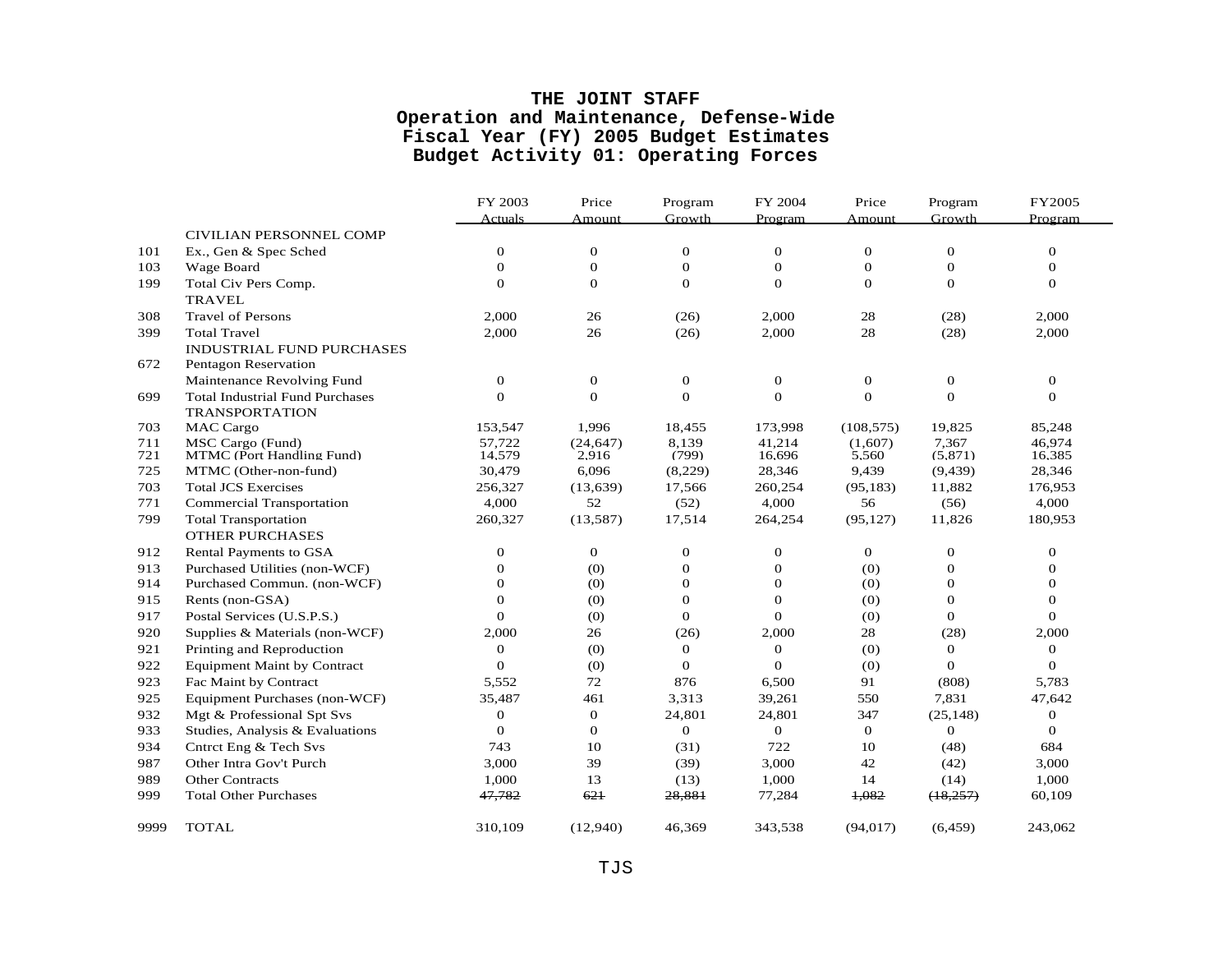# THE JOINT STAFF
## Operation and Maintenance, Defense-Wide
## Fiscal Year (FY) 2005 Budget Estimates
## Budget Activity 01: Operating Forces

| | | FY 2003 Actuals | Price Amount | Program Growth | FY 2004 Program | Price Amount | Program Growth | FY2005 Program |
|---|---|---|---|---|---|---|---|---|
| | CIVILIAN PERSONNEL COMP | | | | | | | |
| 101 | Ex., Gen & Spec Sched | 0 | 0 | 0 | 0 | 0 | 0 | 0 |
| 103 | Wage Board | 0 | 0 | 0 | 0 | 0 | 0 | 0 |
| 199 | Total Civ Pers Comp. | 0 | 0 | 0 | 0 | 0 | 0 | 0 |
| | TRAVEL | | | | | | | |
| 308 | Travel of Persons | 2,000 | 26 | (26) | 2,000 | 28 | (28) | 2,000 |
| 399 | Total Travel | 2,000 | 26 | (26) | 2,000 | 28 | (28) | 2,000 |
| | INDUSTRIAL FUND PURCHASES | | | | | | | |
| 672 | Pentagon Reservation Maintenance Revolving Fund | 0 | 0 | 0 | 0 | 0 | 0 | 0 |
| 699 | Total Industrial Fund Purchases | 0 | 0 | 0 | 0 | 0 | 0 | 0 |
| | TRANSPORTATION | | | | | | | |
| 703 | MAC Cargo | 153,547 | 1,996 | 18,455 | 173,998 | (108,575) | 19,825 | 85,248 |
| 711 | MSC Cargo (Fund) | 57,722 | (24,647) | 8,139 | 41,214 | (1,607) | 7,367 | 46,974 |
| 721 | MTMC (Port Handling Fund) | 14,579 | 2,916 | (799) | 16,696 | 5,560 | (5,871) | 16,385 |
| 725 | MTMC (Other-non-fund) | 30,479 | 6,096 | (8,229) | 28,346 | 9,439 | (9,439) | 28,346 |
| 703 | Total JCS Exercises | 256,327 | (13,639) | 17,566 | 260,254 | (95,183) | 11,882 | 176,953 |
| 771 | Commercial Transportation | 4,000 | 52 | (52) | 4,000 | 56 | (56) | 4,000 |
| 799 | Total Transportation | 260,327 | (13,587) | 17,514 | 264,254 | (95,127) | 11,826 | 180,953 |
| | OTHER PURCHASES | | | | | | | |
| 912 | Rental Payments to GSA | 0 | 0 | 0 | 0 | 0 | 0 | 0 |
| 913 | Purchased Utilities (non-WCF) | 0 | (0) | 0 | 0 | (0) | 0 | 0 |
| 914 | Purchased Commun. (non-WCF) | 0 | (0) | 0 | 0 | (0) | 0 | 0 |
| 915 | Rents (non-GSA) | 0 | (0) | 0 | 0 | (0) | 0 | 0 |
| 917 | Postal Services (U.S.P.S.) | 0 | (0) | 0 | 0 | (0) | 0 | 0 |
| 920 | Supplies & Materials (non-WCF) | 2,000 | 26 | (26) | 2,000 | 28 | (28) | 2,000 |
| 921 | Printing and Reproduction | 0 | (0) | 0 | 0 | (0) | 0 | 0 |
| 922 | Equipment Maint by Contract | 0 | (0) | 0 | 0 | (0) | 0 | 0 |
| 923 | Fac Maint by Contract | 5,552 | 72 | 876 | 6,500 | 91 | (808) | 5,783 |
| 925 | Equipment Purchases (non-WCF) | 35,487 | 461 | 3,313 | 39,261 | 550 | 7,831 | 47,642 |
| 932 | Mgt & Professional Spt Svs | 0 | 0 | 24,801 | 24,801 | 347 | (25,148) | 0 |
| 933 | Studies, Analysis & Evaluations | 0 | 0 | 0 | 0 | 0 | 0 | 0 |
| 934 | Cntrct Eng & Tech Svs | 743 | 10 | (31) | 722 | 10 | (48) | 684 |
| 987 | Other Intra Gov't Purch | 3,000 | 39 | (39) | 3,000 | 42 | (42) | 3,000 |
| 989 | Other Contracts | 1,000 | 13 | (13) | 1,000 | 14 | (14) | 1,000 |
| 999 | Total Other Purchases | ~~47,782~~ | ~~621~~ | ~~28,881~~ | 77,284 | ~~1,082~~ | ~~(18,257)~~ | 60,109 |
| 9999 | TOTAL | 310,109 | (12,940) | 46,369 | 343,538 | (94,017) | (6,459) | 243,062 |

TJS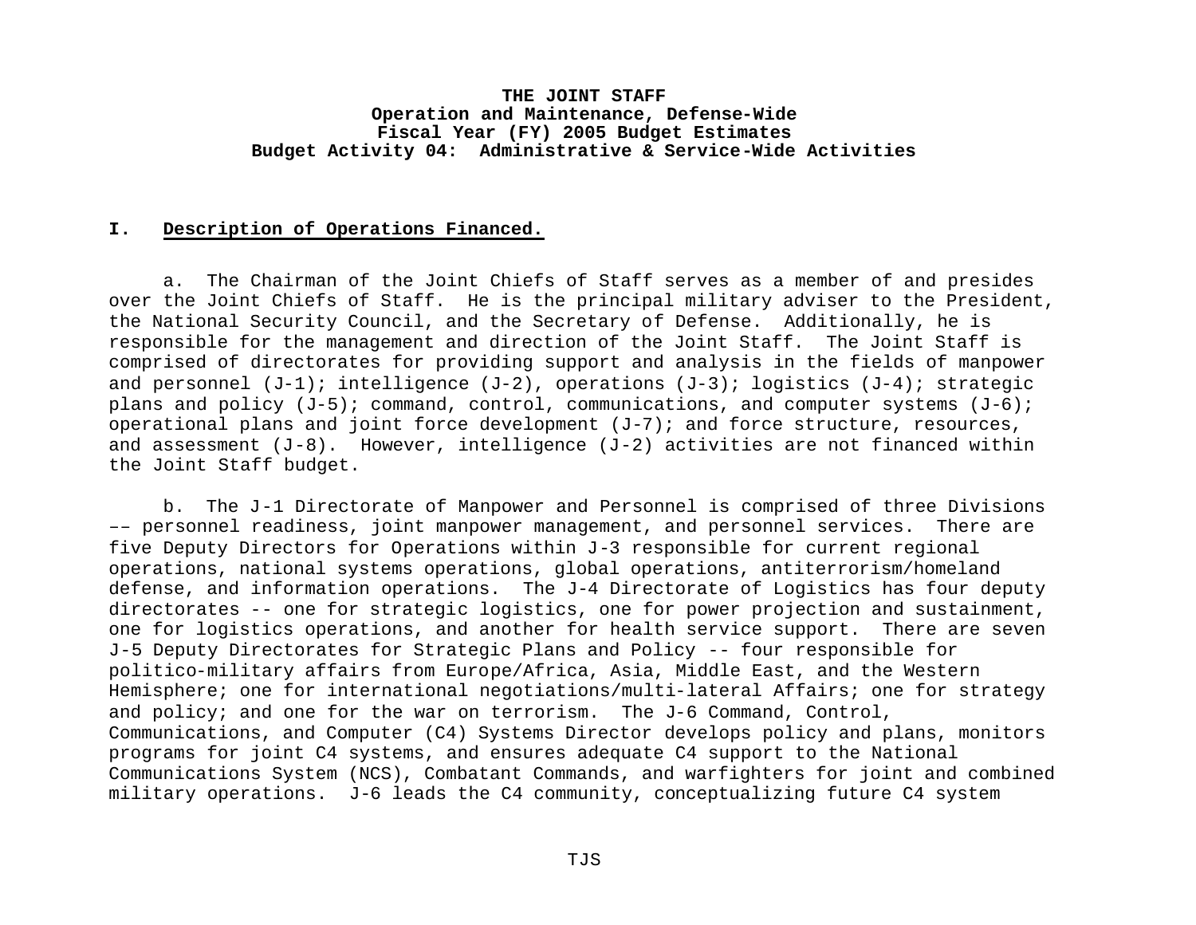**THE JOINT STAFF**
**Operation and Maintenance, Defense-Wide**
**Fiscal Year (FY) 2005 Budget Estimates**
**Budget Activity 04: Administrative & Service-Wide Activities**

## I. Description of Operations Financed.

a. The Chairman of the Joint Chiefs of Staff serves as a member of and presides over the Joint Chiefs of Staff. He is the principal military adviser to the President, the National Security Council, and the Secretary of Defense. Additionally, he is responsible for the management and direction of the Joint Staff. The Joint Staff is comprised of directorates for providing support and analysis in the fields of manpower and personnel (J-1); intelligence (J-2), operations (J-3); logistics (J-4); strategic plans and policy (J-5); command, control, communications, and computer systems (J-6); operational plans and joint force development (J-7); and force structure, resources, and assessment (J-8). However, intelligence (J-2) activities are not financed within the Joint Staff budget.

b. The J-1 Directorate of Manpower and Personnel is comprised of three Divisions –– personnel readiness, joint manpower management, and personnel services. There are five Deputy Directors for Operations within J-3 responsible for current regional operations, national systems operations, global operations, antiterrorism/homeland defense, and information operations. The J-4 Directorate of Logistics has four deputy directorates -- one for strategic logistics, one for power projection and sustainment, one for logistics operations, and another for health service support. There are seven J-5 Deputy Directorates for Strategic Plans and Policy -- four responsible for politico-military affairs from Europe/Africa, Asia, Middle East, and the Western Hemisphere; one for international negotiations/multi-lateral Affairs; one for strategy and policy; and one for the war on terrorism. The J-6 Command, Control, Communications, and Computer (C4) Systems Director develops policy and plans, monitors programs for joint C4 systems, and ensures adequate C4 support to the National Communications System (NCS), Combatant Commands, and warfighters for joint and combined military operations. J-6 leads the C4 community, conceptualizing future C4 system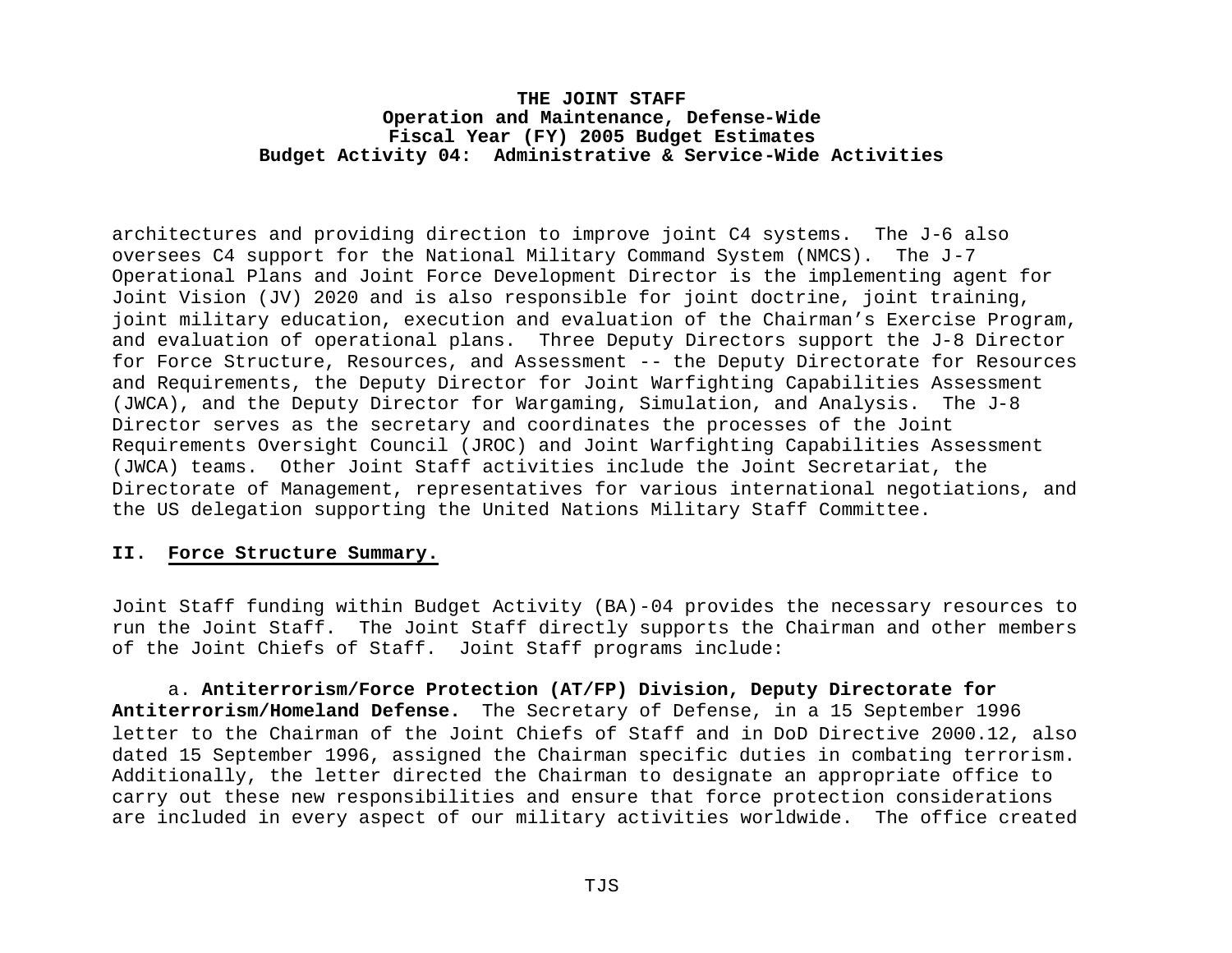architectures and providing direction to improve joint C4 systems. The J-6 also oversees C4 support for the National Military Command System (NMCS). The J-7 Operational Plans and Joint Force Development Director is the implementing agent for Joint Vision (JV) 2020 and is also responsible for joint doctrine, joint training, joint military education, execution and evaluation of the Chairman's Exercise Program, and evaluation of operational plans. Three Deputy Directors support the J-8 Director for Force Structure, Resources, and Assessment -- the Deputy Directorate for Resources and Requirements, the Deputy Director for Joint Warfighting Capabilities Assessment (JWCA), and the Deputy Director for Wargaming, Simulation, and Analysis. The J-8 Director serves as the secretary and coordinates the processes of the Joint Requirements Oversight Council (JROC) and Joint Warfighting Capabilities Assessment (JWCA) teams. Other Joint Staff activities include the Joint Secretariat, the Directorate of Management, representatives for various international negotiations, and the US delegation supporting the United Nations Military Staff Committee.

## II. Force Structure Summary.

Joint Staff funding within Budget Activity (BA)-04 provides the necessary resources to run the Joint Staff. The Joint Staff directly supports the Chairman and other members of the Joint Chiefs of Staff. Joint Staff programs include:

a. **Antiterrorism/Force Protection (AT/FP) Division, Deputy Directorate for Antiterrorism/Homeland Defense.** The Secretary of Defense, in a 15 September 1996 letter to the Chairman of the Joint Chiefs of Staff and in DoD Directive 2000.12, also dated 15 September 1996, assigned the Chairman specific duties in combating terrorism. Additionally, the letter directed the Chairman to designate an appropriate office to carry out these new responsibilities and ensure that force protection considerations are included in every aspect of our military activities worldwide. The office created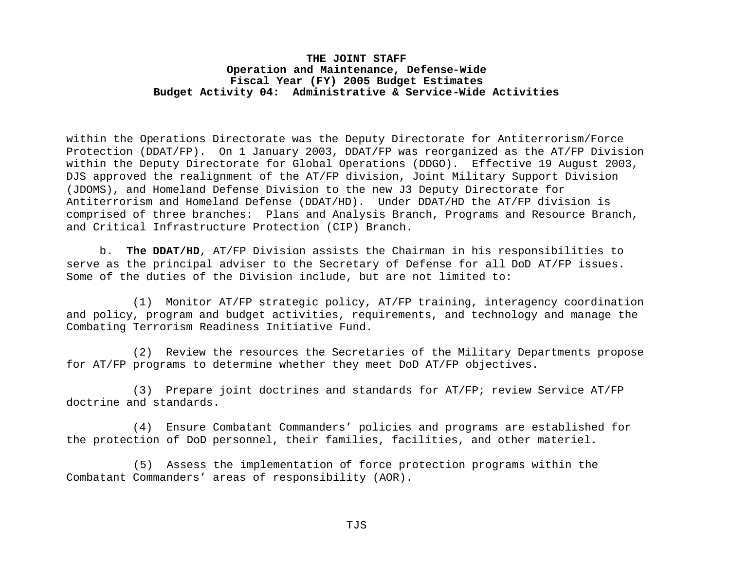within the Operations Directorate was the Deputy Directorate for Antiterrorism/Force Protection (DDAT/FP). On 1 January 2003, DDAT/FP was reorganized as the AT/FP Division within the Deputy Directorate for Global Operations (DDGO). Effective 19 August 2003, DJS approved the realignment of the AT/FP division, Joint Military Support Division (JDOMS), and Homeland Defense Division to the new J3 Deputy Directorate for Antiterrorism and Homeland Defense (DDAT/HD). Under DDAT/HD the AT/FP division is comprised of three branches: Plans and Analysis Branch, Programs and Resource Branch, and Critical Infrastructure Protection (CIP) Branch.

b. **The DDAT/HD**, AT/FP Division assists the Chairman in his responsibilities to serve as the principal adviser to the Secretary of Defense for all DoD AT/FP issues. Some of the duties of the Division include, but are not limited to:

(1) Monitor AT/FP strategic policy, AT/FP training, interagency coordination and policy, program and budget activities, requirements, and technology and manage the Combating Terrorism Readiness Initiative Fund.

(2) Review the resources the Secretaries of the Military Departments propose for AT/FP programs to determine whether they meet DoD AT/FP objectives.

(3) Prepare joint doctrines and standards for AT/FP; review Service AT/FP doctrine and standards.

(4) Ensure Combatant Commanders' policies and programs are established for the protection of DoD personnel, their families, facilities, and other materiel.

(5) Assess the implementation of force protection programs within the Combatant Commanders' areas of responsibility (AOR).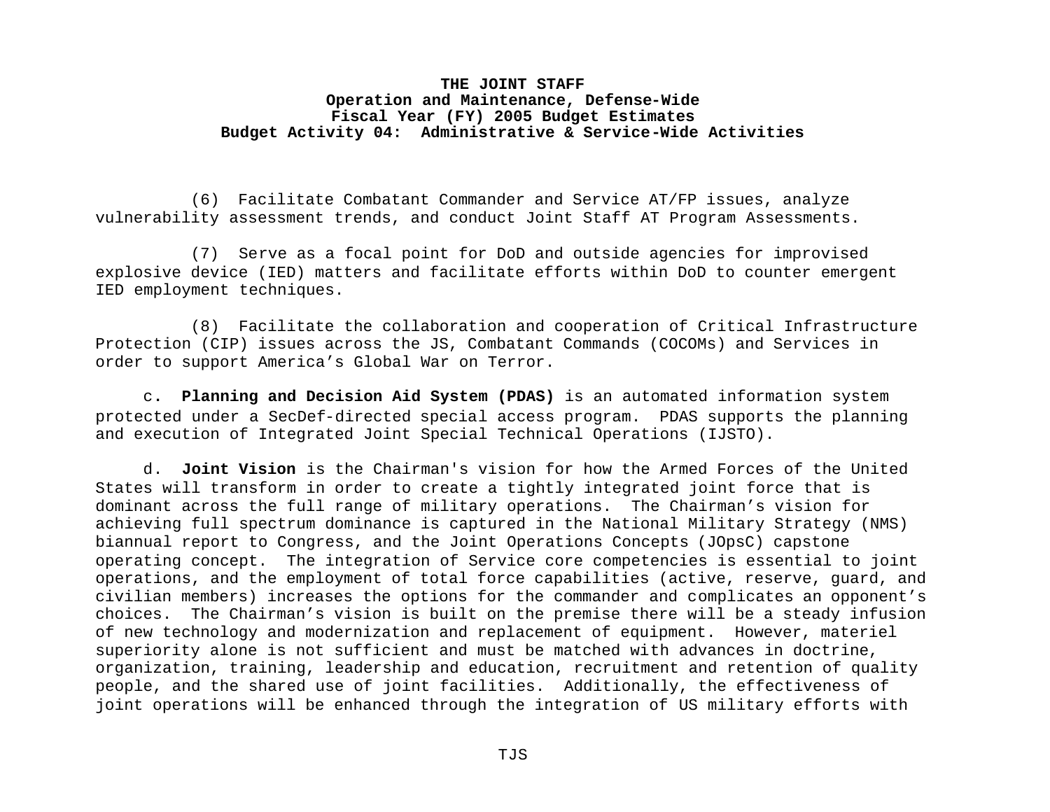(6) Facilitate Combatant Commander and Service AT/FP issues, analyze vulnerability assessment trends, and conduct Joint Staff AT Program Assessments.

(7) Serve as a focal point for DoD and outside agencies for improvised explosive device (IED) matters and facilitate efforts within DoD to counter emergent IED employment techniques.

(8) Facilitate the collaboration and cooperation of Critical Infrastructure Protection (CIP) issues across the JS, Combatant Commands (COCOMs) and Services in order to support America's Global War on Terror.

c. **Planning and Decision Aid System (PDAS)** is an automated information system protected under a SecDef-directed special access program. PDAS supports the planning and execution of Integrated Joint Special Technical Operations (IJSTO).

d. **Joint Vision** is the Chairman's vision for how the Armed Forces of the United States will transform in order to create a tightly integrated joint force that is dominant across the full range of military operations. The Chairman's vision for achieving full spectrum dominance is captured in the National Military Strategy (NMS) biannual report to Congress, and the Joint Operations Concepts (JOpsC) capstone operating concept. The integration of Service core competencies is essential to joint operations, and the employment of total force capabilities (active, reserve, guard, and civilian members) increases the options for the commander and complicates an opponent's choices. The Chairman's vision is built on the premise there will be a steady infusion of new technology and modernization and replacement of equipment. However, materiel superiority alone is not sufficient and must be matched with advances in doctrine, organization, training, leadership and education, recruitment and retention of quality people, and the shared use of joint facilities. Additionally, the effectiveness of joint operations will be enhanced through the integration of US military efforts with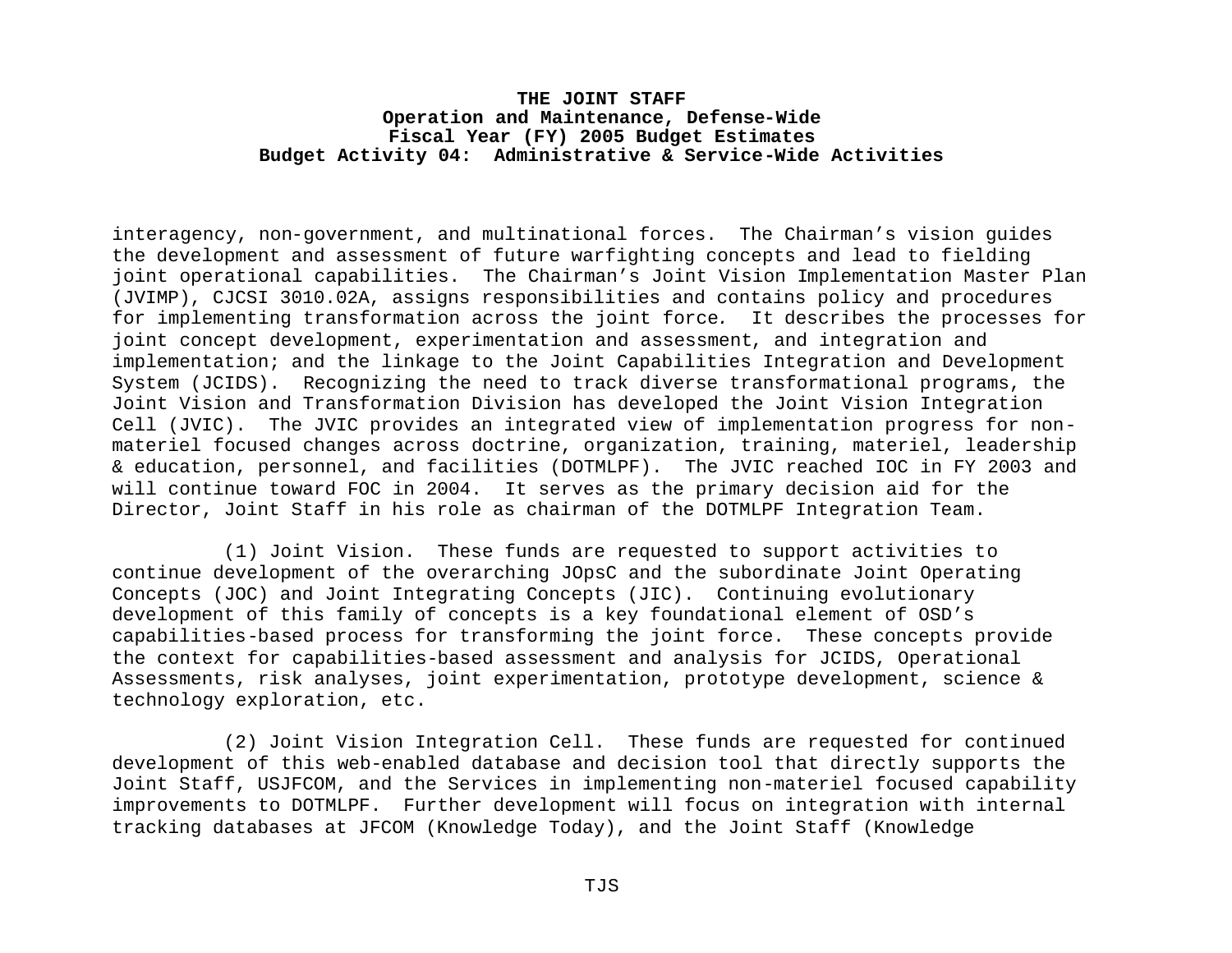interagency, non-government, and multinational forces. The Chairman's vision guides the development and assessment of future warfighting concepts and lead to fielding joint operational capabilities. The Chairman's Joint Vision Implementation Master Plan (JVIMP), CJCSI 3010.02A, assigns responsibilities and contains policy and procedures for implementing transformation across the joint force. It describes the processes for joint concept development, experimentation and assessment, and integration and implementation; and the linkage to the Joint Capabilities Integration and Development System (JCIDS). Recognizing the need to track diverse transformational programs, the Joint Vision and Transformation Division has developed the Joint Vision Integration Cell (JVIC). The JVIC provides an integrated view of implementation progress for non-materiel focused changes across doctrine, organization, training, materiel, leadership & education, personnel, and facilities (DOTMLPF). The JVIC reached IOC in FY 2003 and will continue toward FOC in 2004. It serves as the primary decision aid for the Director, Joint Staff in his role as chairman of the DOTMLPF Integration Team.

(1) Joint Vision. These funds are requested to support activities to continue development of the overarching JOpsC and the subordinate Joint Operating Concepts (JOC) and Joint Integrating Concepts (JIC). Continuing evolutionary development of this family of concepts is a key foundational element of OSD's capabilities-based process for transforming the joint force. These concepts provide the context for capabilities-based assessment and analysis for JCIDS, Operational Assessments, risk analyses, joint experimentation, prototype development, science & technology exploration, etc.

(2) Joint Vision Integration Cell. These funds are requested for continued development of this web-enabled database and decision tool that directly supports the Joint Staff, USJFCOM, and the Services in implementing non-materiel focused capability improvements to DOTMLPF. Further development will focus on integration with internal tracking databases at JFCOM (Knowledge Today), and the Joint Staff (Knowledge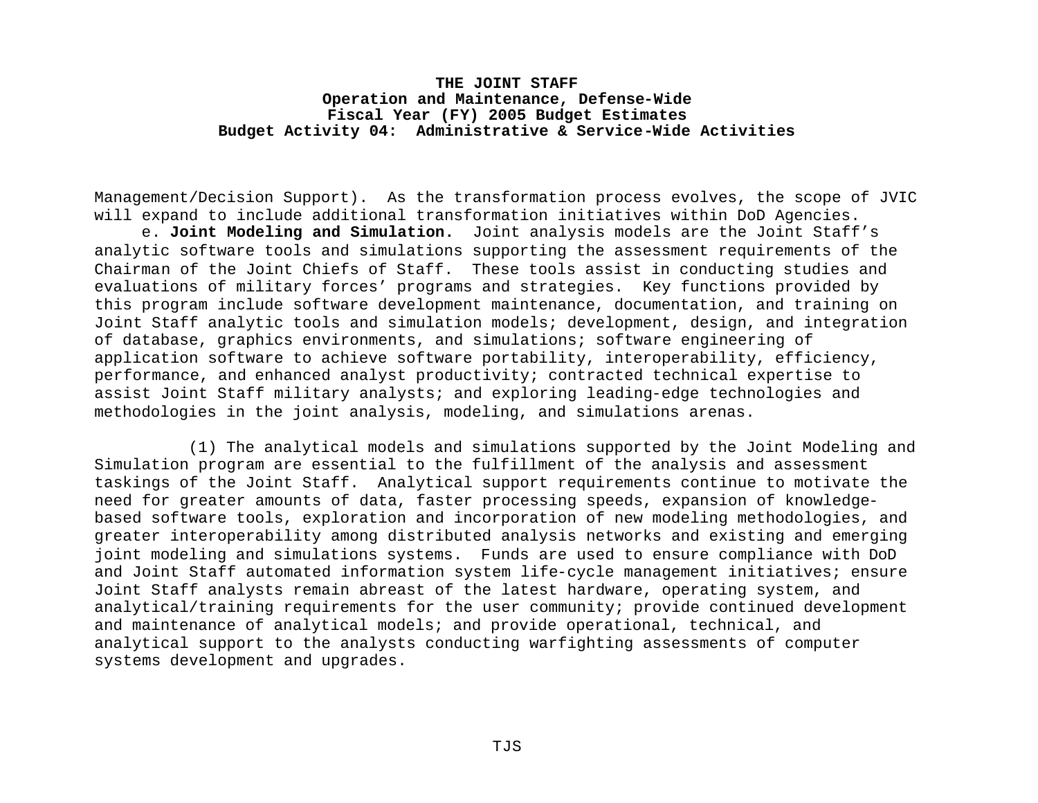Management/Decision Support). As the transformation process evolves, the scope of JVIC will expand to include additional transformation initiatives within DoD Agencies.

e. **Joint Modeling and Simulation.** Joint analysis models are the Joint Staff's analytic software tools and simulations supporting the assessment requirements of the Chairman of the Joint Chiefs of Staff. These tools assist in conducting studies and evaluations of military forces' programs and strategies. Key functions provided by this program include software development maintenance, documentation, and training on Joint Staff analytic tools and simulation models; development, design, and integration of database, graphics environments, and simulations; software engineering of application software to achieve software portability, interoperability, efficiency, performance, and enhanced analyst productivity; contracted technical expertise to assist Joint Staff military analysts; and exploring leading-edge technologies and methodologies in the joint analysis, modeling, and simulations arenas.

(1) The analytical models and simulations supported by the Joint Modeling and Simulation program are essential to the fulfillment of the analysis and assessment taskings of the Joint Staff. Analytical support requirements continue to motivate the need for greater amounts of data, faster processing speeds, expansion of knowledge-based software tools, exploration and incorporation of new modeling methodologies, and greater interoperability among distributed analysis networks and existing and emerging joint modeling and simulations systems. Funds are used to ensure compliance with DoD and Joint Staff automated information system life-cycle management initiatives; ensure Joint Staff analysts remain abreast of the latest hardware, operating system, and analytical/training requirements for the user community; provide continued development and maintenance of analytical models; and provide operational, technical, and analytical support to the analysts conducting warfighting assessments of computer systems development and upgrades.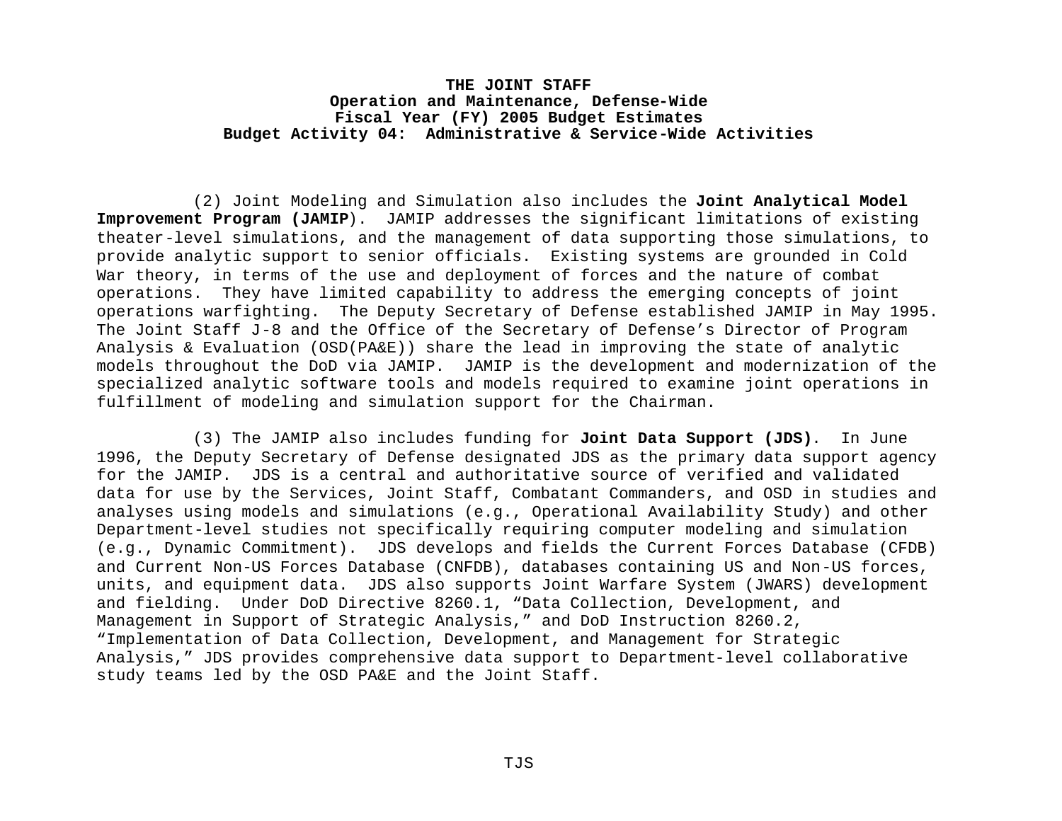(2) Joint Modeling and Simulation also includes the **Joint Analytical Model Improvement Program (JAMIP**). JAMIP addresses the significant limitations of existing theater-level simulations, and the management of data supporting those simulations, to provide analytic support to senior officials. Existing systems are grounded in Cold War theory, in terms of the use and deployment of forces and the nature of combat operations. They have limited capability to address the emerging concepts of joint operations warfighting. The Deputy Secretary of Defense established JAMIP in May 1995. The Joint Staff J-8 and the Office of the Secretary of Defense's Director of Program Analysis & Evaluation (OSD(PA&E)) share the lead in improving the state of analytic models throughout the DoD via JAMIP. JAMIP is the development and modernization of the specialized analytic software tools and models required to examine joint operations in fulfillment of modeling and simulation support for the Chairman.

(3) The JAMIP also includes funding for **Joint Data Support (JDS)**. In June 1996, the Deputy Secretary of Defense designated JDS as the primary data support agency for the JAMIP. JDS is a central and authoritative source of verified and validated data for use by the Services, Joint Staff, Combatant Commanders, and OSD in studies and analyses using models and simulations (e.g., Operational Availability Study) and other Department-level studies not specifically requiring computer modeling and simulation (e.g., Dynamic Commitment). JDS develops and fields the Current Forces Database (CFDB) and Current Non-US Forces Database (CNFDB), databases containing US and Non-US forces, units, and equipment data. JDS also supports Joint Warfare System (JWARS) development and fielding. Under DoD Directive 8260.1, "Data Collection, Development, and Management in Support of Strategic Analysis," and DoD Instruction 8260.2, "Implementation of Data Collection, Development, and Management for Strategic Analysis," JDS provides comprehensive data support to Department-level collaborative study teams led by the OSD PA&E and the Joint Staff.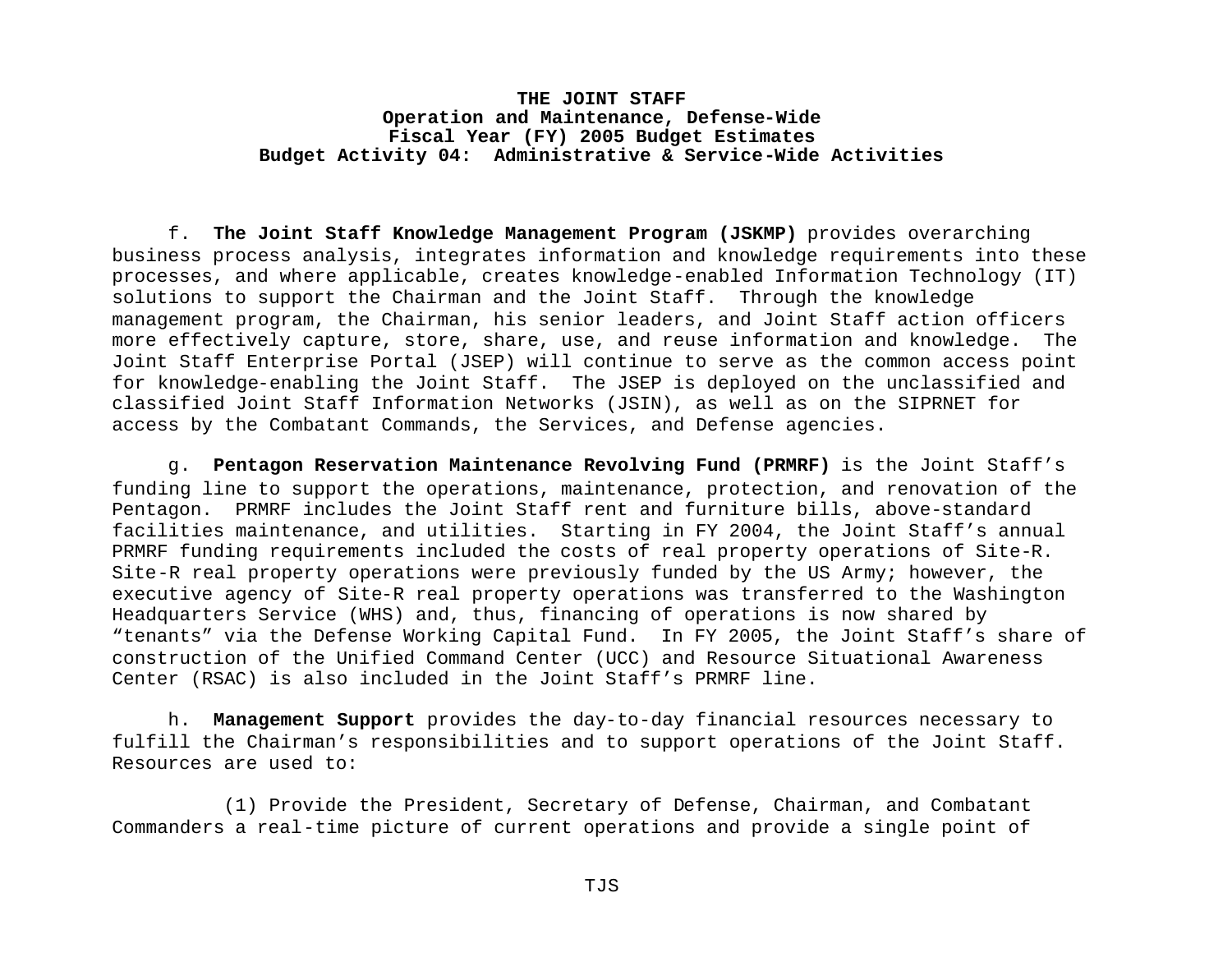f. **The Joint Staff Knowledge Management Program (JSKMP)** provides overarching business process analysis, integrates information and knowledge requirements into these processes, and where applicable, creates knowledge-enabled Information Technology (IT) solutions to support the Chairman and the Joint Staff. Through the knowledge management program, the Chairman, his senior leaders, and Joint Staff action officers more effectively capture, store, share, use, and reuse information and knowledge. The Joint Staff Enterprise Portal (JSEP) will continue to serve as the common access point for knowledge-enabling the Joint Staff. The JSEP is deployed on the unclassified and classified Joint Staff Information Networks (JSIN), as well as on the SIPRNET for access by the Combatant Commands, the Services, and Defense agencies.

g. **Pentagon Reservation Maintenance Revolving Fund (PRMRF)** is the Joint Staff's funding line to support the operations, maintenance, protection, and renovation of the Pentagon. PRMRF includes the Joint Staff rent and furniture bills, above-standard facilities maintenance, and utilities. Starting in FY 2004, the Joint Staff's annual PRMRF funding requirements included the costs of real property operations of Site-R. Site-R real property operations were previously funded by the US Army; however, the executive agency of Site-R real property operations was transferred to the Washington Headquarters Service (WHS) and, thus, financing of operations is now shared by "tenants" via the Defense Working Capital Fund. In FY 2005, the Joint Staff's share of construction of the Unified Command Center (UCC) and Resource Situational Awareness Center (RSAC) is also included in the Joint Staff's PRMRF line.

h. **Management Support** provides the day-to-day financial resources necessary to fulfill the Chairman's responsibilities and to support operations of the Joint Staff. Resources are used to:

(1) Provide the President, Secretary of Defense, Chairman, and Combatant Commanders a real-time picture of current operations and provide a single point of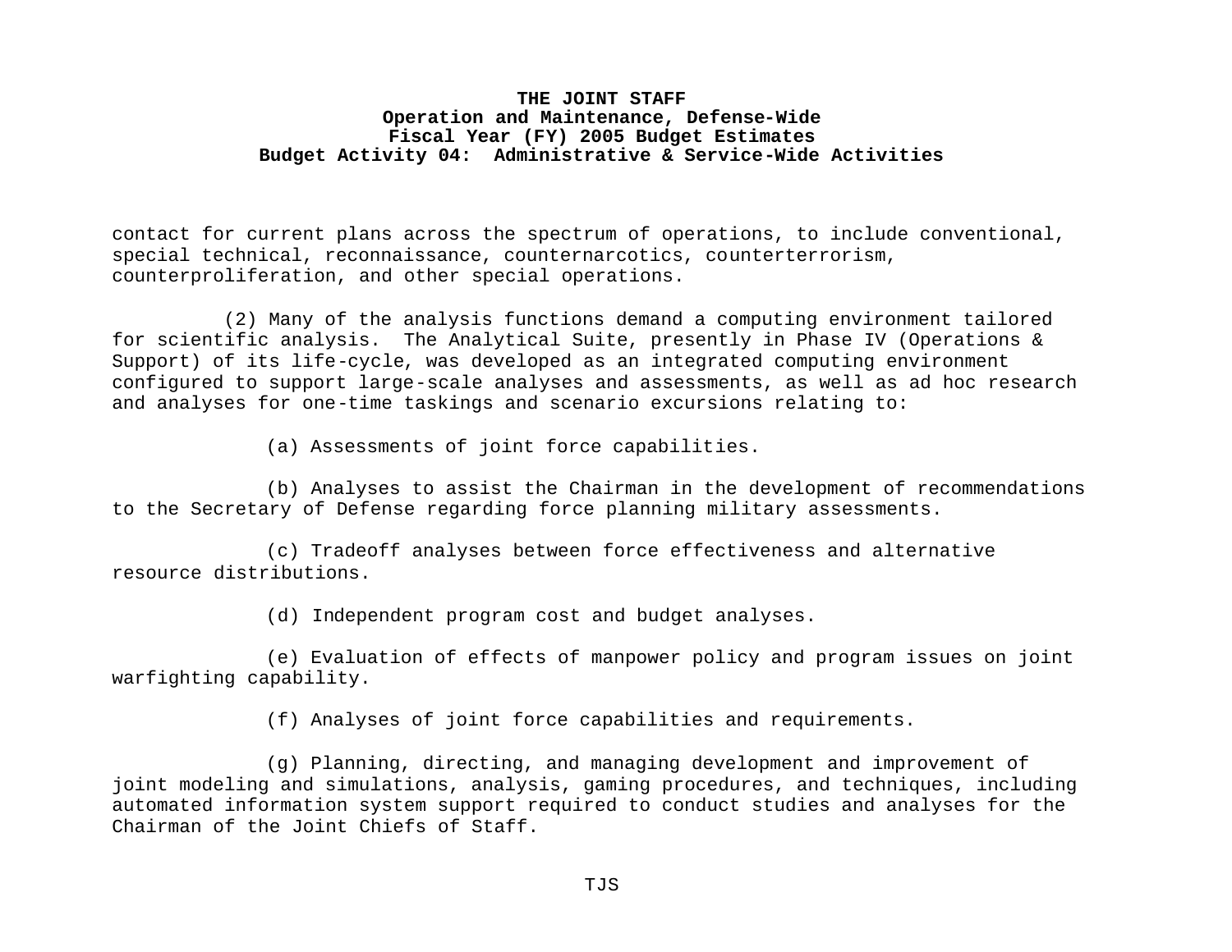contact for current plans across the spectrum of operations, to include conventional, special technical, reconnaissance, counternarcotics, counterterrorism, counterproliferation, and other special operations.

(2) Many of the analysis functions demand a computing environment tailored for scientific analysis. The Analytical Suite, presently in Phase IV (Operations & Support) of its life-cycle, was developed as an integrated computing environment configured to support large-scale analyses and assessments, as well as ad hoc research and analyses for one-time taskings and scenario excursions relating to:

(a) Assessments of joint force capabilities.

(b) Analyses to assist the Chairman in the development of recommendations to the Secretary of Defense regarding force planning military assessments.

(c) Tradeoff analyses between force effectiveness and alternative resource distributions.

(d) Independent program cost and budget analyses.

(e) Evaluation of effects of manpower policy and program issues on joint warfighting capability.

(f) Analyses of joint force capabilities and requirements.

(g) Planning, directing, and managing development and improvement of joint modeling and simulations, analysis, gaming procedures, and techniques, including automated information system support required to conduct studies and analyses for the Chairman of the Joint Chiefs of Staff.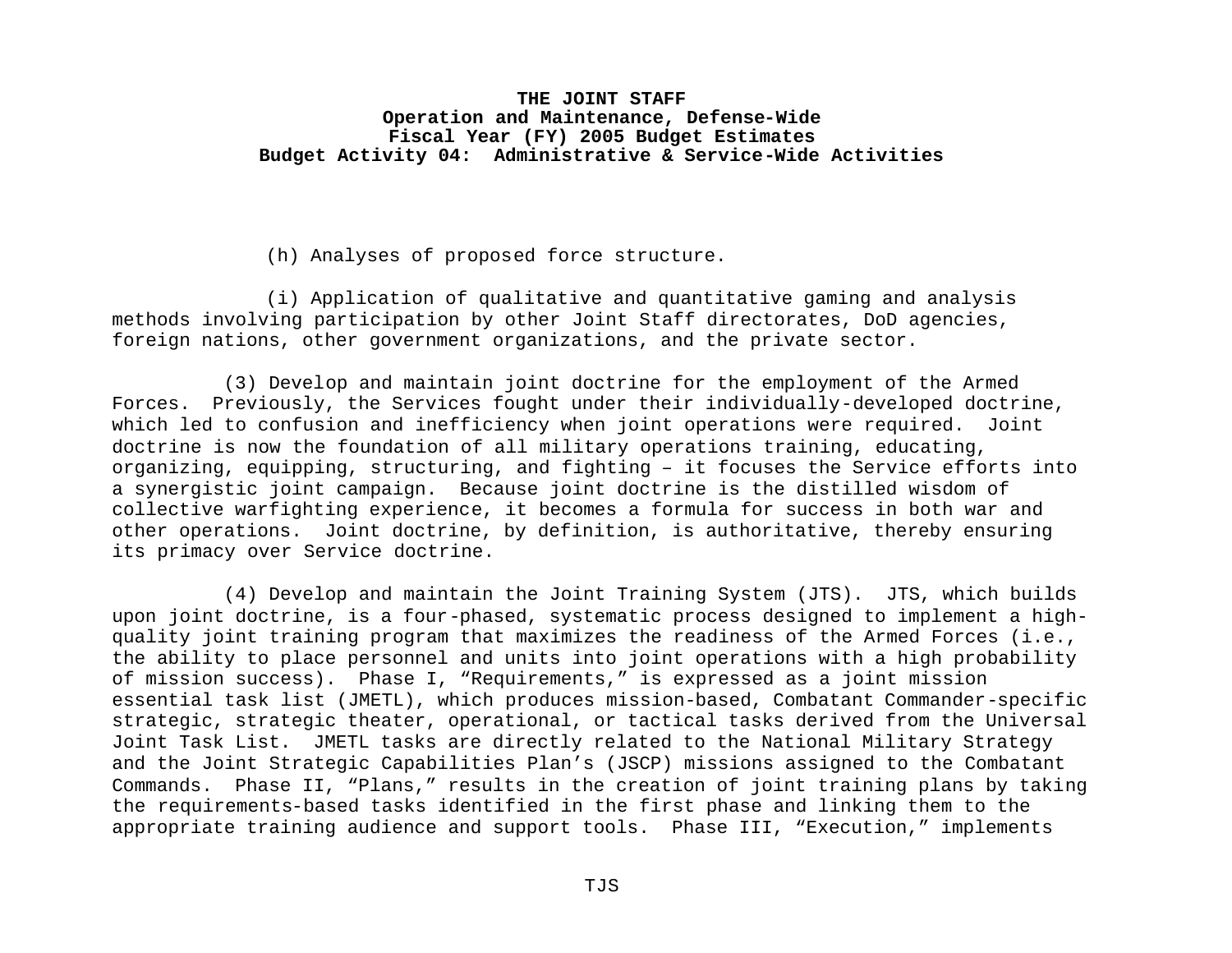(h) Analyses of proposed force structure.

(i) Application of qualitative and quantitative gaming and analysis methods involving participation by other Joint Staff directorates, DoD agencies, foreign nations, other government organizations, and the private sector.

(3) Develop and maintain joint doctrine for the employment of the Armed Forces. Previously, the Services fought under their individually-developed doctrine, which led to confusion and inefficiency when joint operations were required. Joint doctrine is now the foundation of all military operations training, educating, organizing, equipping, structuring, and fighting – it focuses the Service efforts into a synergistic joint campaign. Because joint doctrine is the distilled wisdom of collective warfighting experience, it becomes a formula for success in both war and other operations. Joint doctrine, by definition, is authoritative, thereby ensuring its primacy over Service doctrine.

(4) Develop and maintain the Joint Training System (JTS). JTS, which builds upon joint doctrine, is a four-phased, systematic process designed to implement a high-quality joint training program that maximizes the readiness of the Armed Forces (i.e., the ability to place personnel and units into joint operations with a high probability of mission success). Phase I, "Requirements," is expressed as a joint mission essential task list (JMETL), which produces mission-based, Combatant Commander-specific strategic, strategic theater, operational, or tactical tasks derived from the Universal Joint Task List. JMETL tasks are directly related to the National Military Strategy and the Joint Strategic Capabilities Plan's (JSCP) missions assigned to the Combatant Commands. Phase II, "Plans," results in the creation of joint training plans by taking the requirements-based tasks identified in the first phase and linking them to the appropriate training audience and support tools. Phase III, "Execution," implements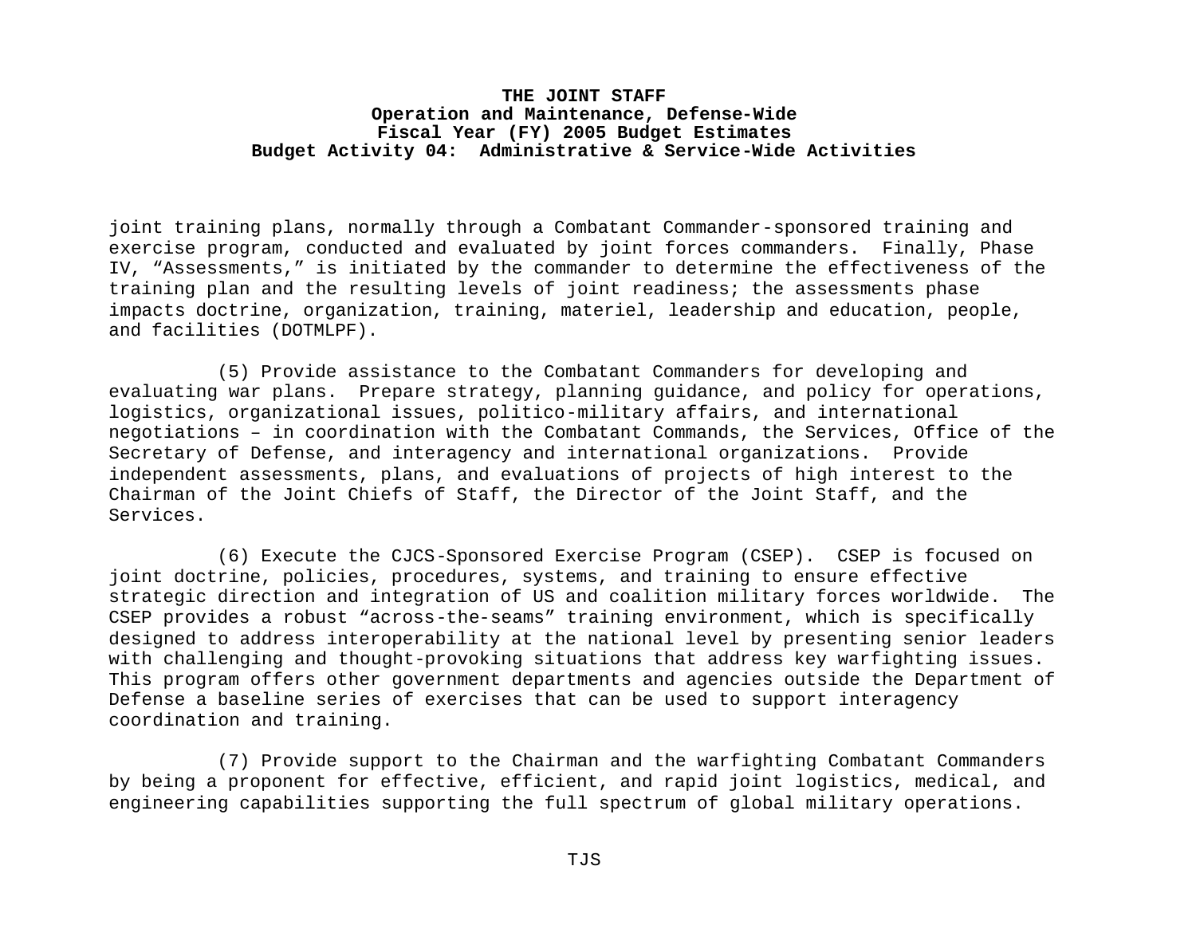joint training plans, normally through a Combatant Commander-sponsored training and exercise program, conducted and evaluated by joint forces commanders. Finally, Phase IV, “Assessments,” is initiated by the commander to determine the effectiveness of the training plan and the resulting levels of joint readiness; the assessments phase impacts doctrine, organization, training, materiel, leadership and education, people, and facilities (DOTMLPF).

(5) Provide assistance to the Combatant Commanders for developing and evaluating war plans. Prepare strategy, planning guidance, and policy for operations, logistics, organizational issues, politico-military affairs, and international negotiations – in coordination with the Combatant Commands, the Services, Office of the Secretary of Defense, and interagency and international organizations. Provide independent assessments, plans, and evaluations of projects of high interest to the Chairman of the Joint Chiefs of Staff, the Director of the Joint Staff, and the Services.

(6) Execute the CJCS-Sponsored Exercise Program (CSEP). CSEP is focused on joint doctrine, policies, procedures, systems, and training to ensure effective strategic direction and integration of US and coalition military forces worldwide. The CSEP provides a robust “across-the-seams” training environment, which is specifically designed to address interoperability at the national level by presenting senior leaders with challenging and thought-provoking situations that address key warfighting issues. This program offers other government departments and agencies outside the Department of Defense a baseline series of exercises that can be used to support interagency coordination and training.

(7) Provide support to the Chairman and the warfighting Combatant Commanders by being a proponent for effective, efficient, and rapid joint logistics, medical, and engineering capabilities supporting the full spectrum of global military operations.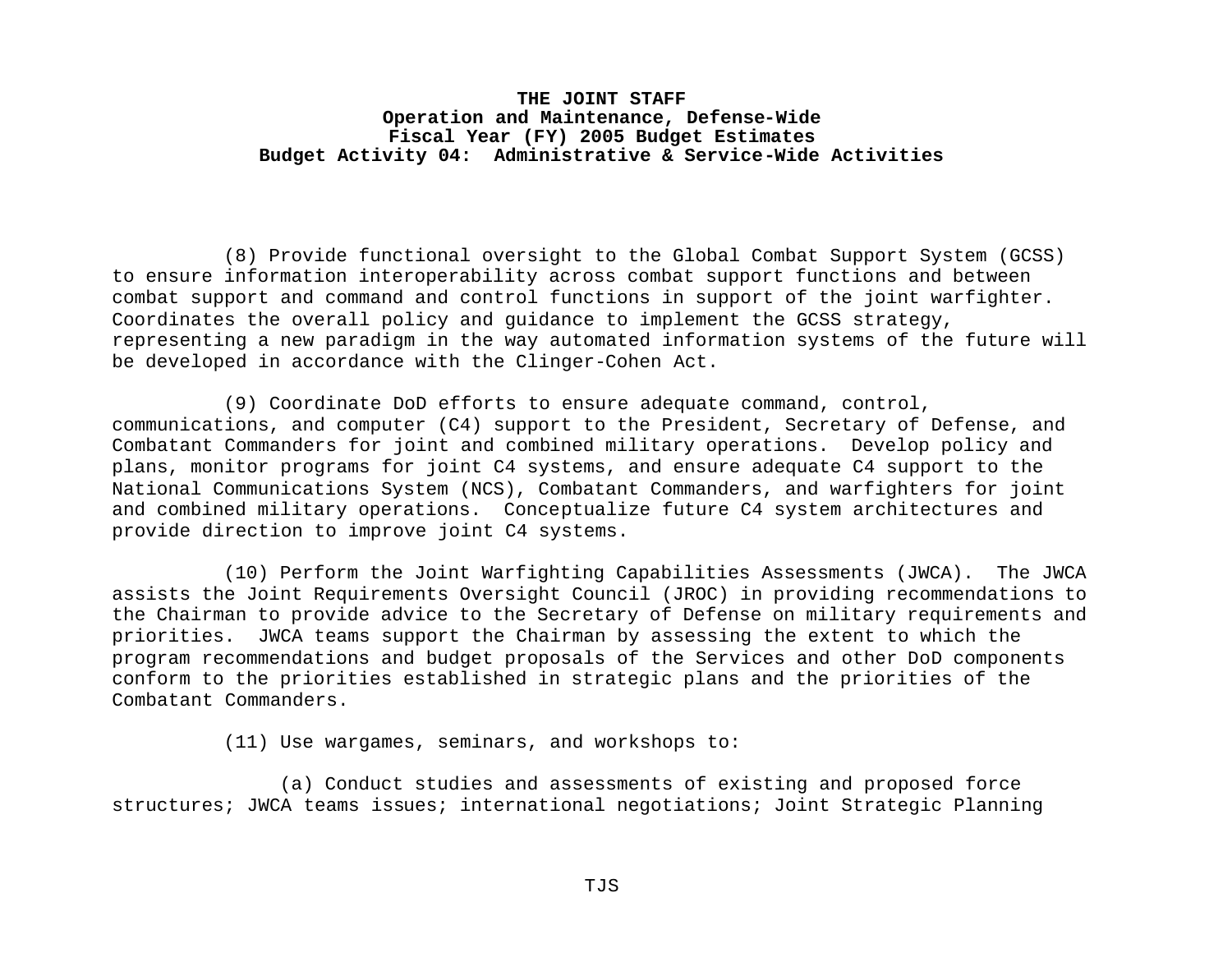(8) Provide functional oversight to the Global Combat Support System (GCSS) to ensure information interoperability across combat support functions and between combat support and command and control functions in support of the joint warfighter. Coordinates the overall policy and guidance to implement the GCSS strategy, representing a new paradigm in the way automated information systems of the future will be developed in accordance with the Clinger-Cohen Act.

(9) Coordinate DoD efforts to ensure adequate command, control, communications, and computer (C4) support to the President, Secretary of Defense, and Combatant Commanders for joint and combined military operations. Develop policy and plans, monitor programs for joint C4 systems, and ensure adequate C4 support to the National Communications System (NCS), Combatant Commanders, and warfighters for joint and combined military operations. Conceptualize future C4 system architectures and provide direction to improve joint C4 systems.

(10) Perform the Joint Warfighting Capabilities Assessments (JWCA). The JWCA assists the Joint Requirements Oversight Council (JROC) in providing recommendations to the Chairman to provide advice to the Secretary of Defense on military requirements and priorities. JWCA teams support the Chairman by assessing the extent to which the program recommendations and budget proposals of the Services and other DoD components conform to the priorities established in strategic plans and the priorities of the Combatant Commanders.

(11) Use wargames, seminars, and workshops to:

(a) Conduct studies and assessments of existing and proposed force structures; JWCA teams issues; international negotiations; Joint Strategic Planning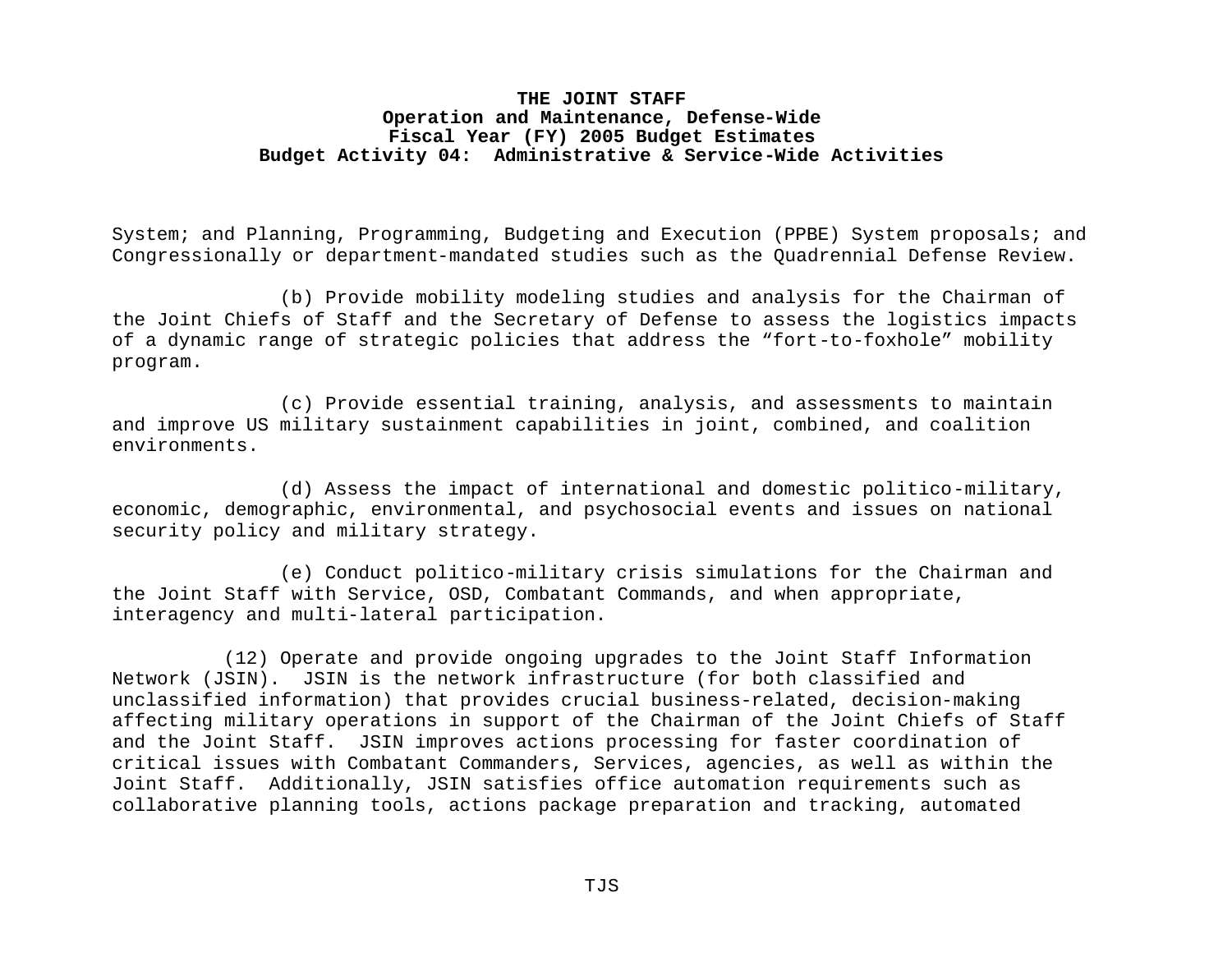System; and Planning, Programming, Budgeting and Execution (PPBE) System proposals; and Congressionally or department-mandated studies such as the Quadrennial Defense Review.

(b) Provide mobility modeling studies and analysis for the Chairman of the Joint Chiefs of Staff and the Secretary of Defense to assess the logistics impacts of a dynamic range of strategic policies that address the "fort-to-foxhole" mobility program.

(c) Provide essential training, analysis, and assessments to maintain and improve US military sustainment capabilities in joint, combined, and coalition environments.

(d) Assess the impact of international and domestic politico-military, economic, demographic, environmental, and psychosocial events and issues on national security policy and military strategy.

(e) Conduct politico-military crisis simulations for the Chairman and the Joint Staff with Service, OSD, Combatant Commands, and when appropriate, interagency and multi-lateral participation.

(12) Operate and provide ongoing upgrades to the Joint Staff Information Network (JSIN). JSIN is the network infrastructure (for both classified and unclassified information) that provides crucial business-related, decision-making affecting military operations in support of the Chairman of the Joint Chiefs of Staff and the Joint Staff. JSIN improves actions processing for faster coordination of critical issues with Combatant Commanders, Services, agencies, as well as within the Joint Staff. Additionally, JSIN satisfies office automation requirements such as collaborative planning tools, actions package preparation and tracking, automated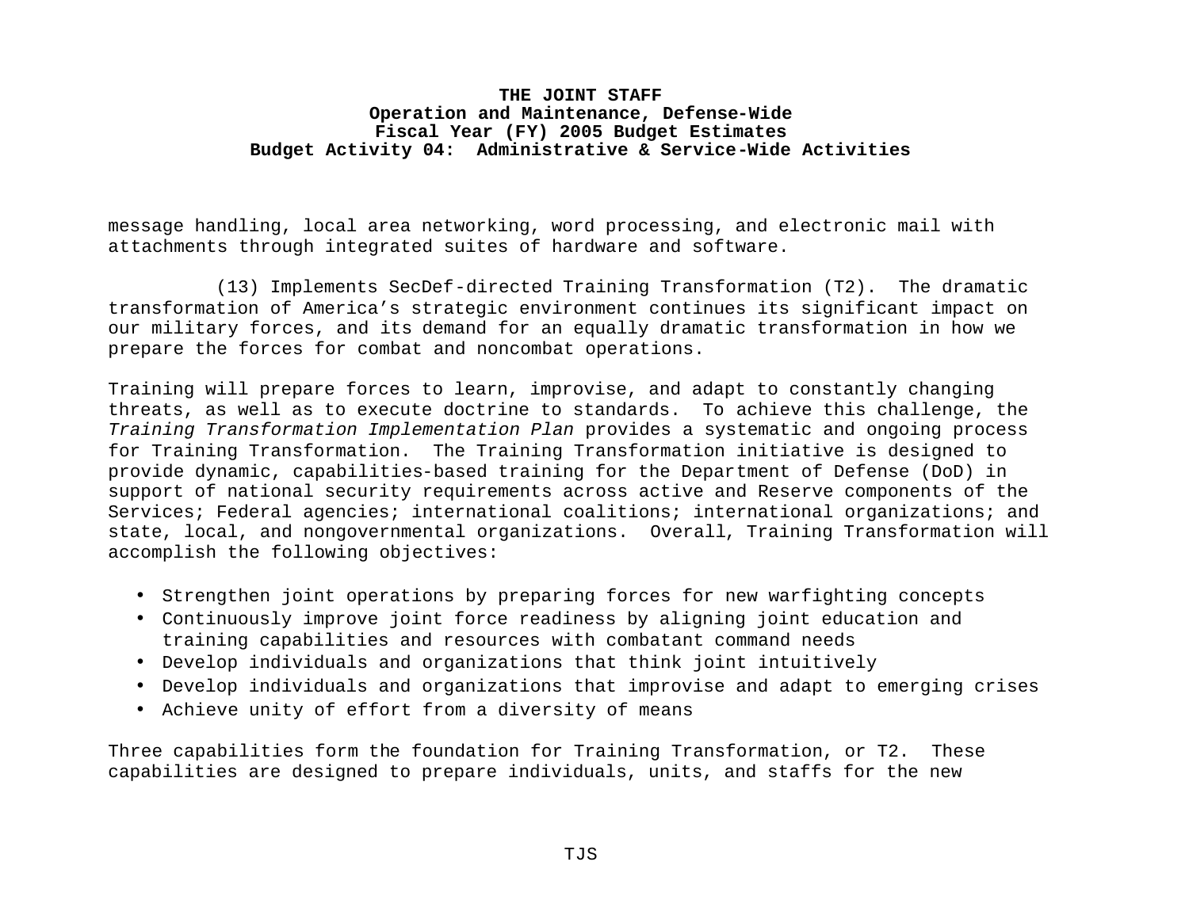message handling, local area networking, word processing, and electronic mail with attachments through integrated suites of hardware and software.

(13) Implements SecDef-directed Training Transformation (T2). The dramatic transformation of America's strategic environment continues its significant impact on our military forces, and its demand for an equally dramatic transformation in how we prepare the forces for combat and noncombat operations.

Training will prepare forces to learn, improvise, and adapt to constantly changing threats, as well as to execute doctrine to standards. To achieve this challenge, the *Training Transformation Implementation Plan* provides a systematic and ongoing process for Training Transformation. The Training Transformation initiative is designed to provide dynamic, capabilities-based training for the Department of Defense (DoD) in support of national security requirements across active and Reserve components of the Services; Federal agencies; international coalitions; international organizations; and state, local, and nongovernmental organizations. Overall, Training Transformation will accomplish the following objectives:

- Strengthen joint operations by preparing forces for new warfighting concepts
- Continuously improve joint force readiness by aligning joint education and training capabilities and resources with combatant command needs
- Develop individuals and organizations that think joint intuitively
- Develop individuals and organizations that improvise and adapt to emerging crises
- Achieve unity of effort from a diversity of means

Three capabilities form the foundation for Training Transformation, or T2. These capabilities are designed to prepare individuals, units, and staffs for the new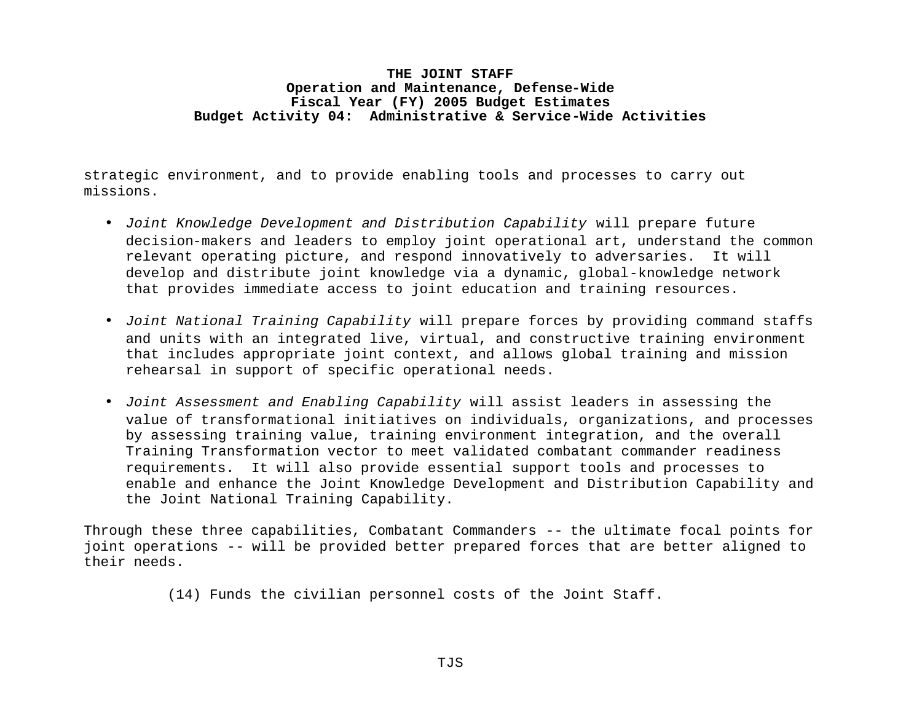strategic environment, and to provide enabling tools and processes to carry out missions.

- *Joint Knowledge Development and Distribution Capability* will prepare future decision-makers and leaders to employ joint operational art, understand the common relevant operating picture, and respond innovatively to adversaries. It will develop and distribute joint knowledge via a dynamic, global-knowledge network that provides immediate access to joint education and training resources.

- *Joint National Training Capability* will prepare forces by providing command staffs and units with an integrated live, virtual, and constructive training environment that includes appropriate joint context, and allows global training and mission rehearsal in support of specific operational needs.

- *Joint Assessment and Enabling Capability* will assist leaders in assessing the value of transformational initiatives on individuals, organizations, and processes by assessing training value, training environment integration, and the overall Training Transformation vector to meet validated combatant commander readiness requirements. It will also provide essential support tools and processes to enable and enhance the Joint Knowledge Development and Distribution Capability and the Joint National Training Capability.

Through these three capabilities, Combatant Commanders -- the ultimate focal points for joint operations -- will be provided better prepared forces that are better aligned to their needs.

(14) Funds the civilian personnel costs of the Joint Staff.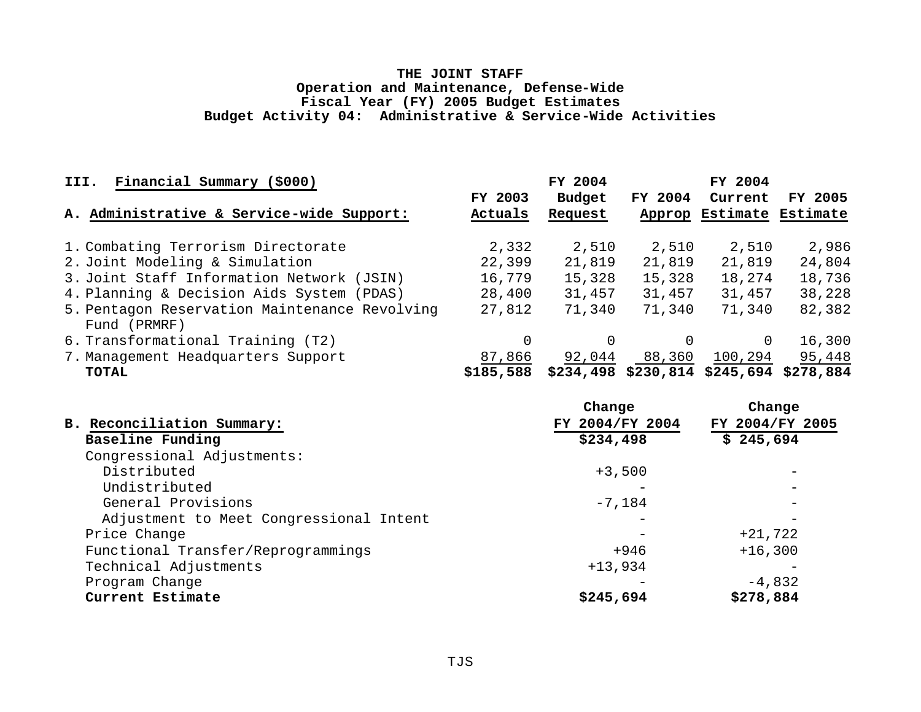# THE JOINT STAFF
## Operation and Maintenance, Defense-Wide
## Fiscal Year (FY) 2005 Budget Estimates
## Budget Activity 04: Administrative & Service-Wide Activities

**III. Financial Summary ($000)**

| A. Administrative & Service-wide Support: | FY 2003 Actuals | FY 2004 Budget Request | FY 2004 Approp | FY 2004 Current Estimate | FY 2005 Estimate |
|---|---|---|---|---|---|
| 1. Combating Terrorism Directorate | 2,332 | 2,510 | 2,510 | 2,510 | 2,986 |
| 2. Joint Modeling & Simulation | 22,399 | 21,819 | 21,819 | 21,819 | 24,804 |
| 3. Joint Staff Information Network (JSIN) | 16,779 | 15,328 | 15,328 | 18,274 | 18,736 |
| 4. Planning & Decision Aids System (PDAS) | 28,400 | 31,457 | 31,457 | 31,457 | 38,228 |
| 5. Pentagon Reservation Maintenance Revolving Fund (PRMRF) | 27,812 | 71,340 | 71,340 | 71,340 | 82,382 |
| 6. Transformational Training (T2) | 0 | 0 | 0 | 0 | 16,300 |
| 7. Management Headquarters Support | 87,866 | 92,044 | 88,360 | 100,294 | 95,448 |
| **TOTAL** | **$185,588** | **$234,498** | **$230,814** | **$245,694** | **$278,884** |

| B. Reconciliation Summary: | Change FY 2004/FY 2004 | Change FY 2004/FY 2005 |
|---|---|---|
| **Baseline Funding** | **$234,498** | **$ 245,694** |
| Congressional Adjustments: | | |
| Distributed | +3,500 | - |
| Undistributed | - | - |
| General Provisions | -7,184 | - |
| Adjustment to Meet Congressional Intent | - | - |
| Price Change | - | +21,722 |
| Functional Transfer/Reprogrammings | +946 | +16,300 |
| Technical Adjustments | +13,934 | - |
| Program Change | - | -4,832 |
| **Current Estimate** | **$245,694** | **$278,884** |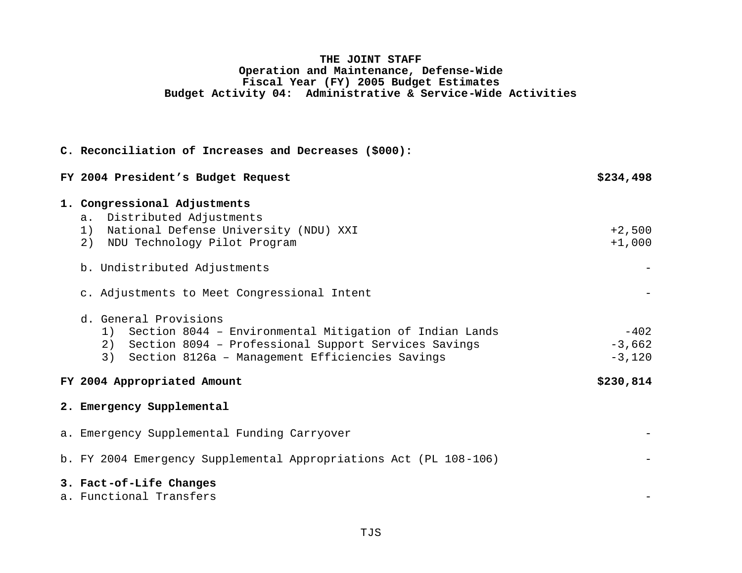**THE JOINT STAFF**
**Operation and Maintenance, Defense-Wide**
**Fiscal Year (FY) 2005 Budget Estimates**
**Budget Activity 04: Administrative & Service-Wide Activities**

**C. Reconciliation of Increases and Decreases ($000):**

| | |
|---|---|
| **FY 2004 President's Budget Request** | **$234,498** |
| **1. Congressional Adjustments** | |
| a. Distributed Adjustments | |
| 1) National Defense University (NDU) XXI | +2,500 |
| 2) NDU Technology Pilot Program | +1,000 |
| b. Undistributed Adjustments | - |
| c. Adjustments to Meet Congressional Intent | - |
| d. General Provisions | |
| 1) Section 8044 – Environmental Mitigation of Indian Lands | -402 |
| 2) Section 8094 – Professional Support Services Savings | -3,662 |
| 3) Section 8126a – Management Efficiencies Savings | -3,120 |
| **FY 2004 Appropriated Amount** | **$230,814** |
| **2. Emergency Supplemental** | |
| a. Emergency Supplemental Funding Carryover | - |
| b. FY 2004 Emergency Supplemental Appropriations Act (PL 108-106) | - |
| **3. Fact-of-Life Changes** | |
| a. Functional Transfers | - |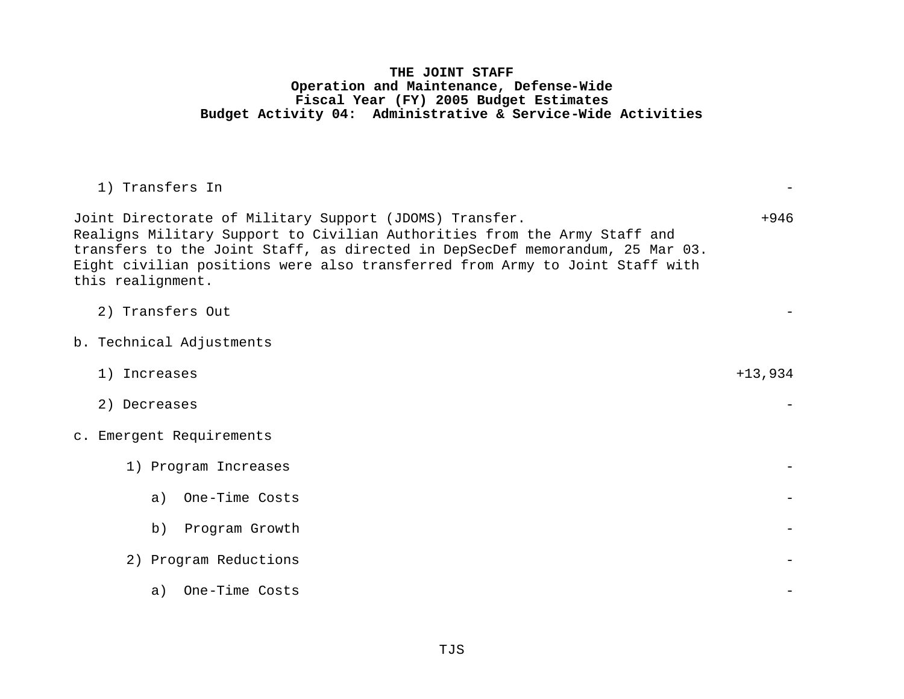**THE JOINT STAFF**
**Operation and Maintenance, Defense-Wide**
**Fiscal Year (FY) 2005 Budget Estimates**
**Budget Activity 04: Administrative & Service-Wide Activities**

| | |
|---|---:|
| 1) Transfers In | - |
| Joint Directorate of Military Support (JDOMS) Transfer. Realigns Military Support to Civilian Authorities from the Army Staff and transfers to the Joint Staff, as directed in DepSecDef memorandum, 25 Mar 03. Eight civilian positions were also transferred from Army to Joint Staff with this realignment. | +946 |
| 2) Transfers Out | - |
| b. Technical Adjustments | |
| 1) Increases | +13,934 |
| 2) Decreases | - |
| c. Emergent Requirements | |
| 1) Program Increases | - |
| a) One-Time Costs | - |
| b) Program Growth | - |
| 2) Program Reductions | - |
| a) One-Time Costs | - |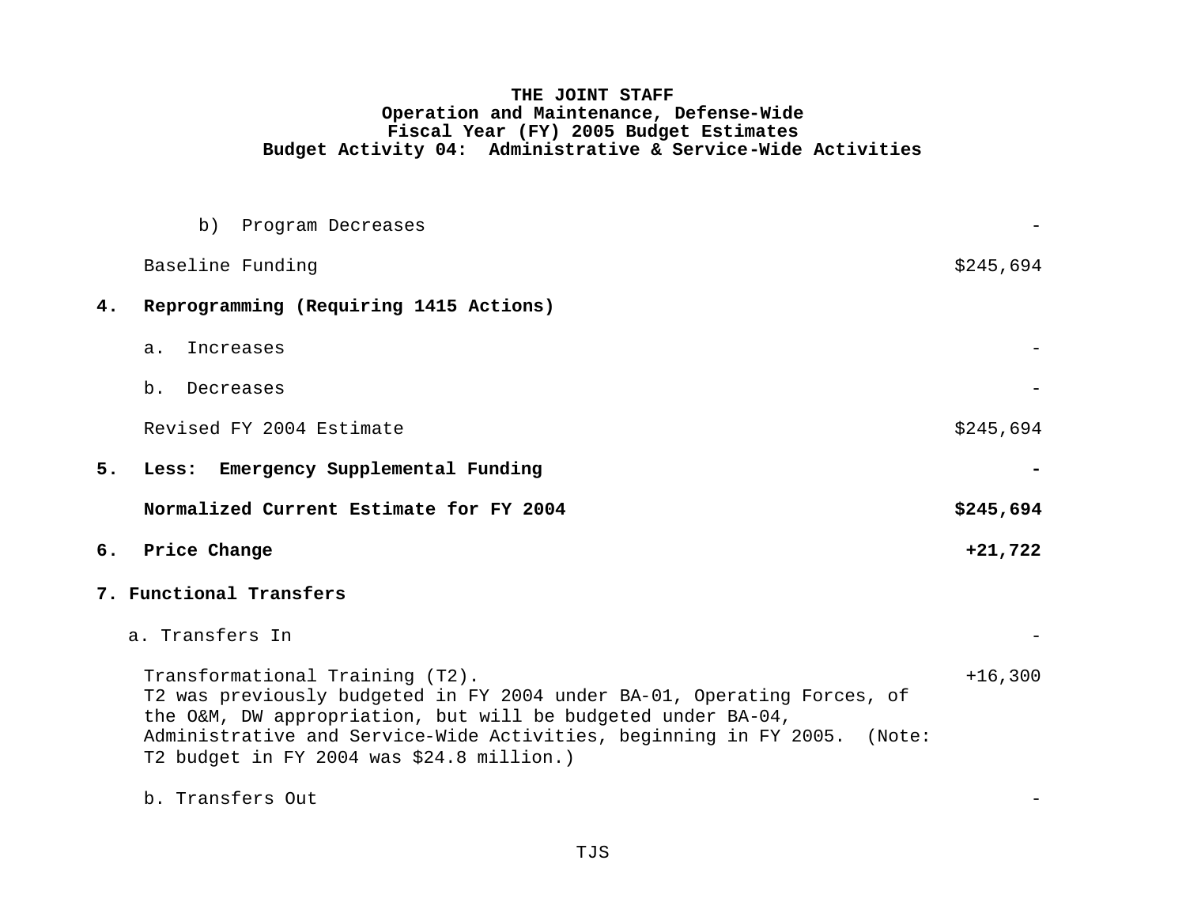**THE JOINT STAFF**
**Operation and Maintenance, Defense-Wide**
**Fiscal Year (FY) 2005 Budget Estimates**
**Budget Activity 04: Administrative & Service-Wide Activities**

| | |
|---|---|
| b) Program Decreases | - |
| Baseline Funding | $245,694 |
| **4. Reprogramming (Requiring 1415 Actions)** | |
| a. Increases | - |
| b. Decreases | - |
| Revised FY 2004 Estimate | $245,694 |
| **5. Less: Emergency Supplemental Funding** | **-** |
| **Normalized Current Estimate for FY 2004** | **$245,694** |
| **6. Price Change** | **+21,722** |
| **7. Functional Transfers** | |
| a. Transfers In | - |
| Transformational Training (T2). T2 was previously budgeted in FY 2004 under BA-01, Operating Forces, of the O&M, DW appropriation, but will be budgeted under BA-04, Administrative and Service-Wide Activities, beginning in FY 2005. (Note: T2 budget in FY 2004 was $24.8 million.) | +16,300 |
| b. Transfers Out | - |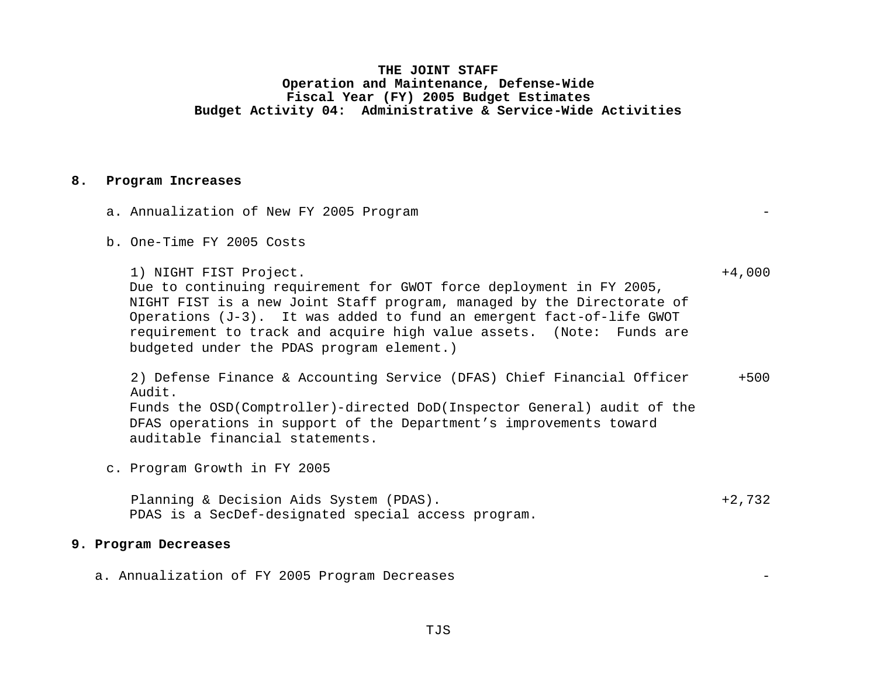**THE JOINT STAFF**
**Operation and Maintenance, Defense-Wide**
**Fiscal Year (FY) 2005 Budget Estimates**
**Budget Activity 04: Administrative & Service-Wide Activities**

**8. Program Increases**

a. Annualization of New FY 2005 Program -

b. One-Time FY 2005 Costs

1) NIGHT FIST Project. +4,000
Due to continuing requirement for GWOT force deployment in FY 2005, NIGHT FIST is a new Joint Staff program, managed by the Directorate of Operations (J-3). It was added to fund an emergent fact-of-life GWOT requirement to track and acquire high value assets. (Note: Funds are budgeted under the PDAS program element.)

2) Defense Finance & Accounting Service (DFAS) Chief Financial Officer Audit. +500
Funds the OSD(Comptroller)-directed DoD(Inspector General) audit of the DFAS operations in support of the Department's improvements toward auditable financial statements.

c. Program Growth in FY 2005

Planning & Decision Aids System (PDAS). +2,732
PDAS is a SecDef-designated special access program.

**9. Program Decreases**

a. Annualization of FY 2005 Program Decreases -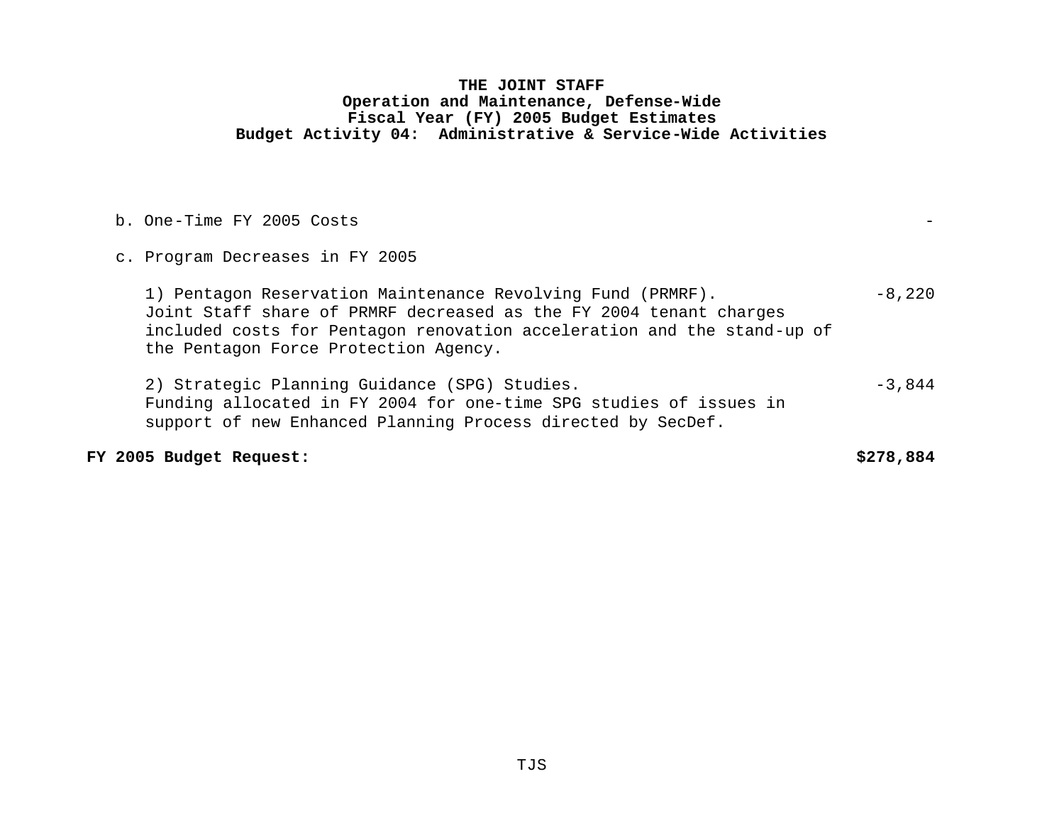**THE JOINT STAFF**
**Operation and Maintenance, Defense-Wide**
**Fiscal Year (FY) 2005 Budget Estimates**
**Budget Activity 04: Administrative & Service-Wide Activities**

b. One-Time FY 2005 Costs -

c. Program Decreases in FY 2005

1) Pentagon Reservation Maintenance Revolving Fund (PRMRF). -8,220
Joint Staff share of PRMRF decreased as the FY 2004 tenant charges included costs for Pentagon renovation acceleration and the stand-up of the Pentagon Force Protection Agency.

2) Strategic Planning Guidance (SPG) Studies. -3,844
Funding allocated in FY 2004 for one-time SPG studies of issues in support of new Enhanced Planning Process directed by SecDef.

**FY 2005 Budget Request: $278,884**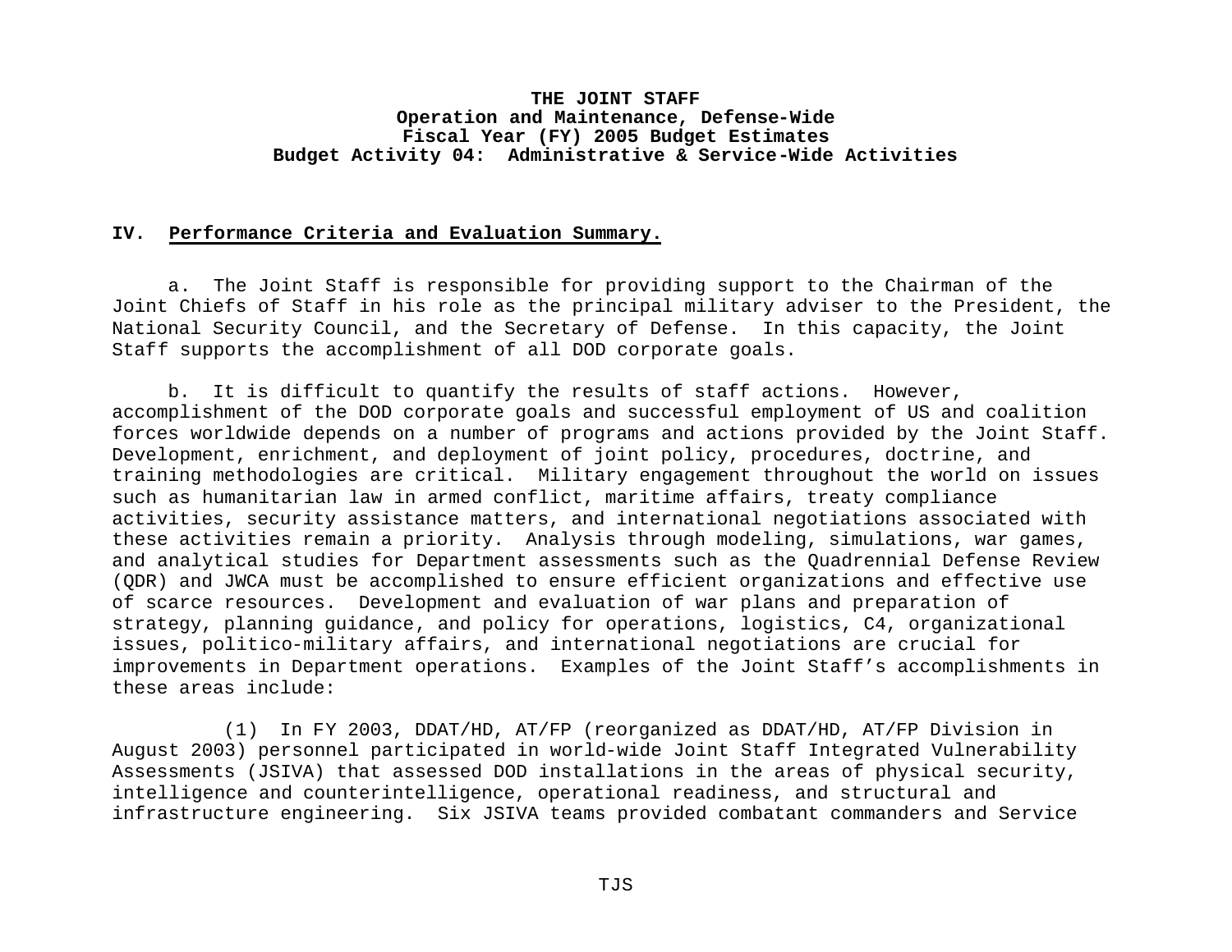**THE JOINT STAFF**
**Operation and Maintenance, Defense-Wide**
**Fiscal Year (FY) 2005 Budget Estimates**
**Budget Activity 04: Administrative & Service-Wide Activities**

**IV. Performance Criteria and Evaluation Summary.**

a. The Joint Staff is responsible for providing support to the Chairman of the Joint Chiefs of Staff in his role as the principal military adviser to the President, the National Security Council, and the Secretary of Defense. In this capacity, the Joint Staff supports the accomplishment of all DOD corporate goals.

b. It is difficult to quantify the results of staff actions. However, accomplishment of the DOD corporate goals and successful employment of US and coalition forces worldwide depends on a number of programs and actions provided by the Joint Staff. Development, enrichment, and deployment of joint policy, procedures, doctrine, and training methodologies are critical. Military engagement throughout the world on issues such as humanitarian law in armed conflict, maritime affairs, treaty compliance activities, security assistance matters, and international negotiations associated with these activities remain a priority. Analysis through modeling, simulations, war games, and analytical studies for Department assessments such as the Quadrennial Defense Review (QDR) and JWCA must be accomplished to ensure efficient organizations and effective use of scarce resources. Development and evaluation of war plans and preparation of strategy, planning guidance, and policy for operations, logistics, C4, organizational issues, politico-military affairs, and international negotiations are crucial for improvements in Department operations. Examples of the Joint Staff's accomplishments in these areas include:

(1) In FY 2003, DDAT/HD, AT/FP (reorganized as DDAT/HD, AT/FP Division in August 2003) personnel participated in world-wide Joint Staff Integrated Vulnerability Assessments (JSIVA) that assessed DOD installations in the areas of physical security, intelligence and counterintelligence, operational readiness, and structural and infrastructure engineering. Six JSIVA teams provided combatant commanders and Service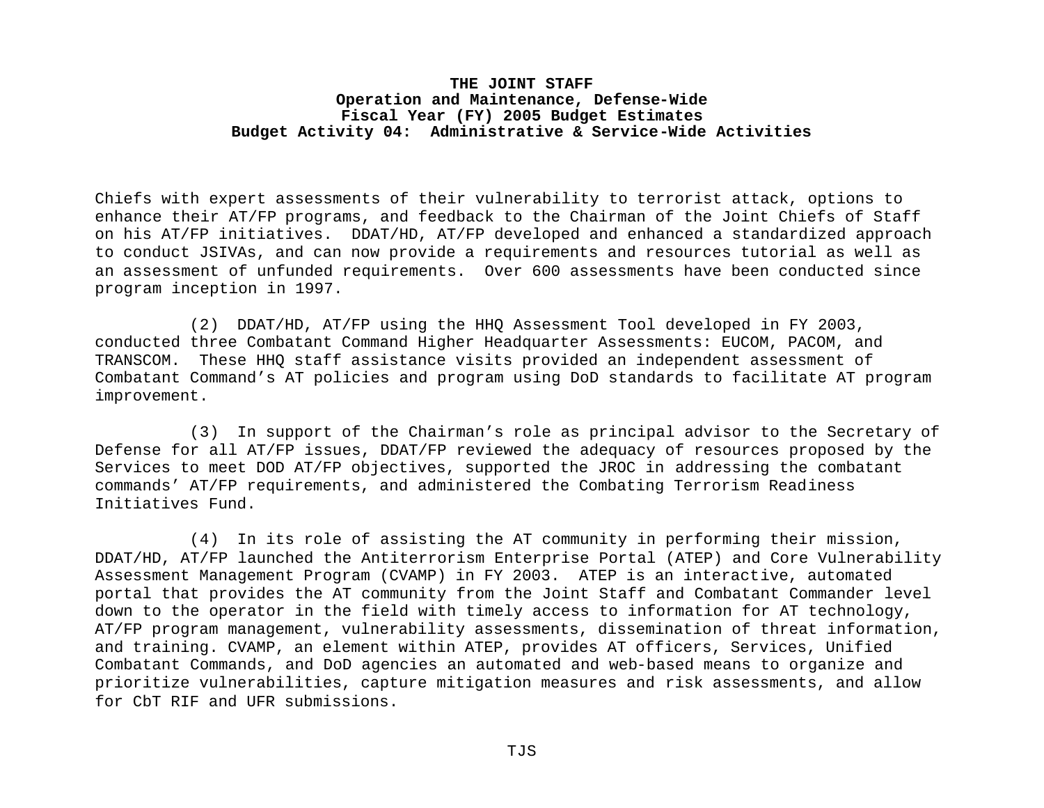Chiefs with expert assessments of their vulnerability to terrorist attack, options to enhance their AT/FP programs, and feedback to the Chairman of the Joint Chiefs of Staff on his AT/FP initiatives. DDAT/HD, AT/FP developed and enhanced a standardized approach to conduct JSIVAs, and can now provide a requirements and resources tutorial as well as an assessment of unfunded requirements. Over 600 assessments have been conducted since program inception in 1997.

(2) DDAT/HD, AT/FP using the HHQ Assessment Tool developed in FY 2003, conducted three Combatant Command Higher Headquarter Assessments: EUCOM, PACOM, and TRANSCOM. These HHQ staff assistance visits provided an independent assessment of Combatant Command's AT policies and program using DoD standards to facilitate AT program improvement.

(3) In support of the Chairman's role as principal advisor to the Secretary of Defense for all AT/FP issues, DDAT/FP reviewed the adequacy of resources proposed by the Services to meet DOD AT/FP objectives, supported the JROC in addressing the combatant commands' AT/FP requirements, and administered the Combating Terrorism Readiness Initiatives Fund.

(4) In its role of assisting the AT community in performing their mission, DDAT/HD, AT/FP launched the Antiterrorism Enterprise Portal (ATEP) and Core Vulnerability Assessment Management Program (CVAMP) in FY 2003. ATEP is an interactive, automated portal that provides the AT community from the Joint Staff and Combatant Commander level down to the operator in the field with timely access to information for AT technology, AT/FP program management, vulnerability assessments, dissemination of threat information, and training. CVAMP, an element within ATEP, provides AT officers, Services, Unified Combatant Commands, and DoD agencies an automated and web-based means to organize and prioritize vulnerabilities, capture mitigation measures and risk assessments, and allow for CbT RIF and UFR submissions.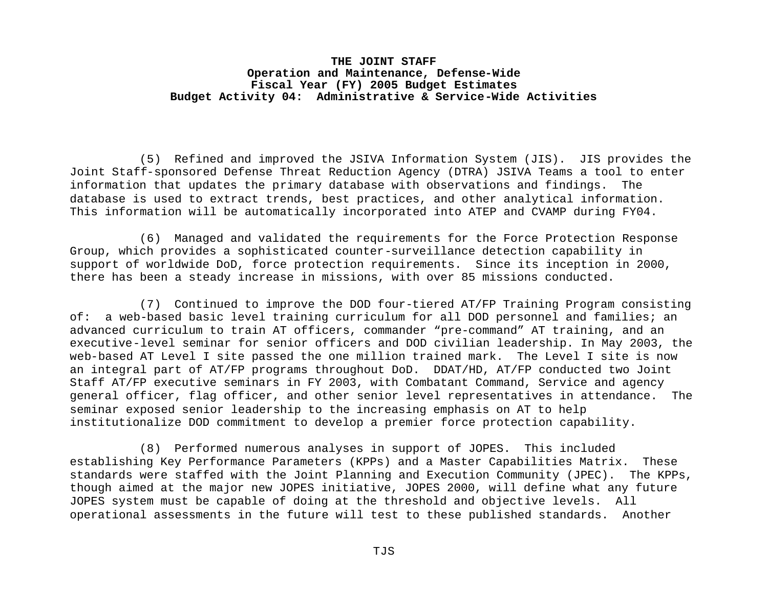(5) Refined and improved the JSIVA Information System (JIS). JIS provides the Joint Staff-sponsored Defense Threat Reduction Agency (DTRA) JSIVA Teams a tool to enter information that updates the primary database with observations and findings. The database is used to extract trends, best practices, and other analytical information. This information will be automatically incorporated into ATEP and CVAMP during FY04.

(6) Managed and validated the requirements for the Force Protection Response Group, which provides a sophisticated counter-surveillance detection capability in support of worldwide DoD, force protection requirements. Since its inception in 2000, there has been a steady increase in missions, with over 85 missions conducted.

(7) Continued to improve the DOD four-tiered AT/FP Training Program consisting of: a web-based basic level training curriculum for all DOD personnel and families; an advanced curriculum to train AT officers, commander "pre-command" AT training, and an executive-level seminar for senior officers and DOD civilian leadership. In May 2003, the web-based AT Level I site passed the one million trained mark. The Level I site is now an integral part of AT/FP programs throughout DoD. DDAT/HD, AT/FP conducted two Joint Staff AT/FP executive seminars in FY 2003, with Combatant Command, Service and agency general officer, flag officer, and other senior level representatives in attendance. The seminar exposed senior leadership to the increasing emphasis on AT to help institutionalize DOD commitment to develop a premier force protection capability.

(8) Performed numerous analyses in support of JOPES. This included establishing Key Performance Parameters (KPPs) and a Master Capabilities Matrix. These standards were staffed with the Joint Planning and Execution Community (JPEC). The KPPs, though aimed at the major new JOPES initiative, JOPES 2000, will define what any future JOPES system must be capable of doing at the threshold and objective levels. All operational assessments in the future will test to these published standards. Another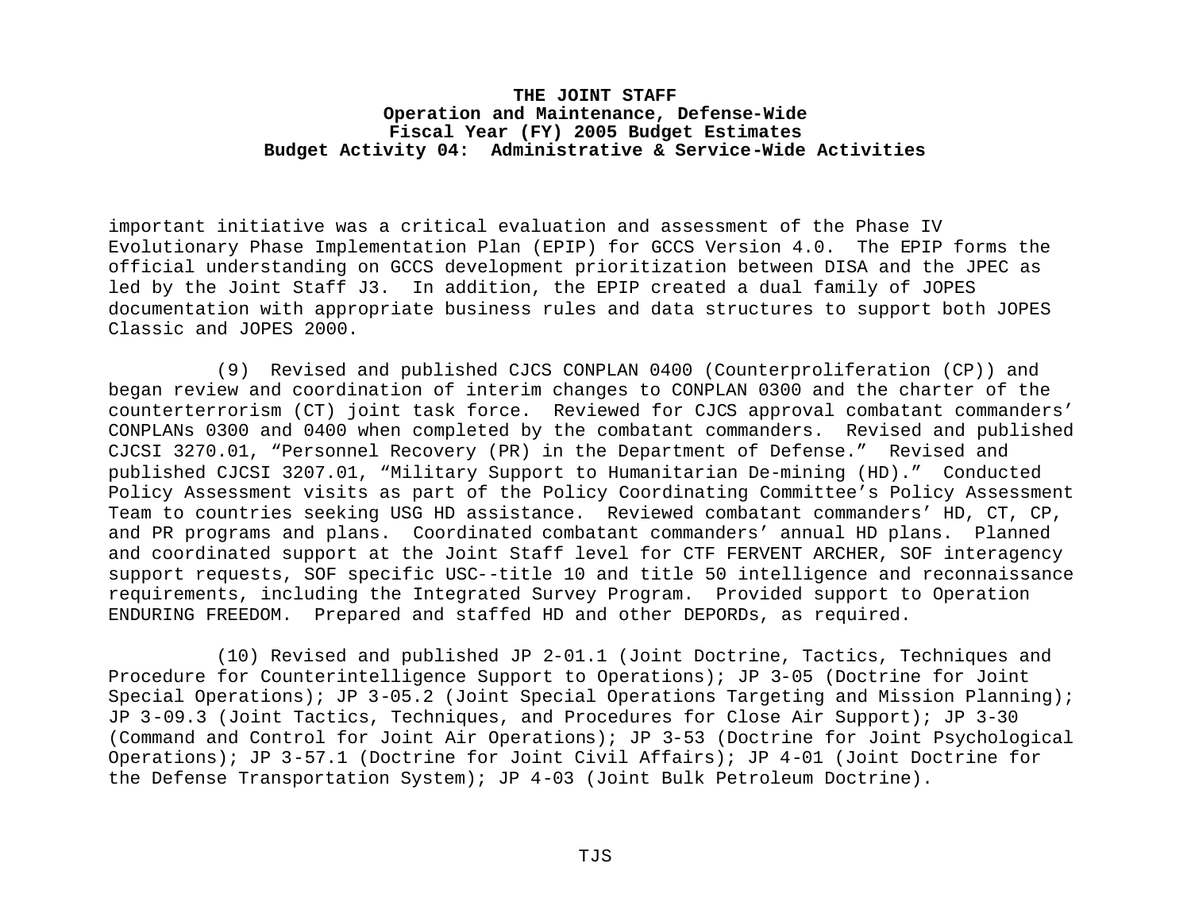important initiative was a critical evaluation and assessment of the Phase IV Evolutionary Phase Implementation Plan (EPIP) for GCCS Version 4.0. The EPIP forms the official understanding on GCCS development prioritization between DISA and the JPEC as led by the Joint Staff J3. In addition, the EPIP created a dual family of JOPES documentation with appropriate business rules and data structures to support both JOPES Classic and JOPES 2000.

(9) Revised and published CJCS CONPLAN 0400 (Counterproliferation (CP)) and began review and coordination of interim changes to CONPLAN 0300 and the charter of the counterterrorism (CT) joint task force. Reviewed for CJCS approval combatant commanders' CONPLANs 0300 and 0400 when completed by the combatant commanders. Revised and published CJCSI 3270.01, "Personnel Recovery (PR) in the Department of Defense." Revised and published CJCSI 3207.01, "Military Support to Humanitarian De-mining (HD)." Conducted Policy Assessment visits as part of the Policy Coordinating Committee's Policy Assessment Team to countries seeking USG HD assistance. Reviewed combatant commanders' HD, CT, CP, and PR programs and plans. Coordinated combatant commanders' annual HD plans. Planned and coordinated support at the Joint Staff level for CTF FERVENT ARCHER, SOF interagency support requests, SOF specific USC--title 10 and title 50 intelligence and reconnaissance requirements, including the Integrated Survey Program. Provided support to Operation ENDURING FREEDOM. Prepared and staffed HD and other DEPORDs, as required.

(10) Revised and published JP 2-01.1 (Joint Doctrine, Tactics, Techniques and Procedure for Counterintelligence Support to Operations); JP 3-05 (Doctrine for Joint Special Operations); JP 3-05.2 (Joint Special Operations Targeting and Mission Planning); JP 3-09.3 (Joint Tactics, Techniques, and Procedures for Close Air Support); JP 3-30 (Command and Control for Joint Air Operations); JP 3-53 (Doctrine for Joint Psychological Operations); JP 3-57.1 (Doctrine for Joint Civil Affairs); JP 4-01 (Joint Doctrine for the Defense Transportation System); JP 4-03 (Joint Bulk Petroleum Doctrine).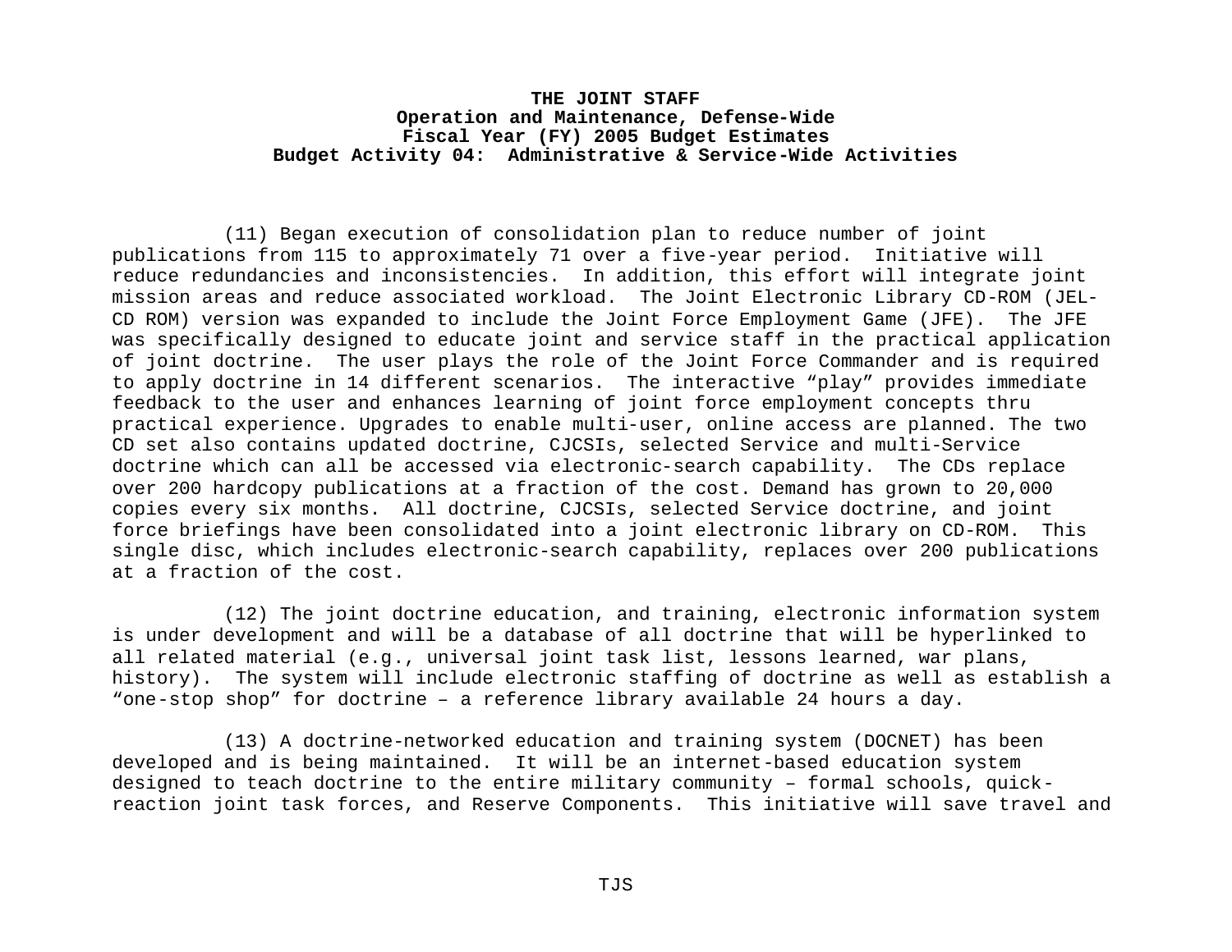**THE JOINT STAFF**
**Operation and Maintenance, Defense-Wide**
**Fiscal Year (FY) 2005 Budget Estimates**
**Budget Activity 04: Administrative & Service-Wide Activities**

(11) Began execution of consolidation plan to reduce number of joint publications from 115 to approximately 71 over a five-year period. Initiative will reduce redundancies and inconsistencies. In addition, this effort will integrate joint mission areas and reduce associated workload. The Joint Electronic Library CD-ROM (JEL-CD ROM) version was expanded to include the Joint Force Employment Game (JFE). The JFE was specifically designed to educate joint and service staff in the practical application of joint doctrine. The user plays the role of the Joint Force Commander and is required to apply doctrine in 14 different scenarios. The interactive "play" provides immediate feedback to the user and enhances learning of joint force employment concepts thru practical experience. Upgrades to enable multi-user, online access are planned. The two CD set also contains updated doctrine, CJCSIs, selected Service and multi-Service doctrine which can all be accessed via electronic-search capability. The CDs replace over 200 hardcopy publications at a fraction of the cost. Demand has grown to 20,000 copies every six months. All doctrine, CJCSIs, selected Service doctrine, and joint force briefings have been consolidated into a joint electronic library on CD-ROM. This single disc, which includes electronic-search capability, replaces over 200 publications at a fraction of the cost.

(12) The joint doctrine education, and training, electronic information system is under development and will be a database of all doctrine that will be hyperlinked to all related material (e.g., universal joint task list, lessons learned, war plans, history). The system will include electronic staffing of doctrine as well as establish a "one-stop shop" for doctrine – a reference library available 24 hours a day.

(13) A doctrine-networked education and training system (DOCNET) has been developed and is being maintained. It will be an internet-based education system designed to teach doctrine to the entire military community – formal schools, quick-reaction joint task forces, and Reserve Components. This initiative will save travel and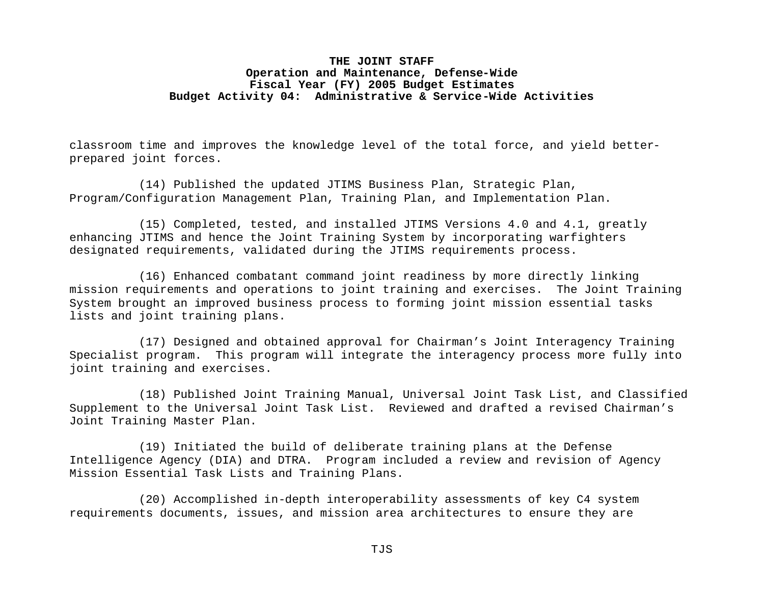classroom time and improves the knowledge level of the total force, and yield better-prepared joint forces.

(14) Published the updated JTIMS Business Plan, Strategic Plan, Program/Configuration Management Plan, Training Plan, and Implementation Plan.

(15) Completed, tested, and installed JTIMS Versions 4.0 and 4.1, greatly enhancing JTIMS and hence the Joint Training System by incorporating warfighters designated requirements, validated during the JTIMS requirements process.

(16) Enhanced combatant command joint readiness by more directly linking mission requirements and operations to joint training and exercises. The Joint Training System brought an improved business process to forming joint mission essential tasks lists and joint training plans.

(17) Designed and obtained approval for Chairman's Joint Interagency Training Specialist program. This program will integrate the interagency process more fully into joint training and exercises.

(18) Published Joint Training Manual, Universal Joint Task List, and Classified Supplement to the Universal Joint Task List. Reviewed and drafted a revised Chairman's Joint Training Master Plan.

(19) Initiated the build of deliberate training plans at the Defense Intelligence Agency (DIA) and DTRA. Program included a review and revision of Agency Mission Essential Task Lists and Training Plans.

(20) Accomplished in-depth interoperability assessments of key C4 system requirements documents, issues, and mission area architectures to ensure they are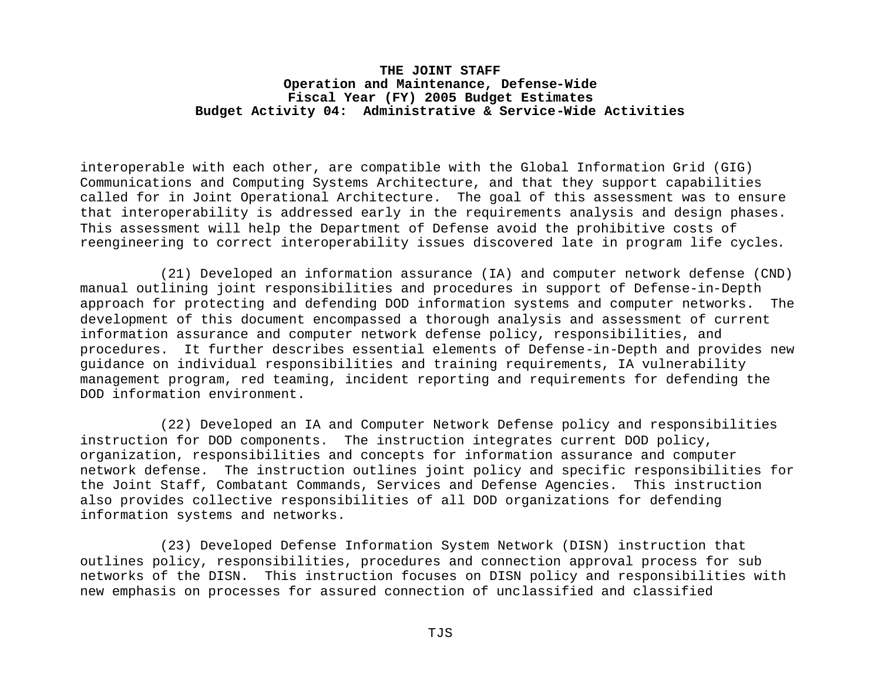interoperable with each other, are compatible with the Global Information Grid (GIG) Communications and Computing Systems Architecture, and that they support capabilities called for in Joint Operational Architecture. The goal of this assessment was to ensure that interoperability is addressed early in the requirements analysis and design phases. This assessment will help the Department of Defense avoid the prohibitive costs of reengineering to correct interoperability issues discovered late in program life cycles.

(21) Developed an information assurance (IA) and computer network defense (CND) manual outlining joint responsibilities and procedures in support of Defense-in-Depth approach for protecting and defending DOD information systems and computer networks. The development of this document encompassed a thorough analysis and assessment of current information assurance and computer network defense policy, responsibilities, and procedures. It further describes essential elements of Defense-in-Depth and provides new guidance on individual responsibilities and training requirements, IA vulnerability management program, red teaming, incident reporting and requirements for defending the DOD information environment.

(22) Developed an IA and Computer Network Defense policy and responsibilities instruction for DOD components. The instruction integrates current DOD policy, organization, responsibilities and concepts for information assurance and computer network defense. The instruction outlines joint policy and specific responsibilities for the Joint Staff, Combatant Commands, Services and Defense Agencies. This instruction also provides collective responsibilities of all DOD organizations for defending information systems and networks.

(23) Developed Defense Information System Network (DISN) instruction that outlines policy, responsibilities, procedures and connection approval process for sub networks of the DISN. This instruction focuses on DISN policy and responsibilities with new emphasis on processes for assured connection of unclassified and classified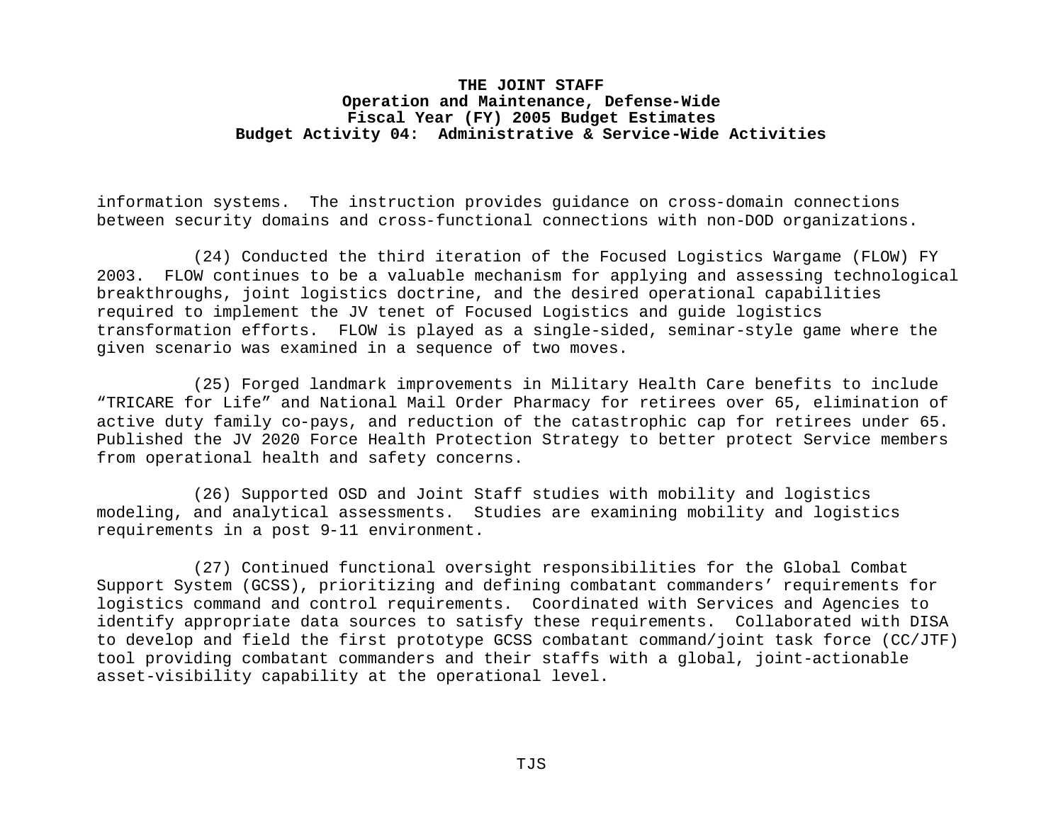information systems. The instruction provides guidance on cross-domain connections between security domains and cross-functional connections with non-DOD organizations.

(24) Conducted the third iteration of the Focused Logistics Wargame (FLOW) FY 2003. FLOW continues to be a valuable mechanism for applying and assessing technological breakthroughs, joint logistics doctrine, and the desired operational capabilities required to implement the JV tenet of Focused Logistics and guide logistics transformation efforts. FLOW is played as a single-sided, seminar-style game where the given scenario was examined in a sequence of two moves.

(25) Forged landmark improvements in Military Health Care benefits to include "TRICARE for Life" and National Mail Order Pharmacy for retirees over 65, elimination of active duty family co-pays, and reduction of the catastrophic cap for retirees under 65. Published the JV 2020 Force Health Protection Strategy to better protect Service members from operational health and safety concerns.

(26) Supported OSD and Joint Staff studies with mobility and logistics modeling, and analytical assessments. Studies are examining mobility and logistics requirements in a post 9-11 environment.

(27) Continued functional oversight responsibilities for the Global Combat Support System (GCSS), prioritizing and defining combatant commanders' requirements for logistics command and control requirements. Coordinated with Services and Agencies to identify appropriate data sources to satisfy these requirements. Collaborated with DISA to develop and field the first prototype GCSS combatant command/joint task force (CC/JTF) tool providing combatant commanders and their staffs with a global, joint-actionable asset-visibility capability at the operational level.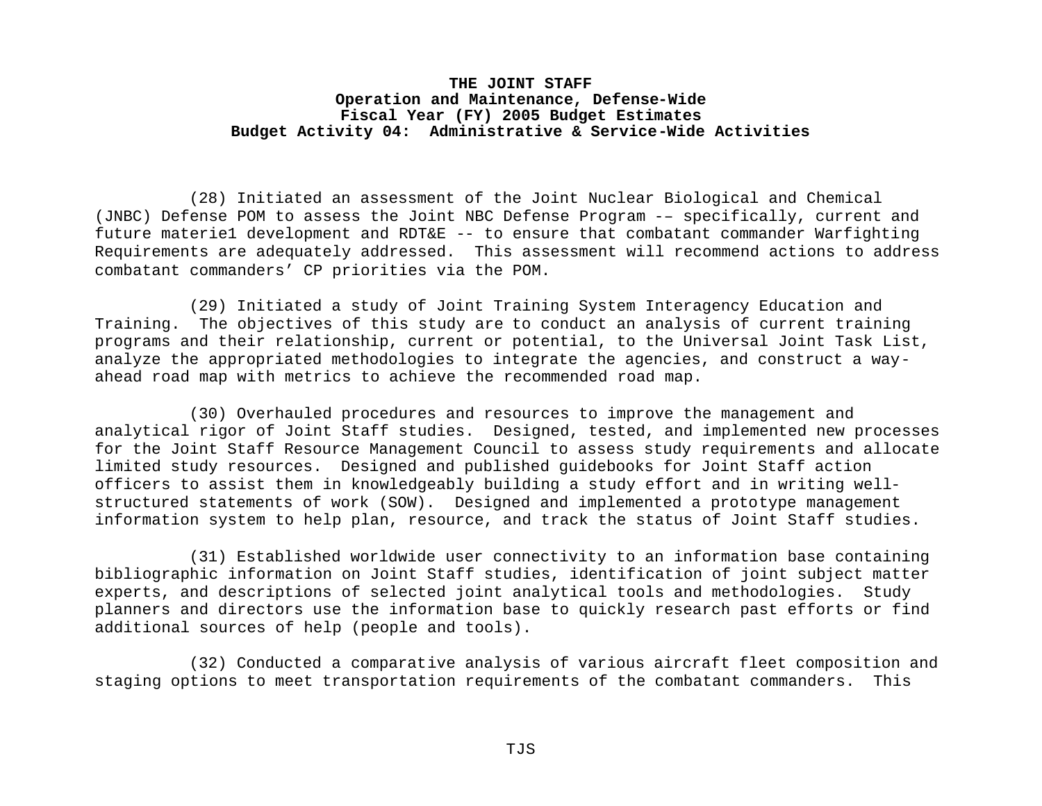(28) Initiated an assessment of the Joint Nuclear Biological and Chemical (JNBC) Defense POM to assess the Joint NBC Defense Program -– specifically, current and future materie1 development and RDT&E -- to ensure that combatant commander Warfighting Requirements are adequately addressed. This assessment will recommend actions to address combatant commanders' CP priorities via the POM.

(29) Initiated a study of Joint Training System Interagency Education and Training. The objectives of this study are to conduct an analysis of current training programs and their relationship, current or potential, to the Universal Joint Task List, analyze the appropriated methodologies to integrate the agencies, and construct a way-ahead road map with metrics to achieve the recommended road map.

(30) Overhauled procedures and resources to improve the management and analytical rigor of Joint Staff studies. Designed, tested, and implemented new processes for the Joint Staff Resource Management Council to assess study requirements and allocate limited study resources. Designed and published guidebooks for Joint Staff action officers to assist them in knowledgeably building a study effort and in writing well-structured statements of work (SOW). Designed and implemented a prototype management information system to help plan, resource, and track the status of Joint Staff studies.

(31) Established worldwide user connectivity to an information base containing bibliographic information on Joint Staff studies, identification of joint subject matter experts, and descriptions of selected joint analytical tools and methodologies. Study planners and directors use the information base to quickly research past efforts or find additional sources of help (people and tools).

(32) Conducted a comparative analysis of various aircraft fleet composition and staging options to meet transportation requirements of the combatant commanders. This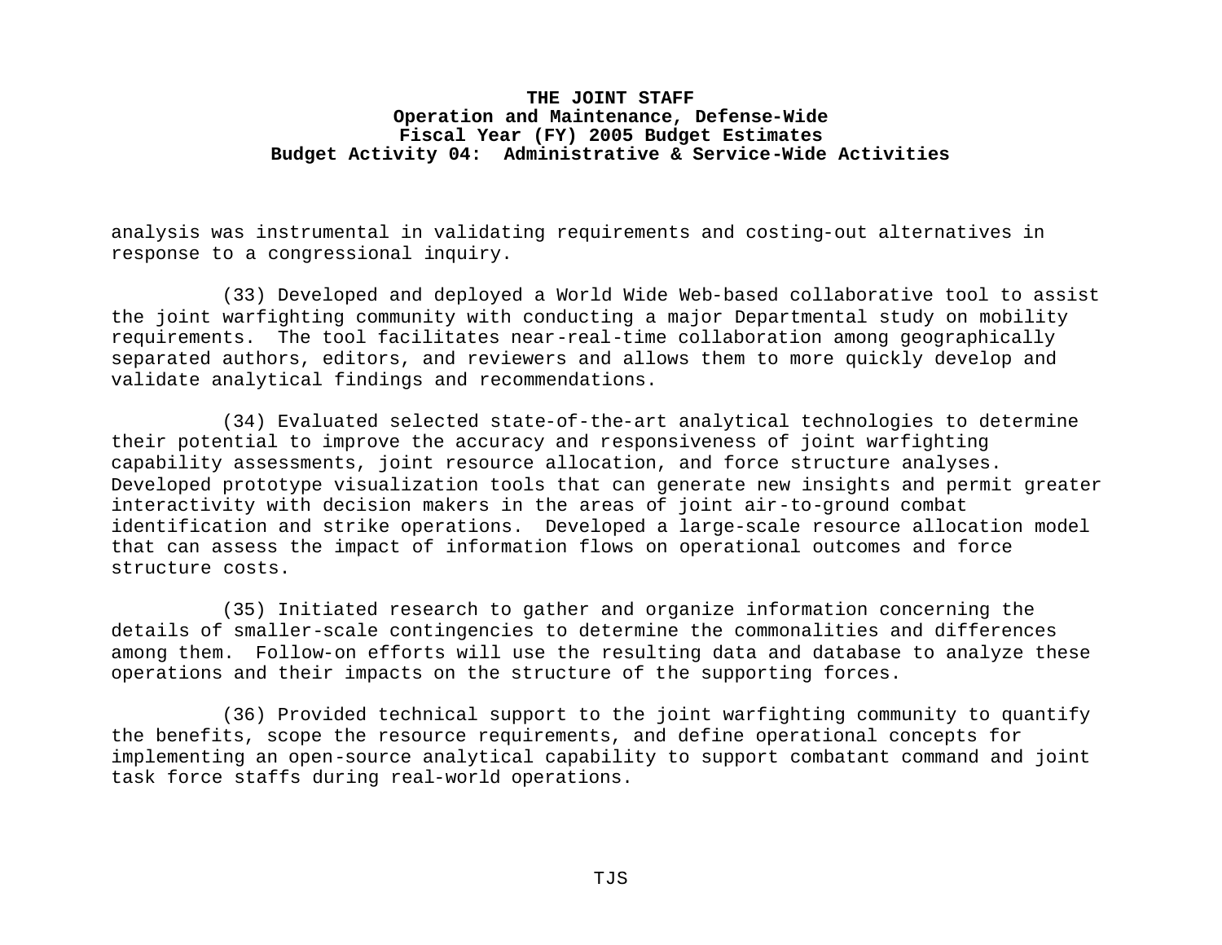analysis was instrumental in validating requirements and costing-out alternatives in response to a congressional inquiry.

(33) Developed and deployed a World Wide Web-based collaborative tool to assist the joint warfighting community with conducting a major Departmental study on mobility requirements. The tool facilitates near-real-time collaboration among geographically separated authors, editors, and reviewers and allows them to more quickly develop and validate analytical findings and recommendations.

(34) Evaluated selected state-of-the-art analytical technologies to determine their potential to improve the accuracy and responsiveness of joint warfighting capability assessments, joint resource allocation, and force structure analyses. Developed prototype visualization tools that can generate new insights and permit greater interactivity with decision makers in the areas of joint air-to-ground combat identification and strike operations. Developed a large-scale resource allocation model that can assess the impact of information flows on operational outcomes and force structure costs.

(35) Initiated research to gather and organize information concerning the details of smaller-scale contingencies to determine the commonalities and differences among them. Follow-on efforts will use the resulting data and database to analyze these operations and their impacts on the structure of the supporting forces.

(36) Provided technical support to the joint warfighting community to quantify the benefits, scope the resource requirements, and define operational concepts for implementing an open-source analytical capability to support combatant command and joint task force staffs during real-world operations.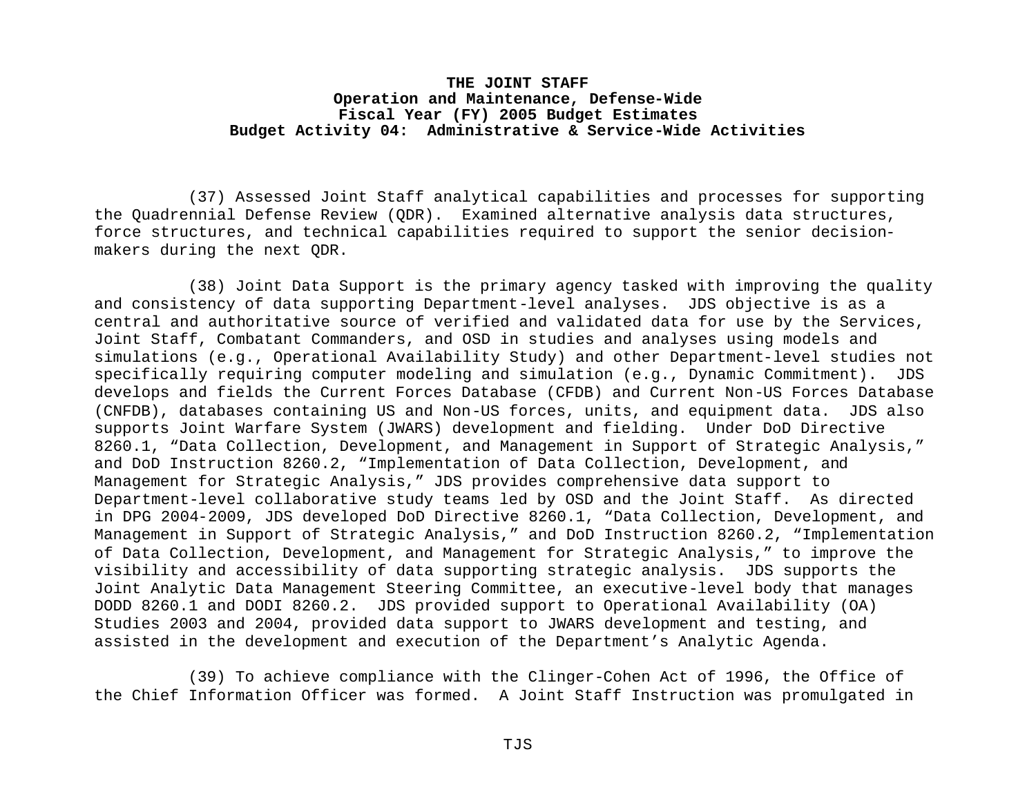(37) Assessed Joint Staff analytical capabilities and processes for supporting the Quadrennial Defense Review (QDR). Examined alternative analysis data structures, force structures, and technical capabilities required to support the senior decision-makers during the next QDR.

(38) Joint Data Support is the primary agency tasked with improving the quality and consistency of data supporting Department-level analyses. JDS objective is as a central and authoritative source of verified and validated data for use by the Services, Joint Staff, Combatant Commanders, and OSD in studies and analyses using models and simulations (e.g., Operational Availability Study) and other Department-level studies not specifically requiring computer modeling and simulation (e.g., Dynamic Commitment). JDS develops and fields the Current Forces Database (CFDB) and Current Non-US Forces Database (CNFDB), databases containing US and Non-US forces, units, and equipment data. JDS also supports Joint Warfare System (JWARS) development and fielding. Under DoD Directive 8260.1, "Data Collection, Development, and Management in Support of Strategic Analysis," and DoD Instruction 8260.2, "Implementation of Data Collection, Development, and Management for Strategic Analysis," JDS provides comprehensive data support to Department-level collaborative study teams led by OSD and the Joint Staff. As directed in DPG 2004-2009, JDS developed DoD Directive 8260.1, "Data Collection, Development, and Management in Support of Strategic Analysis," and DoD Instruction 8260.2, "Implementation of Data Collection, Development, and Management for Strategic Analysis," to improve the visibility and accessibility of data supporting strategic analysis. JDS supports the Joint Analytic Data Management Steering Committee, an executive-level body that manages DODD 8260.1 and DODI 8260.2. JDS provided support to Operational Availability (OA) Studies 2003 and 2004, provided data support to JWARS development and testing, and assisted in the development and execution of the Department's Analytic Agenda.

(39) To achieve compliance with the Clinger-Cohen Act of 1996, the Office of the Chief Information Officer was formed. A Joint Staff Instruction was promulgated in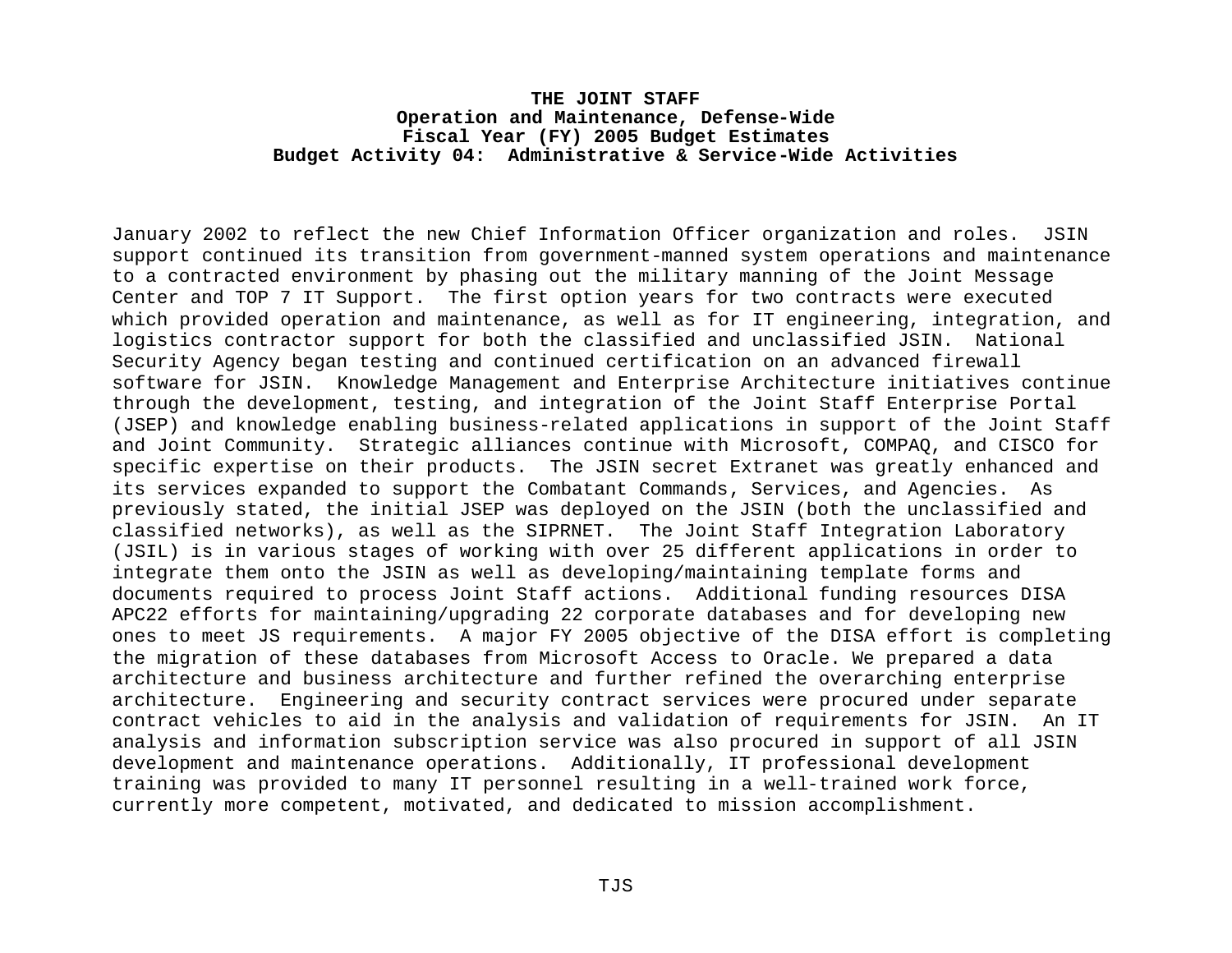January 2002 to reflect the new Chief Information Officer organization and roles. JSIN support continued its transition from government-manned system operations and maintenance to a contracted environment by phasing out the military manning of the Joint Message Center and TOP 7 IT Support. The first option years for two contracts were executed which provided operation and maintenance, as well as for IT engineering, integration, and logistics contractor support for both the classified and unclassified JSIN. National Security Agency began testing and continued certification on an advanced firewall software for JSIN. Knowledge Management and Enterprise Architecture initiatives continue through the development, testing, and integration of the Joint Staff Enterprise Portal (JSEP) and knowledge enabling business-related applications in support of the Joint Staff and Joint Community. Strategic alliances continue with Microsoft, COMPAQ, and CISCO for specific expertise on their products. The JSIN secret Extranet was greatly enhanced and its services expanded to support the Combatant Commands, Services, and Agencies. As previously stated, the initial JSEP was deployed on the JSIN (both the unclassified and classified networks), as well as the SIPRNET. The Joint Staff Integration Laboratory (JSIL) is in various stages of working with over 25 different applications in order to integrate them onto the JSIN as well as developing/maintaining template forms and documents required to process Joint Staff actions. Additional funding resources DISA APC22 efforts for maintaining/upgrading 22 corporate databases and for developing new ones to meet JS requirements. A major FY 2005 objective of the DISA effort is completing the migration of these databases from Microsoft Access to Oracle. We prepared a data architecture and business architecture and further refined the overarching enterprise architecture. Engineering and security contract services were procured under separate contract vehicles to aid in the analysis and validation of requirements for JSIN. An IT analysis and information subscription service was also procured in support of all JSIN development and maintenance operations. Additionally, IT professional development training was provided to many IT personnel resulting in a well-trained work force, currently more competent, motivated, and dedicated to mission accomplishment.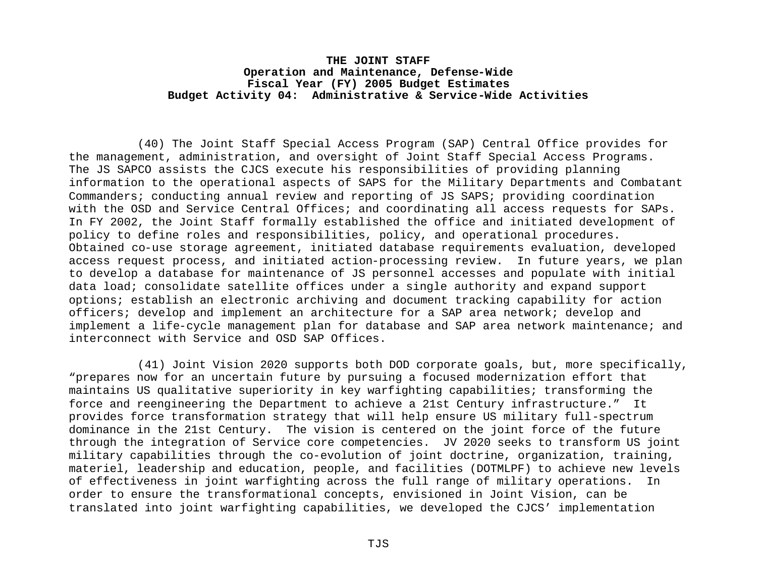(40) The Joint Staff Special Access Program (SAP) Central Office provides for the management, administration, and oversight of Joint Staff Special Access Programs. The JS SAPCO assists the CJCS execute his responsibilities of providing planning information to the operational aspects of SAPS for the Military Departments and Combatant Commanders; conducting annual review and reporting of JS SAPS; providing coordination with the OSD and Service Central Offices; and coordinating all access requests for SAPs. In FY 2002, the Joint Staff formally established the office and initiated development of policy to define roles and responsibilities, policy, and operational procedures. Obtained co-use storage agreement, initiated database requirements evaluation, developed access request process, and initiated action-processing review. In future years, we plan to develop a database for maintenance of JS personnel accesses and populate with initial data load; consolidate satellite offices under a single authority and expand support options; establish an electronic archiving and document tracking capability for action officers; develop and implement an architecture for a SAP area network; develop and implement a life-cycle management plan for database and SAP area network maintenance; and interconnect with Service and OSD SAP Offices.

(41) Joint Vision 2020 supports both DOD corporate goals, but, more specifically, "prepares now for an uncertain future by pursuing a focused modernization effort that maintains US qualitative superiority in key warfighting capabilities; transforming the force and reengineering the Department to achieve a 21st Century infrastructure." It provides force transformation strategy that will help ensure US military full-spectrum dominance in the 21st Century. The vision is centered on the joint force of the future through the integration of Service core competencies. JV 2020 seeks to transform US joint military capabilities through the co-evolution of joint doctrine, organization, training, materiel, leadership and education, people, and facilities (DOTMLPF) to achieve new levels of effectiveness in joint warfighting across the full range of military operations. In order to ensure the transformational concepts, envisioned in Joint Vision, can be translated into joint warfighting capabilities, we developed the CJCS' implementation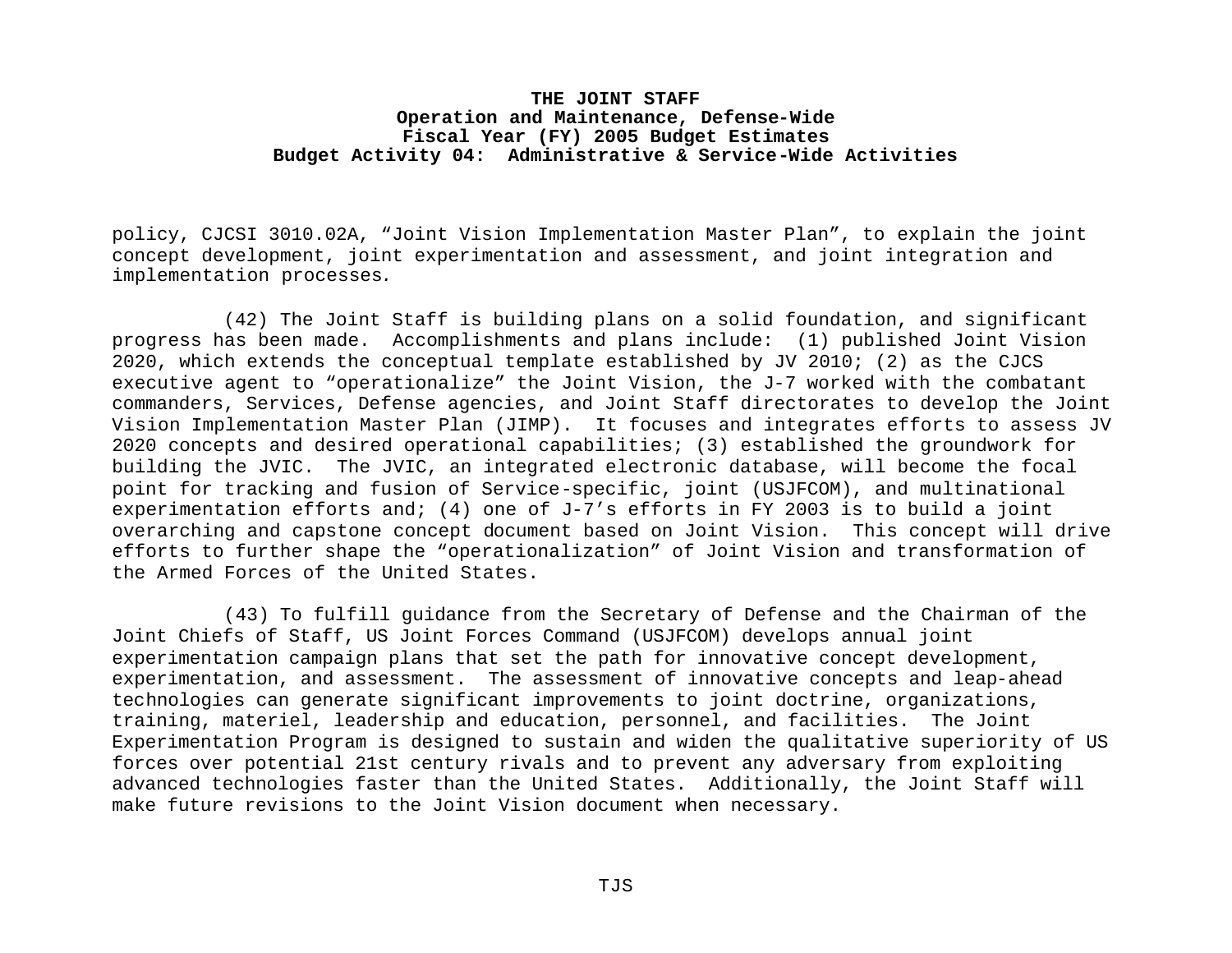policy, CJCSI 3010.02A, "Joint Vision Implementation Master Plan", to explain the joint concept development, joint experimentation and assessment, and joint integration and implementation processes.

(42) The Joint Staff is building plans on a solid foundation, and significant progress has been made. Accomplishments and plans include: (1) published Joint Vision 2020, which extends the conceptual template established by JV 2010; (2) as the CJCS executive agent to "operationalize" the Joint Vision, the J-7 worked with the combatant commanders, Services, Defense agencies, and Joint Staff directorates to develop the Joint Vision Implementation Master Plan (JIMP). It focuses and integrates efforts to assess JV 2020 concepts and desired operational capabilities; (3) established the groundwork for building the JVIC. The JVIC, an integrated electronic database, will become the focal point for tracking and fusion of Service-specific, joint (USJFCOM), and multinational experimentation efforts and; (4) one of J-7's efforts in FY 2003 is to build a joint overarching and capstone concept document based on Joint Vision. This concept will drive efforts to further shape the "operationalization" of Joint Vision and transformation of the Armed Forces of the United States.

(43) To fulfill guidance from the Secretary of Defense and the Chairman of the Joint Chiefs of Staff, US Joint Forces Command (USJFCOM) develops annual joint experimentation campaign plans that set the path for innovative concept development, experimentation, and assessment. The assessment of innovative concepts and leap-ahead technologies can generate significant improvements to joint doctrine, organizations, training, materiel, leadership and education, personnel, and facilities. The Joint Experimentation Program is designed to sustain and widen the qualitative superiority of US forces over potential 21st century rivals and to prevent any adversary from exploiting advanced technologies faster than the United States. Additionally, the Joint Staff will make future revisions to the Joint Vision document when necessary.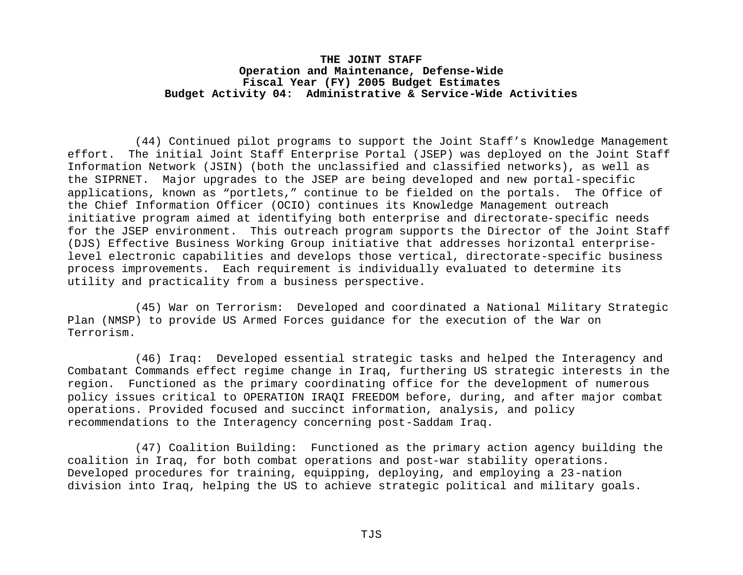(44) Continued pilot programs to support the Joint Staff's Knowledge Management effort. The initial Joint Staff Enterprise Portal (JSEP) was deployed on the Joint Staff Information Network (JSIN) (both the unclassified and classified networks), as well as the SIPRNET. Major upgrades to the JSEP are being developed and new portal-specific applications, known as "portlets," continue to be fielded on the portals. The Office of the Chief Information Officer (OCIO) continues its Knowledge Management outreach initiative program aimed at identifying both enterprise and directorate-specific needs for the JSEP environment. This outreach program supports the Director of the Joint Staff (DJS) Effective Business Working Group initiative that addresses horizontal enterprise-level electronic capabilities and develops those vertical, directorate-specific business process improvements. Each requirement is individually evaluated to determine its utility and practicality from a business perspective.

(45) War on Terrorism: Developed and coordinated a National Military Strategic Plan (NMSP) to provide US Armed Forces guidance for the execution of the War on Terrorism.

(46) Iraq: Developed essential strategic tasks and helped the Interagency and Combatant Commands effect regime change in Iraq, furthering US strategic interests in the region. Functioned as the primary coordinating office for the development of numerous policy issues critical to OPERATION IRAQI FREEDOM before, during, and after major combat operations. Provided focused and succinct information, analysis, and policy recommendations to the Interagency concerning post-Saddam Iraq.

(47) Coalition Building: Functioned as the primary action agency building the coalition in Iraq, for both combat operations and post-war stability operations. Developed procedures for training, equipping, deploying, and employing a 23-nation division into Iraq, helping the US to achieve strategic political and military goals.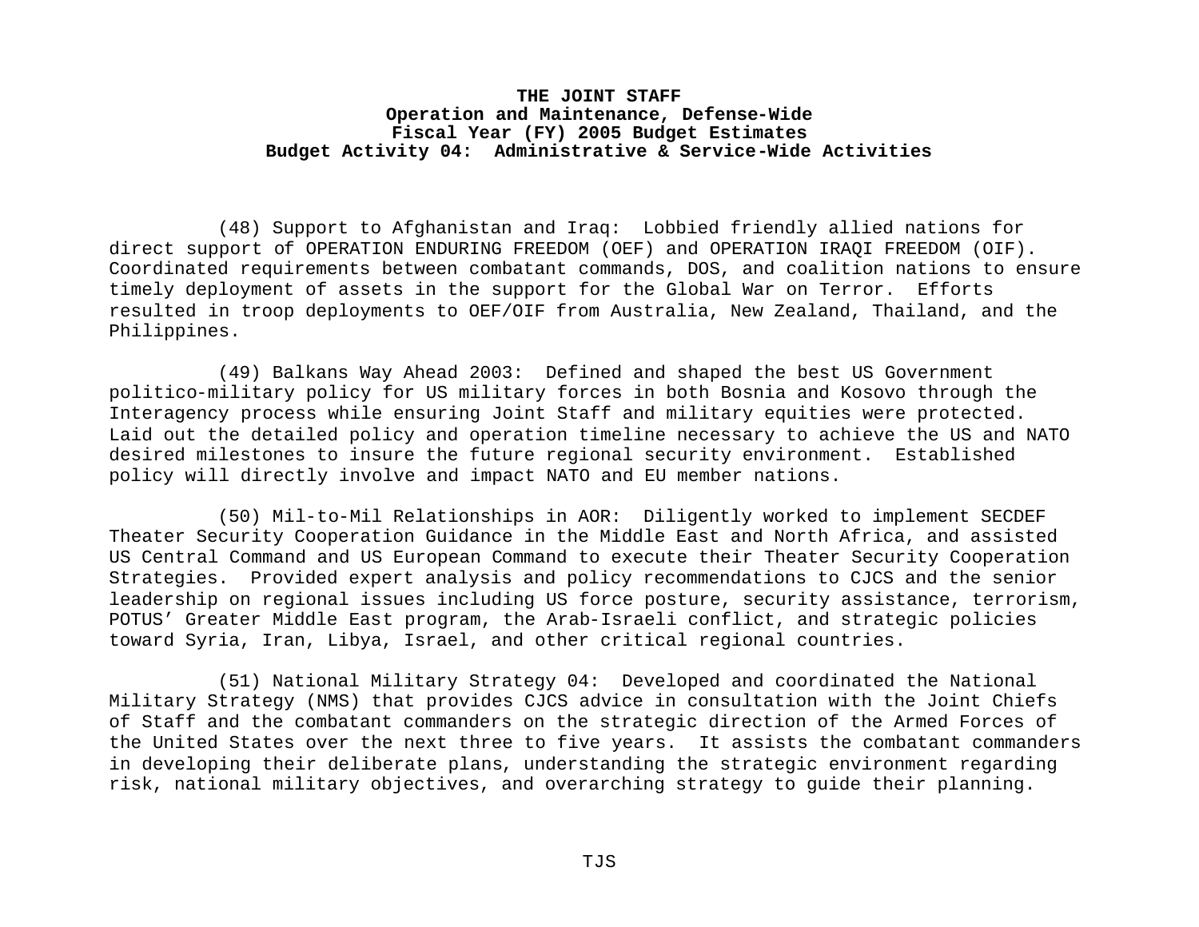(48) Support to Afghanistan and Iraq: Lobbied friendly allied nations for direct support of OPERATION ENDURING FREEDOM (OEF) and OPERATION IRAQI FREEDOM (OIF). Coordinated requirements between combatant commands, DOS, and coalition nations to ensure timely deployment of assets in the support for the Global War on Terror. Efforts resulted in troop deployments to OEF/OIF from Australia, New Zealand, Thailand, and the Philippines.

(49) Balkans Way Ahead 2003: Defined and shaped the best US Government politico-military policy for US military forces in both Bosnia and Kosovo through the Interagency process while ensuring Joint Staff and military equities were protected. Laid out the detailed policy and operation timeline necessary to achieve the US and NATO desired milestones to insure the future regional security environment. Established policy will directly involve and impact NATO and EU member nations.

(50) Mil-to-Mil Relationships in AOR: Diligently worked to implement SECDEF Theater Security Cooperation Guidance in the Middle East and North Africa, and assisted US Central Command and US European Command to execute their Theater Security Cooperation Strategies. Provided expert analysis and policy recommendations to CJCS and the senior leadership on regional issues including US force posture, security assistance, terrorism, POTUS' Greater Middle East program, the Arab-Israeli conflict, and strategic policies toward Syria, Iran, Libya, Israel, and other critical regional countries.

(51) National Military Strategy 04: Developed and coordinated the National Military Strategy (NMS) that provides CJCS advice in consultation with the Joint Chiefs of Staff and the combatant commanders on the strategic direction of the Armed Forces of the United States over the next three to five years. It assists the combatant commanders in developing their deliberate plans, understanding the strategic environment regarding risk, national military objectives, and overarching strategy to guide their planning.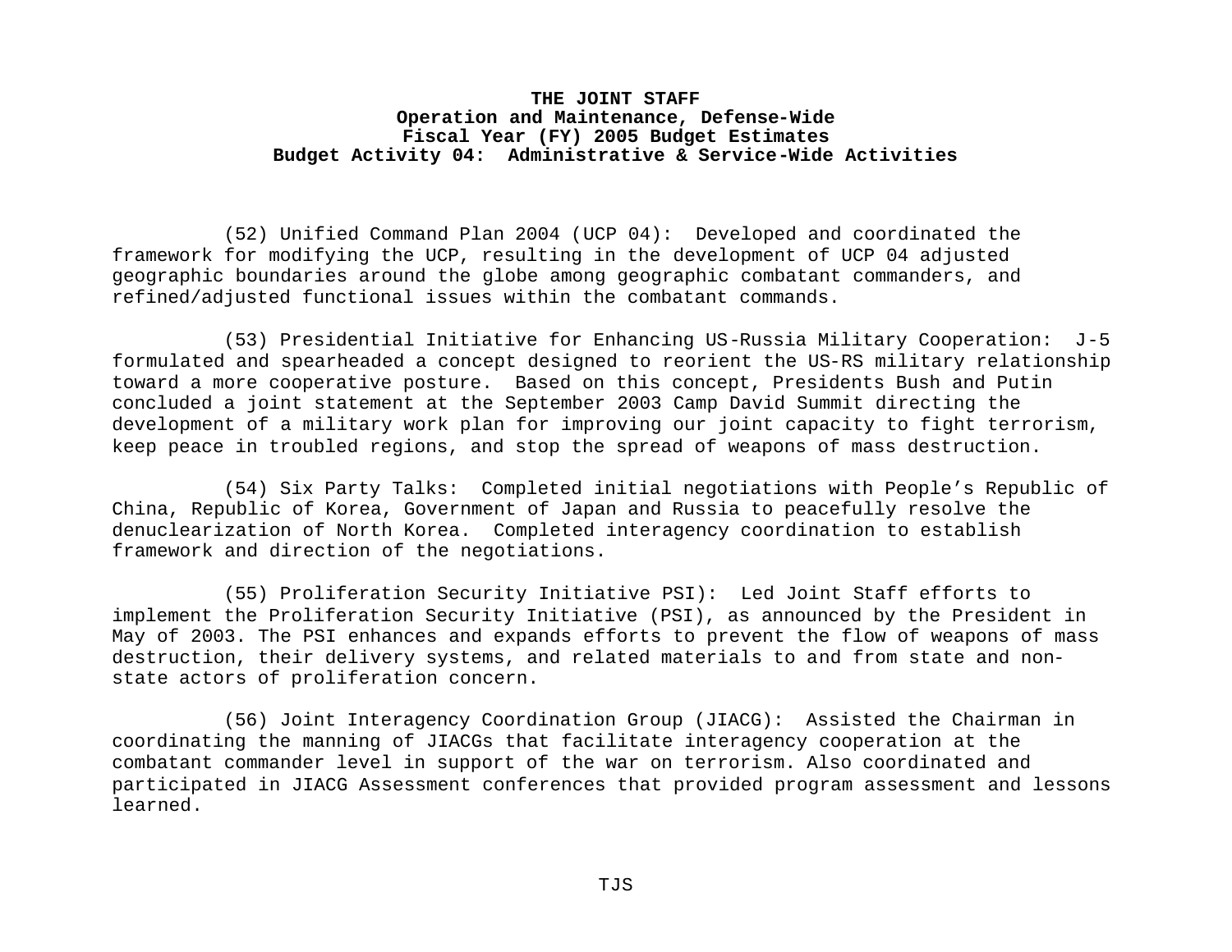(52) Unified Command Plan 2004 (UCP 04): Developed and coordinated the framework for modifying the UCP, resulting in the development of UCP 04 adjusted geographic boundaries around the globe among geographic combatant commanders, and refined/adjusted functional issues within the combatant commands.

(53) Presidential Initiative for Enhancing US-Russia Military Cooperation: J-5 formulated and spearheaded a concept designed to reorient the US-RS military relationship toward a more cooperative posture. Based on this concept, Presidents Bush and Putin concluded a joint statement at the September 2003 Camp David Summit directing the development of a military work plan for improving our joint capacity to fight terrorism, keep peace in troubled regions, and stop the spread of weapons of mass destruction.

(54) Six Party Talks: Completed initial negotiations with People's Republic of China, Republic of Korea, Government of Japan and Russia to peacefully resolve the denuclearization of North Korea. Completed interagency coordination to establish framework and direction of the negotiations.

(55) Proliferation Security Initiative PSI): Led Joint Staff efforts to implement the Proliferation Security Initiative (PSI), as announced by the President in May of 2003. The PSI enhances and expands efforts to prevent the flow of weapons of mass destruction, their delivery systems, and related materials to and from state and non-state actors of proliferation concern.

(56) Joint Interagency Coordination Group (JIACG): Assisted the Chairman in coordinating the manning of JIACGs that facilitate interagency cooperation at the combatant commander level in support of the war on terrorism. Also coordinated and participated in JIACG Assessment conferences that provided program assessment and lessons learned.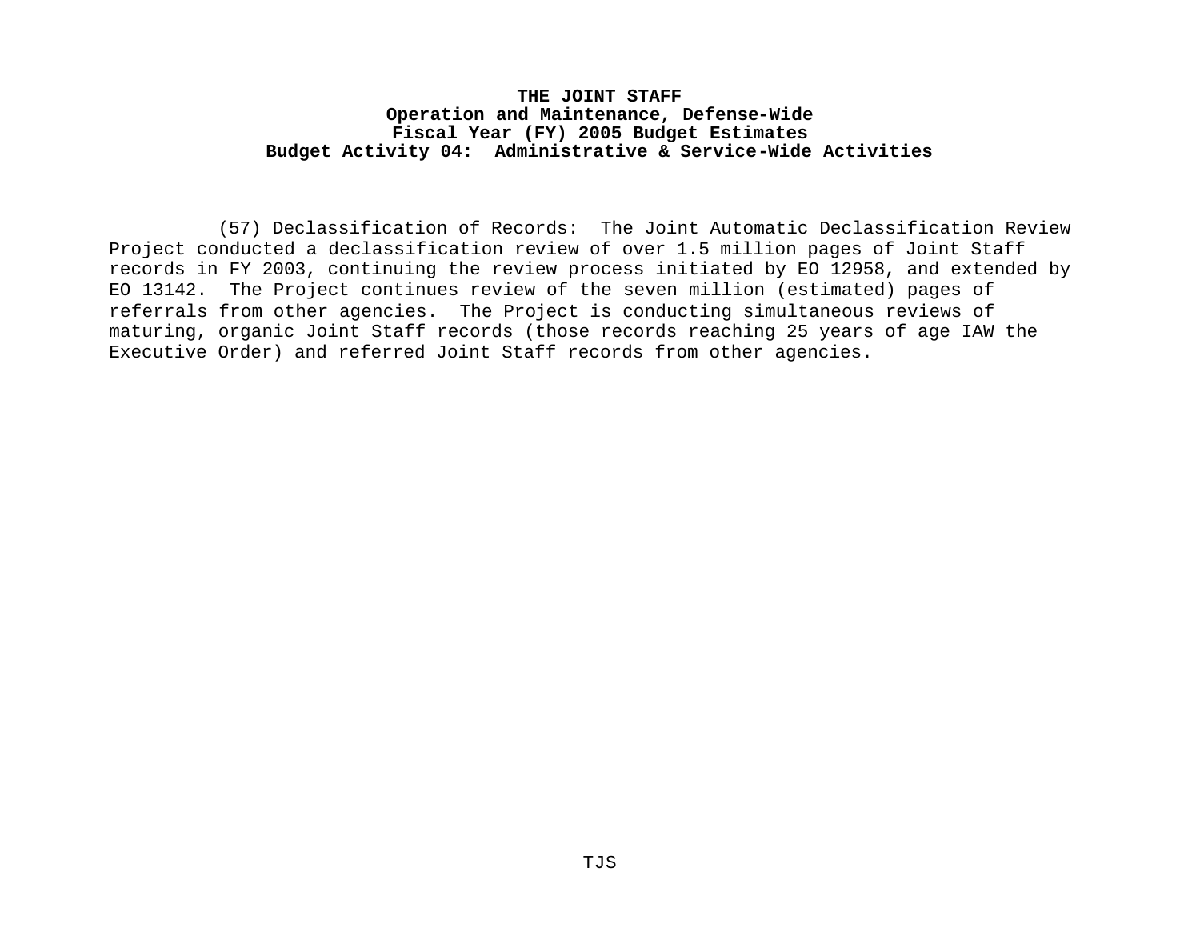**THE JOINT STAFF**
**Operation and Maintenance, Defense-Wide**
**Fiscal Year (FY) 2005 Budget Estimates**
**Budget Activity 04: Administrative & Service-Wide Activities**

(57) Declassification of Records: The Joint Automatic Declassification Review Project conducted a declassification review of over 1.5 million pages of Joint Staff records in FY 2003, continuing the review process initiated by EO 12958, and extended by EO 13142. The Project continues review of the seven million (estimated) pages of referrals from other agencies. The Project is conducting simultaneous reviews of maturing, organic Joint Staff records (those records reaching 25 years of age IAW the Executive Order) and referred Joint Staff records from other agencies.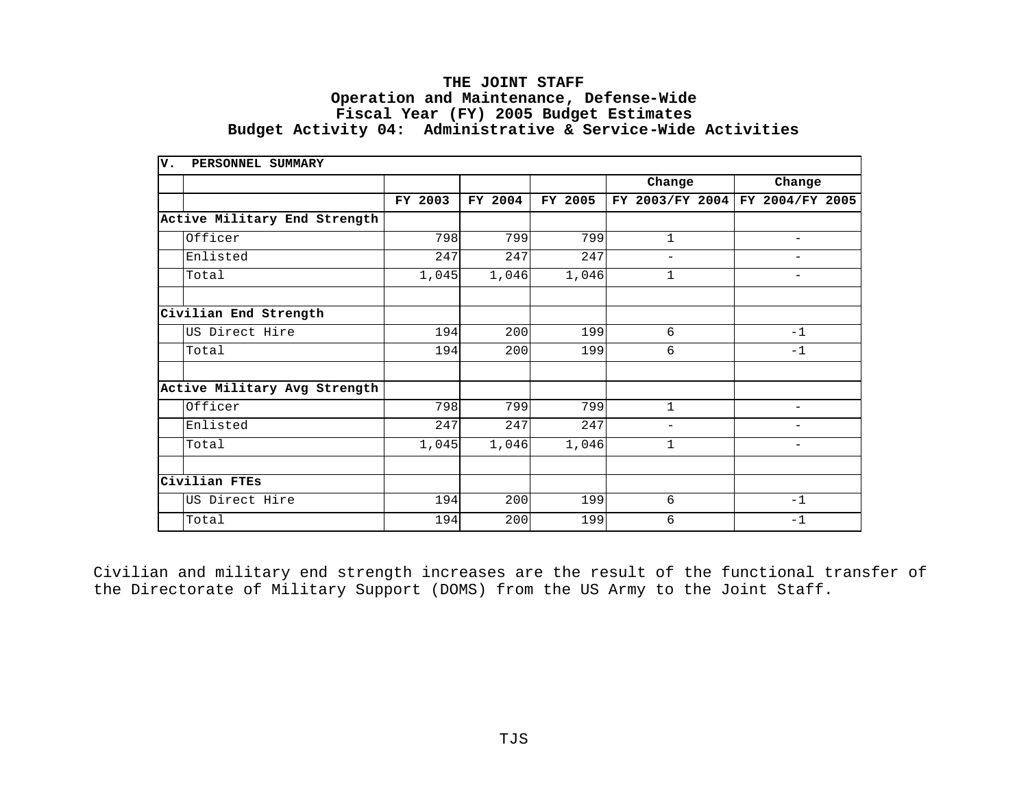# THE JOINT STAFF
## Operation and Maintenance, Defense-Wide
## Fiscal Year (FY) 2005 Budget Estimates
## Budget Activity 04: Administrative & Service-Wide Activities

| V. PERSONNEL SUMMARY | | | | | |
|---|---|---|---|---|---|
| | | | | Change | Change |
| | FY 2003 | FY 2004 | FY 2005 | FY 2003/FY 2004 | FY 2004/FY 2005 |
| **Active Military End Strength** | | | | | |
| Officer | 798 | 799 | 799 | 1 | - |
| Enlisted | 247 | 247 | 247 | - | - |
| Total | 1,045 | 1,046 | 1,046 | 1 | - |
| | | | | | |
| **Civilian End Strength** | | | | | |
| US Direct Hire | 194 | 200 | 199 | 6 | -1 |
| Total | 194 | 200 | 199 | 6 | -1 |
| | | | | | |
| **Active Military Avg Strength** | | | | | |
| Officer | 798 | 799 | 799 | 1 | - |
| Enlisted | 247 | 247 | 247 | - | - |
| Total | 1,045 | 1,046 | 1,046 | 1 | - |
| | | | | | |
| **Civilian FTEs** | | | | | |
| US Direct Hire | 194 | 200 | 199 | 6 | -1 |
| Total | 194 | 200 | 199 | 6 | -1 |

Civilian and military end strength increases are the result of the functional transfer of the Directorate of Military Support (DOMS) from the US Army to the Joint Staff.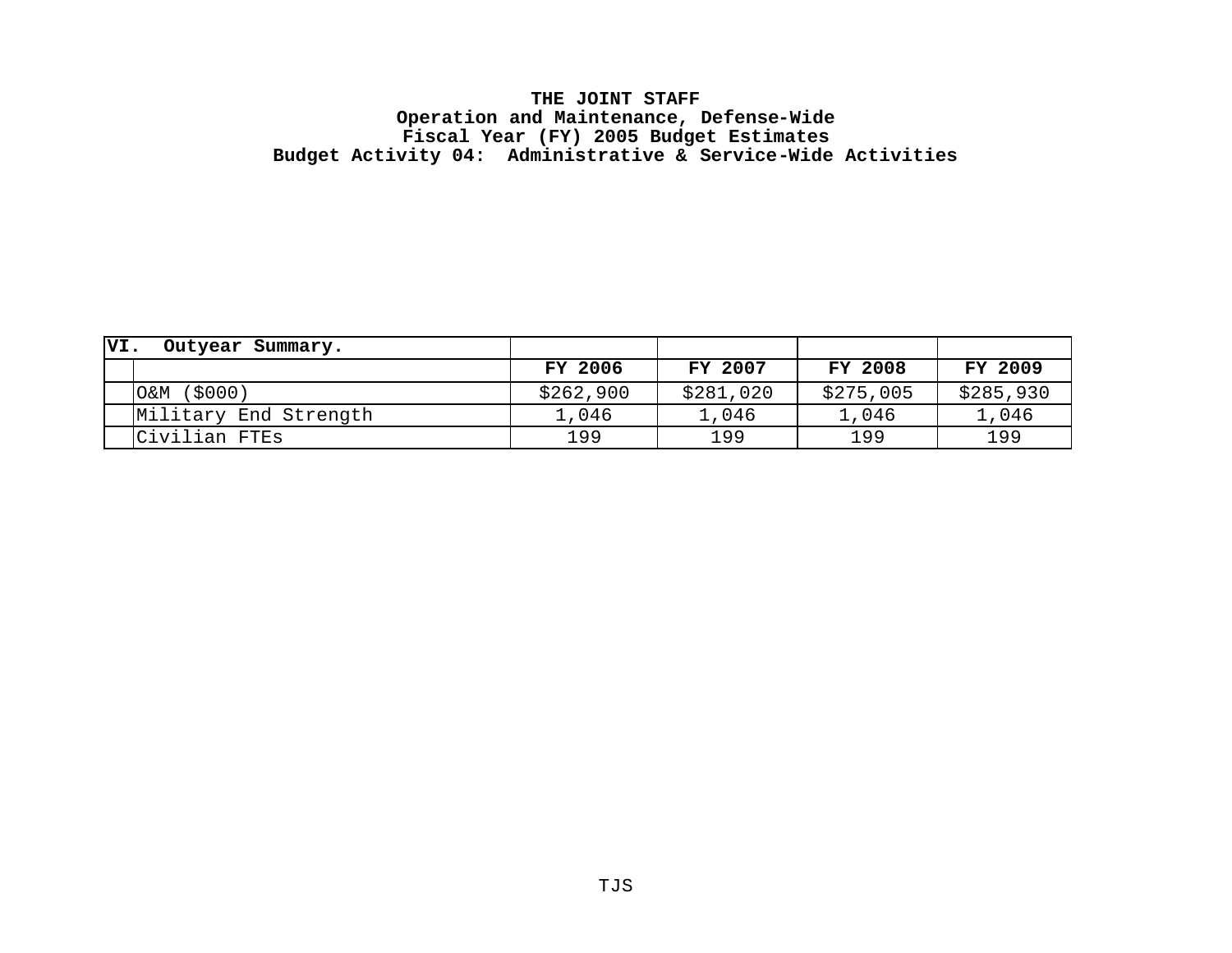**THE JOINT STAFF**
**Operation and Maintenance, Defense-Wide**
**Fiscal Year (FY) 2005 Budget Estimates**
**Budget Activity 04: Administrative & Service-Wide Activities**

| **VI. Outyear Summary.** | | | | |
|---|---|---|---|---|
| | **FY 2006** | **FY 2007** | **FY 2008** | **FY 2009** |
| O&M ($000) | $262,900 | $281,020 | $275,005 | $285,930 |
| Military End Strength | 1,046 | 1,046 | 1,046 | 1,046 |
| Civilian FTEs | 199 | 199 | 199 | 199 |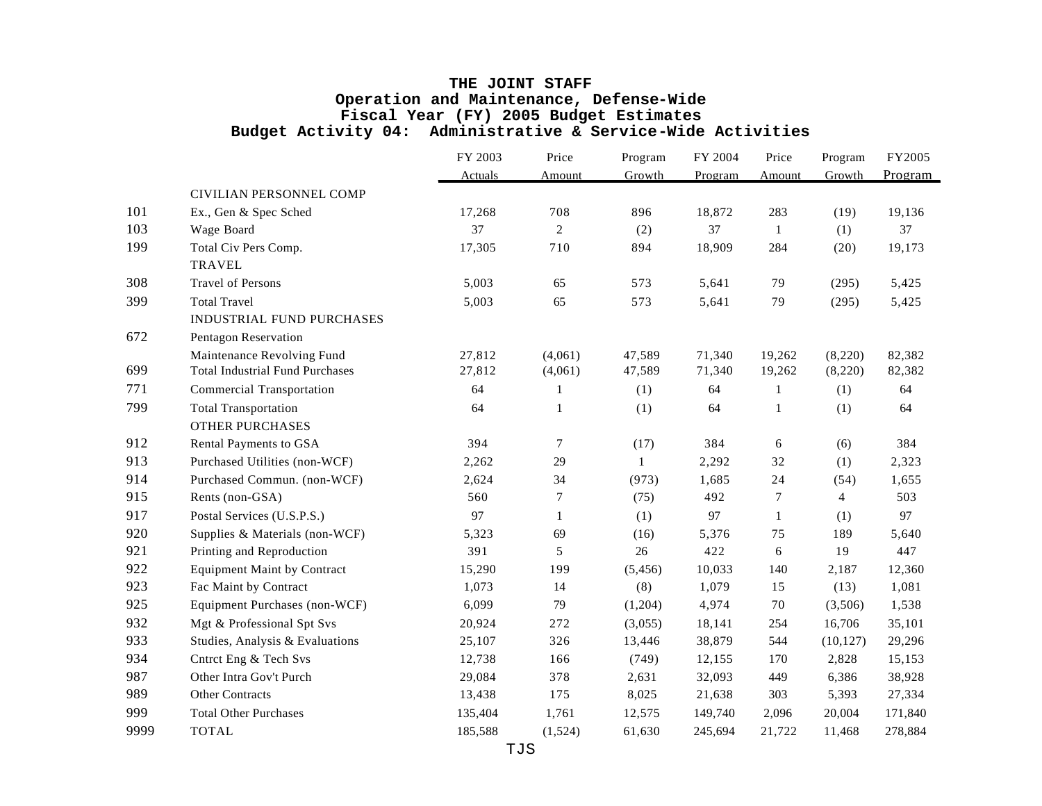**THE JOINT STAFF**
**Operation and Maintenance, Defense-Wide**
**Fiscal Year (FY) 2005 Budget Estimates**
**Budget Activity 04: Administrative & Service-Wide Activities**

| | | FY 2003 Actuals | Price Amount | Program Growth | FY 2004 Program | Price Amount | Program Growth | FY2005 Program |
|---|---|---|---|---|---|---|---|---|
| | CIVILIAN PERSONNEL COMP | | | | | | | |
| 101 | Ex., Gen & Spec Sched | 17,268 | 708 | 896 | 18,872 | 283 | (19) | 19,136 |
| 103 | Wage Board | 37 | 2 | (2) | 37 | 1 | (1) | 37 |
| 199 | Total Civ Pers Comp. | 17,305 | 710 | 894 | 18,909 | 284 | (20) | 19,173 |
| | TRAVEL | | | | | | | |
| 308 | Travel of Persons | 5,003 | 65 | 573 | 5,641 | 79 | (295) | 5,425 |
| 399 | Total Travel | 5,003 | 65 | 573 | 5,641 | 79 | (295) | 5,425 |
| | INDUSTRIAL FUND PURCHASES | | | | | | | |
| 672 | Pentagon Reservation Maintenance Revolving Fund | 27,812 | (4,061) | 47,589 | 71,340 | 19,262 | (8,220) | 82,382 |
| 699 | Total Industrial Fund Purchases | 27,812 | (4,061) | 47,589 | 71,340 | 19,262 | (8,220) | 82,382 |
| 771 | Commercial Transportation | 64 | 1 | (1) | 64 | 1 | (1) | 64 |
| 799 | Total Transportation | 64 | 1 | (1) | 64 | 1 | (1) | 64 |
| | OTHER PURCHASES | | | | | | | |
| 912 | Rental Payments to GSA | 394 | 7 | (17) | 384 | 6 | (6) | 384 |
| 913 | Purchased Utilities (non-WCF) | 2,262 | 29 | 1 | 2,292 | 32 | (1) | 2,323 |
| 914 | Purchased Commun. (non-WCF) | 2,624 | 34 | (973) | 1,685 | 24 | (54) | 1,655 |
| 915 | Rents (non-GSA) | 560 | 7 | (75) | 492 | 7 | 4 | 503 |
| 917 | Postal Services (U.S.P.S.) | 97 | 1 | (1) | 97 | 1 | (1) | 97 |
| 920 | Supplies & Materials (non-WCF) | 5,323 | 69 | (16) | 5,376 | 75 | 189 | 5,640 |
| 921 | Printing and Reproduction | 391 | 5 | 26 | 422 | 6 | 19 | 447 |
| 922 | Equipment Maint by Contract | 15,290 | 199 | (5,456) | 10,033 | 140 | 2,187 | 12,360 |
| 923 | Fac Maint by Contract | 1,073 | 14 | (8) | 1,079 | 15 | (13) | 1,081 |
| 925 | Equipment Purchases (non-WCF) | 6,099 | 79 | (1,204) | 4,974 | 70 | (3,506) | 1,538 |
| 932 | Mgt & Professional Spt Svs | 20,924 | 272 | (3,055) | 18,141 | 254 | 16,706 | 35,101 |
| 933 | Studies, Analysis & Evaluations | 25,107 | 326 | 13,446 | 38,879 | 544 | (10,127) | 29,296 |
| 934 | Cntrct Eng & Tech Svs | 12,738 | 166 | (749) | 12,155 | 170 | 2,828 | 15,153 |
| 987 | Other Intra Gov't Purch | 29,084 | 378 | 2,631 | 32,093 | 449 | 6,386 | 38,928 |
| 989 | Other Contracts | 13,438 | 175 | 8,025 | 21,638 | 303 | 5,393 | 27,334 |
| 999 | Total Other Purchases | 135,404 | 1,761 | 12,575 | 149,740 | 2,096 | 20,004 | 171,840 |
| 9999 | TOTAL | 185,588 | (1,524) | 61,630 | 245,694 | 21,722 | 11,468 | 278,884 |

TJS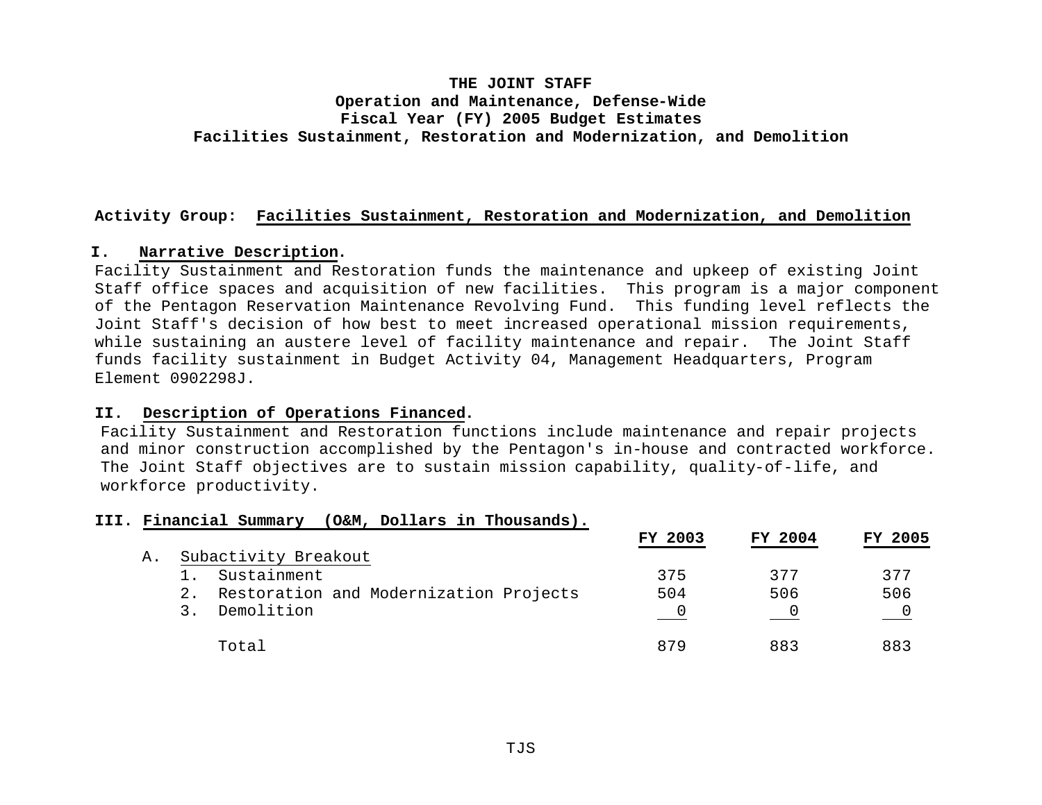# THE JOINT STAFF
## Operation and Maintenance, Defense-Wide
## Fiscal Year (FY) 2005 Budget Estimates
## Facilities Sustainment, Restoration and Modernization, and Demolition

**Activity Group: Facilities Sustainment, Restoration and Modernization, and Demolition**

**I. Narrative Description.**

Facility Sustainment and Restoration funds the maintenance and upkeep of existing Joint Staff office spaces and acquisition of new facilities. This program is a major component of the Pentagon Reservation Maintenance Revolving Fund. This funding level reflects the Joint Staff's decision of how best to meet increased operational mission requirements, while sustaining an austere level of facility maintenance and repair. The Joint Staff funds facility sustainment in Budget Activity 04, Management Headquarters, Program Element 0902298J.

**II. Description of Operations Financed.**

Facility Sustainment and Restoration functions include maintenance and repair projects and minor construction accomplished by the Pentagon's in-house and contracted workforce. The Joint Staff objectives are to sustain mission capability, quality-of-life, and workforce productivity.

**III. Financial Summary (O&M, Dollars in Thousands).**

| | FY 2003 | FY 2004 | FY 2005 |
|---|---|---|---|
| A. Subactivity Breakout | | | |
| 1. Sustainment | 375 | 377 | 377 |
| 2. Restoration and Modernization Projects | 504 | 506 | 506 |
| 3. Demolition | 0 | 0 | 0 |
| Total | 879 | 883 | 883 |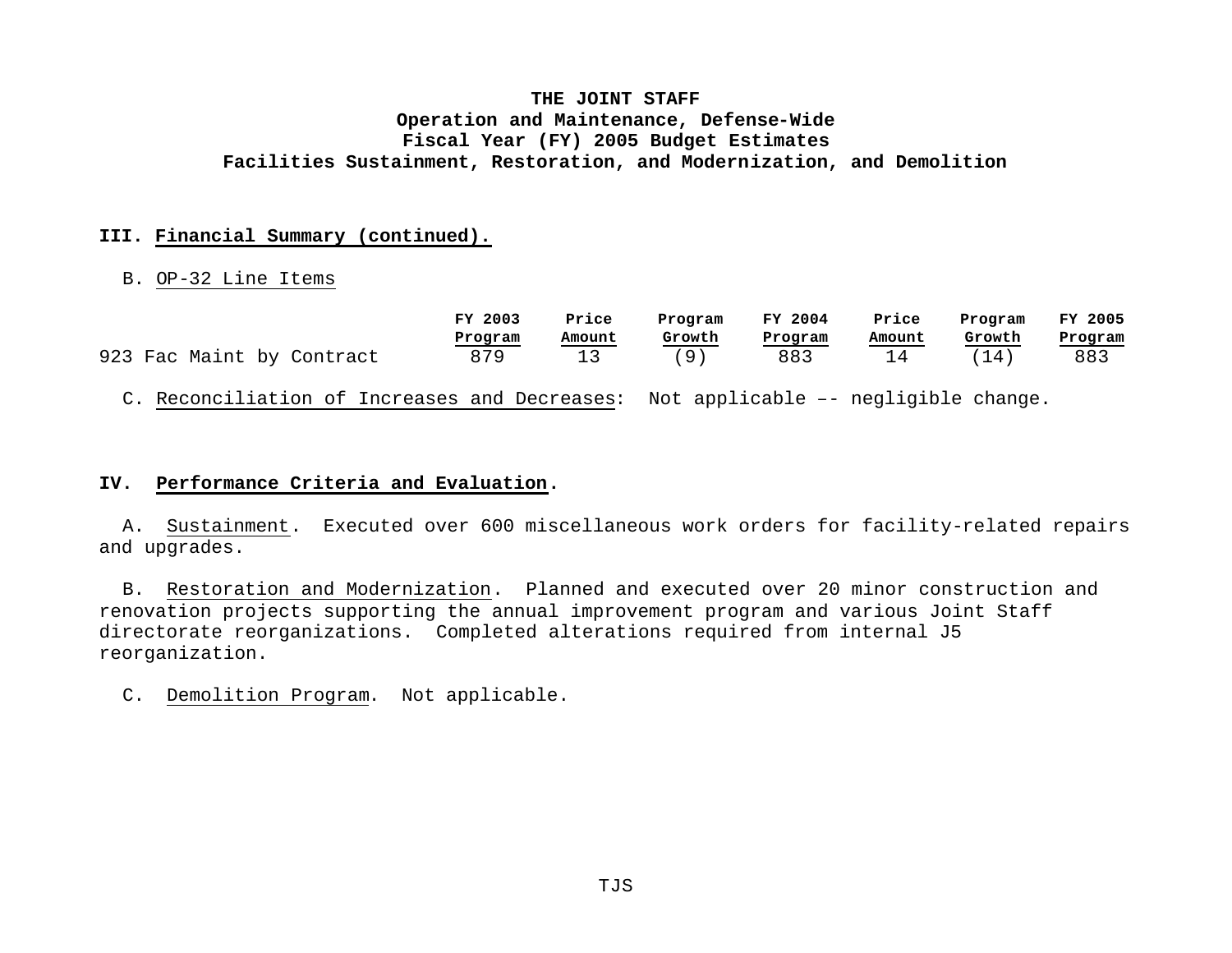**THE JOINT STAFF**
**Operation and Maintenance, Defense-Wide**
**Fiscal Year (FY) 2005 Budget Estimates**
**Facilities Sustainment, Restoration, and Modernization, and Demolition**

**III. Financial Summary (continued).**

B. OP-32 Line Items

| | FY 2003 Program | Price Amount | Program Growth | FY 2004 Program | Price Amount | Program Growth | FY 2005 Program |
|---|---|---|---|---|---|---|---|
| 923 Fac Maint by Contract | 879 | 13 | (9) | 883 | 14 | (14) | 883 |

C. Reconciliation of Increases and Decreases: Not applicable –- negligible change.

**IV. Performance Criteria and Evaluation.**

A. Sustainment. Executed over 600 miscellaneous work orders for facility-related repairs and upgrades.

B. Restoration and Modernization. Planned and executed over 20 minor construction and renovation projects supporting the annual improvement program and various Joint Staff directorate reorganizations. Completed alterations required from internal J5 reorganization.

C. Demolition Program. Not applicable.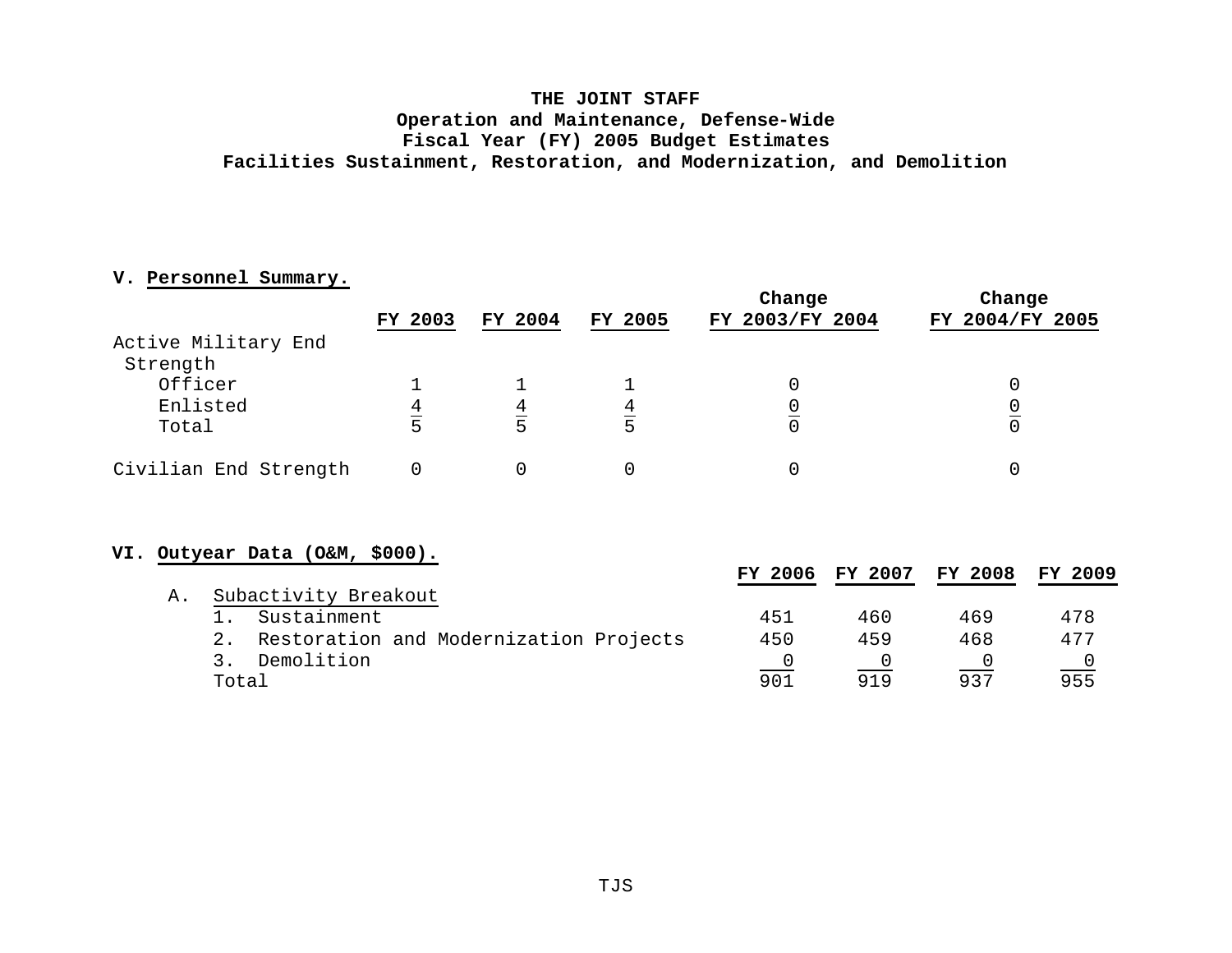**THE JOINT STAFF**
**Operation and Maintenance, Defense-Wide**
**Fiscal Year (FY) 2005 Budget Estimates**
**Facilities Sustainment, Restoration, and Modernization, and Demolition**

## V. Personnel Summary.

| | FY 2003 | FY 2004 | FY 2005 | Change FY 2003/FY 2004 | Change FY 2004/FY 2005 |
|---|---|---|---|---|---|
| Active Military End Strength | | | | | |
| Officer | 1 | 1 | 1 | 0 | 0 |
| Enlisted | 4 | 4 | 4 | 0 | 0 |
| Total | 5 | 5 | 5 | 0 | 0 |
| Civilian End Strength | 0 | 0 | 0 | 0 | 0 |

## VI. Outyear Data (O&M, $000).

| | FY 2006 | FY 2007 | FY 2008 | FY 2009 |
|---|---|---|---|---|
| A. Subactivity Breakout | | | | |
| 1. Sustainment | 451 | 460 | 469 | 478 |
| 2. Restoration and Modernization Projects | 450 | 459 | 468 | 477 |
| 3. Demolition | 0 | 0 | 0 | 0 |
| Total | 901 | 919 | 937 | 955 |